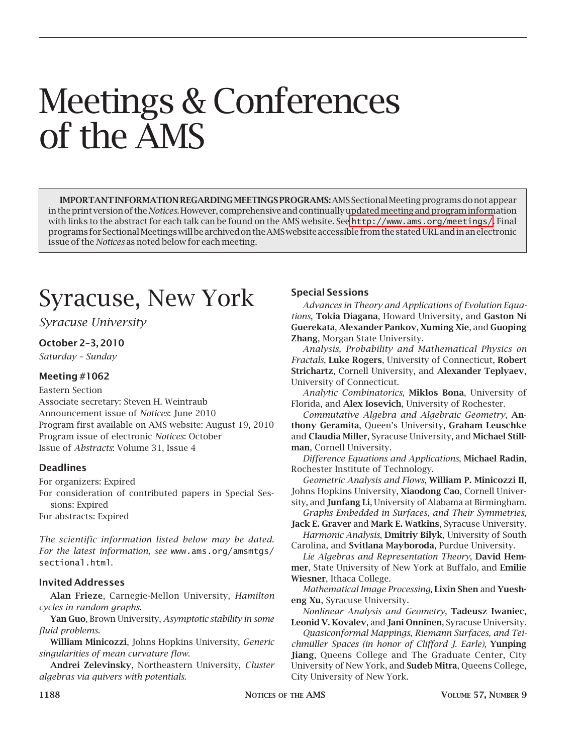# Meetings & Conferences of the AMS

**IMPORTANT INFORMATION REGARDING MEETINGS PROGRAMS:** AMS Sectional Meeting programs do not appear in the print version of the *Notices*. However, comprehensive and continually updated meeting and program information with links to the abstract for each talk can be found on the AMS website. See http://www.ams.org/meetings/. Final programs for Sectional Meetings will be archived on the AMS website accessible from the stated URL and in an electronic issue of the *Notices* as noted below for each meeting.

## Syracuse, New York

*Syracuse University*

### October 2–3, 2010

*Saturday – Sunday*

### Meeting #1062

Eastern Section
Associate secretary: Steven H. Weintraub
Announcement issue of *Notices*: June 2010
Program first available on AMS website: August 19, 2010
Program issue of electronic *Notices*: October
Issue of *Abstracts*: Volume 31, Issue 4

### Deadlines

For organizers: Expired
For consideration of contributed papers in Special Sessions: Expired
For abstracts: Expired

*The scientific information listed below may be dated. For the latest information, see* www.ams.org/amsmtgs/sectional.html.

### Invited Addresses

**Alan Frieze**, Carnegie-Mellon University, *Hamilton cycles in random graphs*.

**Yan Guo**, Brown University, *Asymptotic stability in some fluid problems*.

**William Minicozzi**, Johns Hopkins University, *Generic singularities of mean curvature flow*.

**Andrei Zelevinsky**, Northeastern University, *Cluster algebras via quivers with potentials*.

### Special Sessions

*Advances in Theory and Applications of Evolution Equations*, **Tokia Diagana**, Howard University, and **Gaston Ní Guerekata**, **Alexander Pankov**, **Xuming Xie**, and **Guoping Zhang**, Morgan State University.

*Analysis, Probability and Mathematical Physics on Fractals*, **Luke Rogers**, University of Connecticut, **Robert Strichartz**, Cornell University, and **Alexander Teplyaev**, University of Connecticut.

*Analytic Combinatorics*, **Miklos Bona**, University of Florida, and **Alex Iosevich**, University of Rochester.

*Commutative Algebra and Algebraic Geometry*, **Anthony Geramita**, Queen's University, **Graham Leuschke** and **Claudia Miller**, Syracuse University, and **Michael Stillman**, Cornell University.

*Difference Equations and Applications*, **Michael Radin**, Rochester Institute of Technology.

*Geometric Analysis and Flows*, **William P. Minicozzi II**, Johns Hopkins University, **Xiaodong Cao**, Cornell University, and **Junfang Li**, University of Alabama at Birmingham.

*Graphs Embedded in Surfaces, and Their Symmetries*, **Jack E. Graver** and **Mark E. Watkins**, Syracuse University.

*Harmonic Analysis*, **Dmitriy Bilyk**, University of South Carolina, and **Svitlana Mayboroda**, Purdue University.

*Lie Algebras and Representation Theory*, **David Hemmer**, State University of New York at Buffalo, and **Emilie Wiesner**, Ithaca College.

*Mathematical Image Processing*, **Lixin Shen** and **Yuesheng Xu**, Syracuse University.

*Nonlinear Analysis and Geometry*, **Tadeusz Iwaniec**, **Leonid V. Kovalev**, and **Jani Onninen**, Syracuse University.

*Quasiconformal Mappings, Riemann Surfaces, and Teichmüller Spaces (in honor of Clifford J. Earle)*, **Yunping Jiang**, Queens College and The Graduate Center, City University of New York, and **Sudeb Mitra**, Queens College, City University of New York.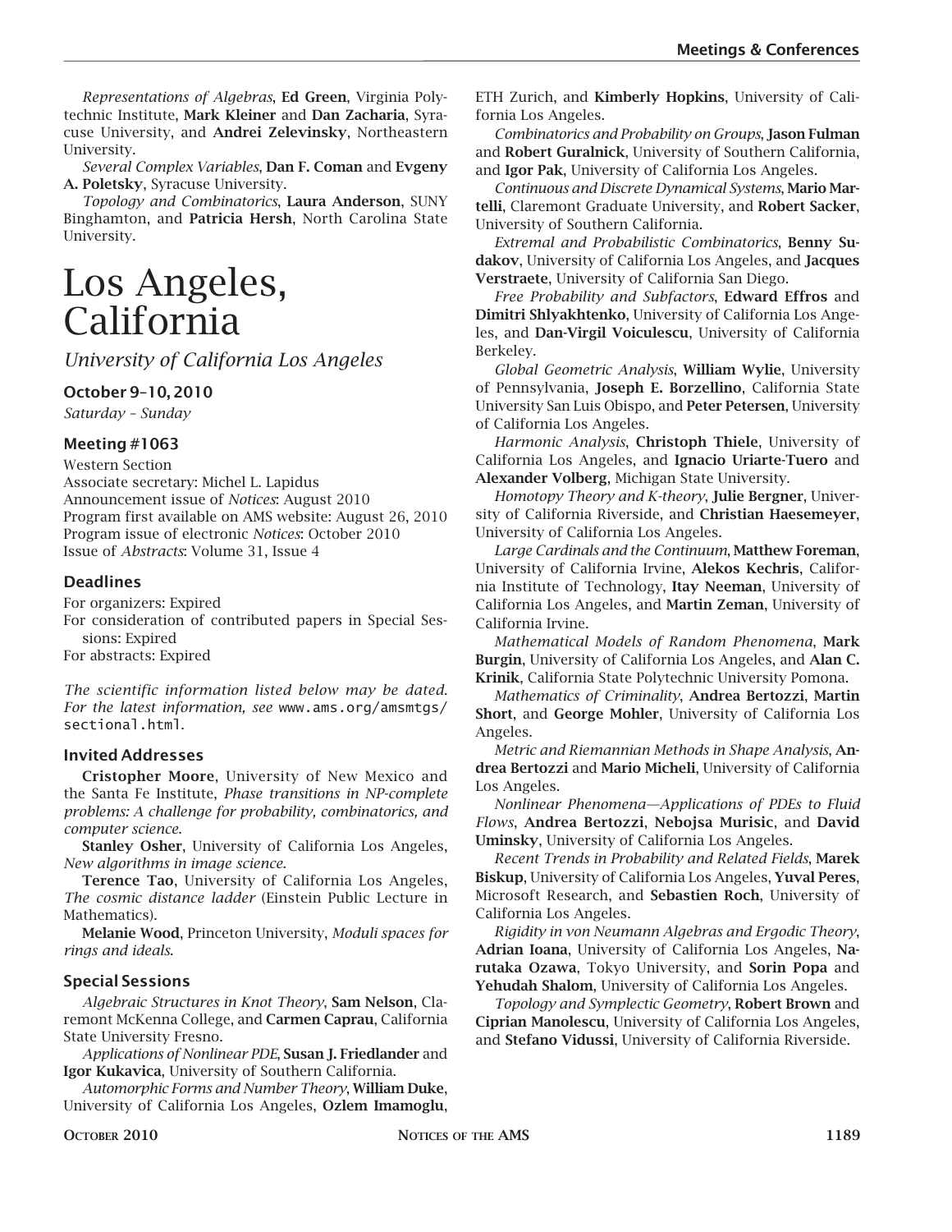*Representations of Algebras*, **Ed Green**, Virginia Polytechnic Institute, **Mark Kleiner** and **Dan Zacharia**, Syracuse University, and **Andrei Zelevinsky**, Northeastern University.

*Several Complex Variables*, **Dan F. Coman** and **Evgeny A. Poletsky**, Syracuse University.

*Topology and Combinatorics*, **Laura Anderson**, SUNY Binghamton, and **Patricia Hersh**, North Carolina State University.

# Los Angeles, California

*University of California Los Angeles*

### October 9–10, 2010

*Saturday – Sunday*

### Meeting #1063

Western Section
Associate secretary: Michel L. Lapidus
Announcement issue of *Notices*: August 2010
Program first available on AMS website: August 26, 2010
Program issue of electronic *Notices*: October 2010
Issue of *Abstracts*: Volume 31, Issue 4

### Deadlines

For organizers: Expired
For consideration of contributed papers in Special Sessions: Expired
For abstracts: Expired

*The scientific information listed below may be dated. For the latest information, see* www.ams.org/amsmtgs/sectional.html.

### Invited Addresses

**Cristopher Moore**, University of New Mexico and the Santa Fe Institute, *Phase transitions in NP-complete problems: A challenge for probability, combinatorics, and computer science*.

**Stanley Osher**, University of California Los Angeles, *New algorithms in image science*.

**Terence Tao**, University of California Los Angeles, *The cosmic distance ladder* (Einstein Public Lecture in Mathematics).

**Melanie Wood**, Princeton University, *Moduli spaces for rings and ideals*.

### Special Sessions

*Algebraic Structures in Knot Theory*, **Sam Nelson**, Claremont McKenna College, and **Carmen Caprau**, California State University Fresno.

*Applications of Nonlinear PDE*, **Susan J. Friedlander** and **Igor Kukavica**, University of Southern California.

*Automorphic Forms and Number Theory*, **William Duke**, University of California Los Angeles, **Ozlem Imamoglu**, ETH Zurich, and **Kimberly Hopkins**, University of California Los Angeles.

*Combinatorics and Probability on Groups*, **Jason Fulman** and **Robert Guralnick**, University of Southern California, and **Igor Pak**, University of California Los Angeles.

*Continuous and Discrete Dynamical Systems*, **Mario Martelli**, Claremont Graduate University, and **Robert Sacker**, University of Southern California.

*Extremal and Probabilistic Combinatorics*, **Benny Sudakov**, University of California Los Angeles, and **Jacques Verstraete**, University of California San Diego.

*Free Probability and Subfactors*, **Edward Effros** and **Dimitri Shlyakhtenko**, University of California Los Angeles, and **Dan-Virgil Voiculescu**, University of California Berkeley.

*Global Geometric Analysis*, **William Wylie**, University of Pennsylvania, **Joseph E. Borzellino**, California State University San Luis Obispo, and **Peter Petersen**, University of California Los Angeles.

*Harmonic Analysis*, **Christoph Thiele**, University of California Los Angeles, and **Ignacio Uriarte-Tuero** and **Alexander Volberg**, Michigan State University.

*Homotopy Theory and K-theory*, **Julie Bergner**, University of California Riverside, and **Christian Haesemeyer**, University of California Los Angeles.

*Large Cardinals and the Continuum*, **Matthew Foreman**, University of California Irvine, **Alekos Kechris**, California Institute of Technology, **Itay Neeman**, University of California Los Angeles, and **Martin Zeman**, University of California Irvine.

*Mathematical Models of Random Phenomena*, **Mark Burgin**, University of California Los Angeles, and **Alan C. Krinik**, California State Polytechnic University Pomona.

*Mathematics of Criminality*, **Andrea Bertozzi**, **Martin Short**, and **George Mohler**, University of California Los Angeles.

*Metric and Riemannian Methods in Shape Analysis*, **Andrea Bertozzi** and **Mario Micheli**, University of California Los Angeles.

*Nonlinear Phenomena—Applications of PDEs to Fluid Flows*, **Andrea Bertozzi**, **Nebojsa Murisic**, and **David Uminsky**, University of California Los Angeles.

*Recent Trends in Probability and Related Fields*, **Marek Biskup**, University of California Los Angeles, **Yuval Peres**, Microsoft Research, and **Sebastien Roch**, University of California Los Angeles.

*Rigidity in von Neumann Algebras and Ergodic Theory*, **Adrian Ioana**, University of California Los Angeles, **Narutaka Ozawa**, Tokyo University, and **Sorin Popa** and **Yehudah Shalom**, University of California Los Angeles.

*Topology and Symplectic Geometry*, **Robert Brown** and **Ciprian Manolescu**, University of California Los Angeles, and **Stefano Vidussi**, University of California Riverside.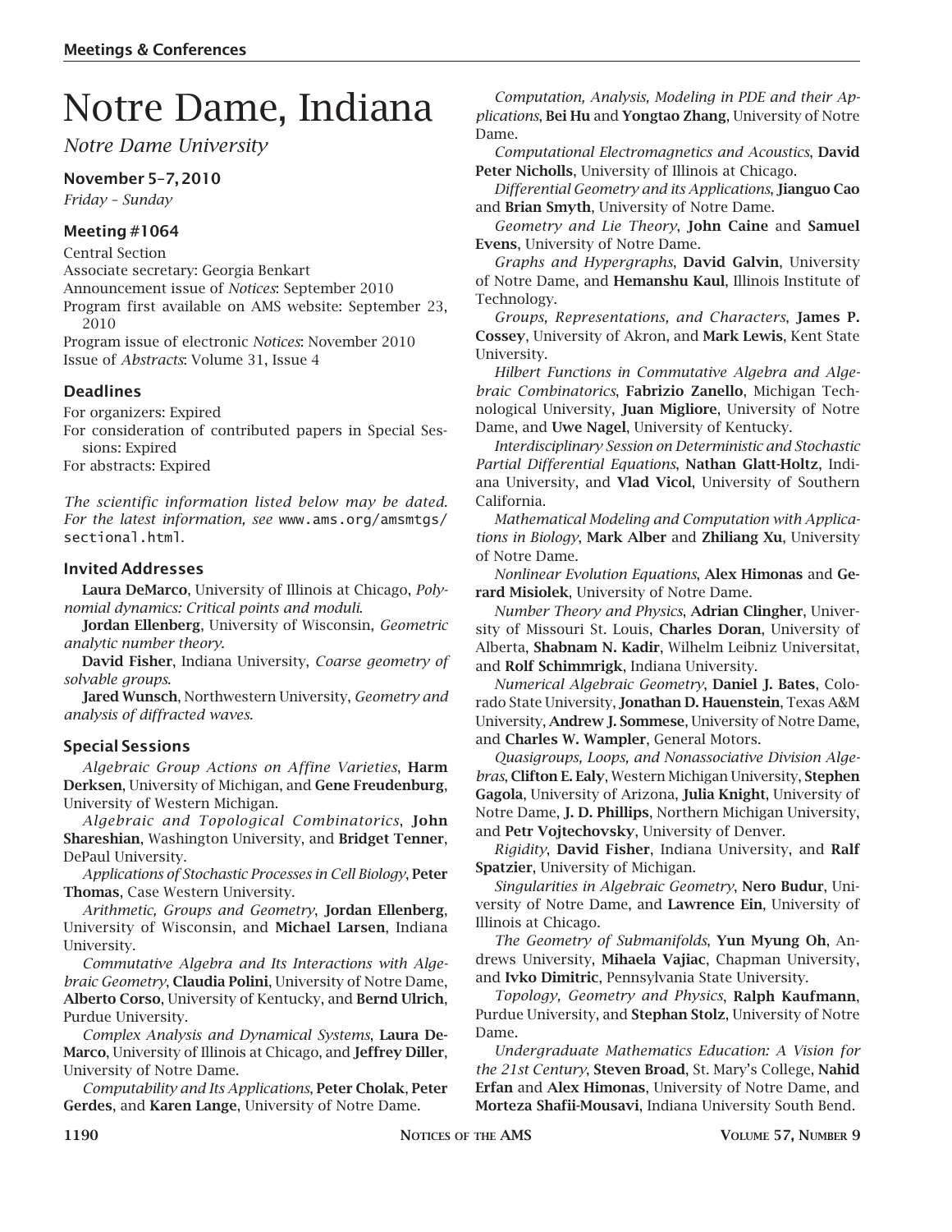# Notre Dame, Indiana

*Notre Dame University*

### November 5–7, 2010

*Friday – Sunday*

### Meeting #1064

Central Section
Associate secretary: Georgia Benkart
Announcement issue of *Notices*: September 2010
Program first available on AMS website: September 23, 2010
Program issue of electronic *Notices*: November 2010
Issue of *Abstracts*: Volume 31, Issue 4

### Deadlines

For organizers: Expired
For consideration of contributed papers in Special Sessions: Expired
For abstracts: Expired

*The scientific information listed below may be dated. For the latest information, see* www.ams.org/amsmtgs/sectional.html.

### Invited Addresses

**Laura DeMarco**, University of Illinois at Chicago, *Polynomial dynamics: Critical points and moduli*.

**Jordan Ellenberg**, University of Wisconsin, *Geometric analytic number theory*.

**David Fisher**, Indiana University, *Coarse geometry of solvable groups*.

**Jared Wunsch**, Northwestern University, *Geometry and analysis of diffracted waves*.

### Special Sessions

*Algebraic Group Actions on Affine Varieties*, **Harm Derksen**, University of Michigan, and **Gene Freudenburg**, University of Western Michigan.

*Algebraic and Topological Combinatorics*, **John Shareshian**, Washington University, and **Bridget Tenner**, DePaul University.

*Applications of Stochastic Processes in Cell Biology*, **Peter Thomas**, Case Western University.

*Arithmetic, Groups and Geometry*, **Jordan Ellenberg**, University of Wisconsin, and **Michael Larsen**, Indiana University.

*Commutative Algebra and Its Interactions with Algebraic Geometry*, **Claudia Polini**, University of Notre Dame, **Alberto Corso**, University of Kentucky, and **Bernd Ulrich**, Purdue University.

*Complex Analysis and Dynamical Systems*, **Laura DeMarco**, University of Illinois at Chicago, and **Jeffrey Diller**, University of Notre Dame.

*Computability and Its Applications*, **Peter Cholak**, **Peter Gerdes**, and **Karen Lange**, University of Notre Dame.

*Computation, Analysis, Modeling in PDE and their Applications*, **Bei Hu** and **Yongtao Zhang**, University of Notre Dame.

*Computational Electromagnetics and Acoustics*, **David Peter Nicholls**, University of Illinois at Chicago.

*Differential Geometry and its Applications*, **Jianguo Cao** and **Brian Smyth**, University of Notre Dame.

*Geometry and Lie Theory*, **John Caine** and **Samuel Evens**, University of Notre Dame.

*Graphs and Hypergraphs*, **David Galvin**, University of Notre Dame, and **Hemanshu Kaul**, Illinois Institute of Technology.

*Groups, Representations, and Characters*, **James P. Cossey**, University of Akron, and **Mark Lewis**, Kent State University.

*Hilbert Functions in Commutative Algebra and Algebraic Combinatorics*, **Fabrizio Zanello**, Michigan Technological University, **Juan Migliore**, University of Notre Dame, and **Uwe Nagel**, University of Kentucky.

*Interdisciplinary Session on Deterministic and Stochastic Partial Differential Equations*, **Nathan Glatt-Holtz**, Indiana University, and **Vlad Vicol**, University of Southern California.

*Mathematical Modeling and Computation with Applications in Biology*, **Mark Alber** and **Zhiliang Xu**, University of Notre Dame.

*Nonlinear Evolution Equations*, **Alex Himonas** and **Gerard Misiolek**, University of Notre Dame.

*Number Theory and Physics*, **Adrian Clingher**, University of Missouri St. Louis, **Charles Doran**, University of Alberta, **Shabnam N. Kadir**, Wilhelm Leibniz Universitat, and **Rolf Schimmrigk**, Indiana University.

*Numerical Algebraic Geometry*, **Daniel J. Bates**, Colorado State University, **Jonathan D. Hauenstein**, Texas A&M University, **Andrew J. Sommese**, University of Notre Dame, and **Charles W. Wampler**, General Motors.

*Quasigroups, Loops, and Nonassociative Division Algebras*, **Clifton E. Ealy**, Western Michigan University, **Stephen Gagola**, University of Arizona, **Julia Knight**, University of Notre Dame, **J. D. Phillips**, Northern Michigan University, and **Petr Vojtechovsky**, University of Denver.

*Rigidity*, **David Fisher**, Indiana University, and **Ralf Spatzier**, University of Michigan.

*Singularities in Algebraic Geometry*, **Nero Budur**, University of Notre Dame, and **Lawrence Ein**, University of Illinois at Chicago.

*The Geometry of Submanifolds*, **Yun Myung Oh**, Andrews University, **Mihaela Vajiac**, Chapman University, and **Ivko Dimitric**, Pennsylvania State University.

*Topology, Geometry and Physics*, **Ralph Kaufmann**, Purdue University, and **Stephan Stolz**, University of Notre Dame.

*Undergraduate Mathematics Education: A Vision for the 21st Century*, **Steven Broad**, St. Mary's College, **Nahid Erfan** and **Alex Himonas**, University of Notre Dame, and **Morteza Shafii-Mousavi**, Indiana University South Bend.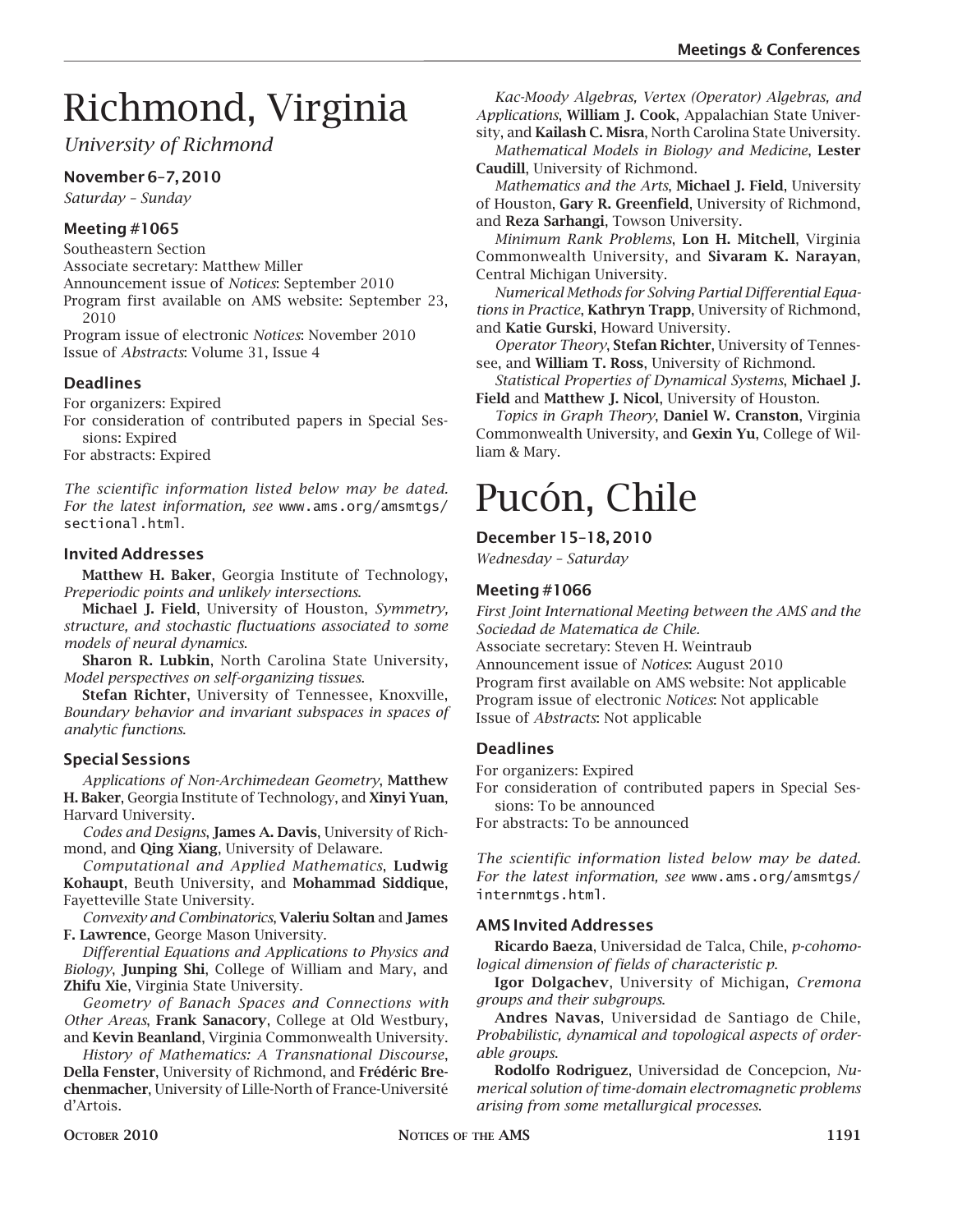# Richmond, Virginia

*University of Richmond*

### November 6–7, 2010

*Saturday – Sunday*

### Meeting #1065

Southeastern Section
Associate secretary: Matthew Miller
Announcement issue of *Notices*: September 2010
Program first available on AMS website: September 23, 2010
Program issue of electronic *Notices*: November 2010
Issue of *Abstracts*: Volume 31, Issue 4

### Deadlines

For organizers: Expired
For consideration of contributed papers in Special Sessions: Expired
For abstracts: Expired

*The scientific information listed below may be dated. For the latest information, see* www.ams.org/amsmtgs/sectional.html.

### Invited Addresses

**Matthew H. Baker**, Georgia Institute of Technology, *Preperiodic points and unlikely intersections*.

**Michael J. Field**, University of Houston, *Symmetry, structure, and stochastic fluctuations associated to some models of neural dynamics*.

**Sharon R. Lubkin**, North Carolina State University, *Model perspectives on self-organizing tissues*.

**Stefan Richter**, University of Tennessee, Knoxville, *Boundary behavior and invariant subspaces in spaces of analytic functions*.

### Special Sessions

*Applications of Non-Archimedean Geometry*, **Matthew H. Baker**, Georgia Institute of Technology, and **Xinyi Yuan**, Harvard University.

*Codes and Designs*, **James A. Davis**, University of Richmond, and **Qing Xiang**, University of Delaware.

*Computational and Applied Mathematics*, **Ludwig Kohaupt**, Beuth University, and **Mohammad Siddique**, Fayetteville State University.

*Convexity and Combinatorics*, **Valeriu Soltan** and **James F. Lawrence**, George Mason University.

*Differential Equations and Applications to Physics and Biology*, **Junping Shi**, College of William and Mary, and **Zhifu Xie**, Virginia State University.

*Geometry of Banach Spaces and Connections with Other Areas*, **Frank Sanacory**, College at Old Westbury, and **Kevin Beanland**, Virginia Commonwealth University.

*History of Mathematics: A Transnational Discourse*, **Della Fenster**, University of Richmond, and **Frédéric Brechenmacher**, University of Lille-North of France-Université d'Artois.

*Kac-Moody Algebras, Vertex (Operator) Algebras, and Applications*, **William J. Cook**, Appalachian State University, and **Kailash C. Misra**, North Carolina State University.

*Mathematical Models in Biology and Medicine*, **Lester Caudill**, University of Richmond.

*Mathematics and the Arts*, **Michael J. Field**, University of Houston, **Gary R. Greenfield**, University of Richmond, and **Reza Sarhangi**, Towson University.

*Minimum Rank Problems*, **Lon H. Mitchell**, Virginia Commonwealth University, and **Sivaram K. Narayan**, Central Michigan University.

*Numerical Methods for Solving Partial Differential Equations in Practice*, **Kathryn Trapp**, University of Richmond, and **Katie Gurski**, Howard University.

*Operator Theory*, **Stefan Richter**, University of Tennessee, and **William T. Ross**, University of Richmond.

*Statistical Properties of Dynamical Systems*, **Michael J. Field** and **Matthew J. Nicol**, University of Houston.

*Topics in Graph Theory*, **Daniel W. Cranston**, Virginia Commonwealth University, and **Gexin Yu**, College of William & Mary.

# Pucón, Chile

### December 15–18, 2010

*Wednesday – Saturday*

### Meeting #1066

*First Joint International Meeting between the AMS and the Sociedad de Matematica de Chile.*
Associate secretary: Steven H. Weintraub
Announcement issue of *Notices*: August 2010
Program first available on AMS website: Not applicable
Program issue of electronic *Notices*: Not applicable
Issue of *Abstracts*: Not applicable

### Deadlines

For organizers: Expired
For consideration of contributed papers in Special Sessions: To be announced
For abstracts: To be announced

*The scientific information listed below may be dated. For the latest information, see* www.ams.org/amsmtgs/internmtgs.html.

### AMS Invited Addresses

**Ricardo Baeza**, Universidad de Talca, Chile, *p-cohomological dimension of fields of characteristic p*.

**Igor Dolgachev**, University of Michigan, *Cremona groups and their subgroups*.

**Andres Navas**, Universidad de Santiago de Chile, *Probabilistic, dynamical and topological aspects of orderable groups*.

**Rodolfo Rodriguez**, Universidad de Concepcion, *Numerical solution of time-domain electromagnetic problems arising from some metallurgical processes*.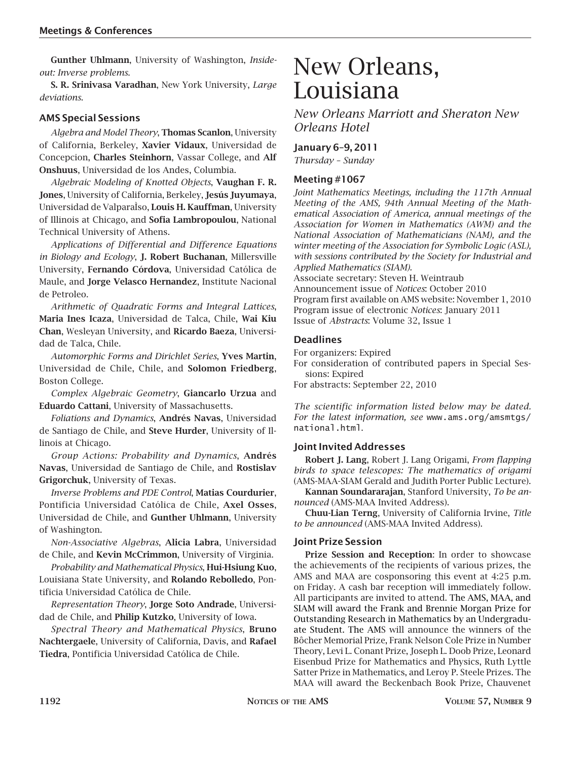**Gunther Uhlmann**, University of Washington, *Inside-out: Inverse problems*.

**S. R. Srinivasa Varadhan**, New York University, *Large deviations*.

### AMS Special Sessions

*Algebra and Model Theory*, **Thomas Scanlon**, University of California, Berkeley, **Xavier Vidaux**, Universidad de Concepcion, **Charles Steinhorn**, Vassar College, and **Alf Onshuus**, Universidad de los Andes, Columbia.

*Algebraic Modeling of Knotted Objects*, **Vaughan F. R. Jones**, University of California, Berkeley, **Jesús Juyumaya**, Universidad de Valparaìso, **Louis H. Kauffman**, University of Illinois at Chicago, and **Sofia Lambropoulou**, National Technical University of Athens.

*Applications of Differential and Difference Equations in Biology and Ecology*, **J. Robert Buchanan**, Millersville University, **Fernando Córdova**, Universidad Católica de Maule, and **Jorge Velasco Hernandez**, Institute Nacional de Petroleo.

*Arithmetic of Quadratic Forms and Integral Lattices*, **Maria Ines Icaza**, Universidad de Talca, Chile, **Wai Kiu Chan**, Wesleyan University, and **Ricardo Baeza**, Universidad de Talca, Chile.

*Automorphic Forms and Dirichlet Series*, **Yves Martin**, Universidad de Chile, Chile, and **Solomon Friedberg**, Boston College.

*Complex Algebraic Geometry*, **Giancarlo Urzua** and **Eduardo Cattani**, University of Massachusetts.

*Foliations and Dynamics*, **Andrés Navas**, Universidad de Santiago de Chile, and **Steve Hurder**, University of Illinois at Chicago.

*Group Actions: Probability and Dynamics*, **Andrés Navas**, Universidad de Santiago de Chile, and **Rostislav Grigorchuk**, University of Texas.

*Inverse Problems and PDE Control*, **Matias Courdurier**, Pontificia Universidad Católica de Chile, **Axel Osses**, Universidad de Chile, and **Gunther Uhlmann**, University of Washington.

*Non-Associative Algebras*, **Alicia Labra**, Universidad de Chile, and **Kevin McCrimmon**, University of Virginia.

*Probability and Mathematical Physics*, **Hui-Hsiung Kuo**, Louisiana State University, and **Rolando Rebolledo**, Pontificia Universidad Católica de Chile.

*Representation Theory*, **Jorge Soto Andrade**, Universidad de Chile, and **Philip Kutzko**, University of Iowa.

*Spectral Theory and Mathematical Physics*, **Bruno Nachtergaele**, University of California, Davis, and **Rafael Tiedra**, Pontificia Universidad Católica de Chile.

# New Orleans, Louisiana

*New Orleans Marriott and Sheraton New Orleans Hotel*

### January 6–9, 2011

*Thursday – Sunday*

### Meeting #1067

*Joint Mathematics Meetings, including the 117th Annual Meeting of the AMS, 94th Annual Meeting of the Mathematical Association of America, annual meetings of the Association for Women in Mathematics (AWM) and the National Association of Mathematicians (NAM), and the winter meeting of the Association for Symbolic Logic (ASL), with sessions contributed by the Society for Industrial and Applied Mathematics (SIAM).*

Associate secretary: Steven H. Weintraub
Announcement issue of *Notices*: October 2010
Program first available on AMS website: November 1, 2010
Program issue of electronic *Notices*: January 2011
Issue of *Abstracts*: Volume 32, Issue 1

### Deadlines

For organizers: Expired
For consideration of contributed papers in Special Sessions: Expired
For abstracts: September 22, 2010

*The scientific information listed below may be dated. For the latest information, see* www.ams.org/amsmtgs/national.html.

### Joint Invited Addresses

**Robert J. Lang**, Robert J. Lang Origami, *From flapping birds to space telescopes: The mathematics of origami* (AMS-MAA-SIAM Gerald and Judith Porter Public Lecture).

**Kannan Soundararajan**, Stanford University, *To be announced* (AMS-MAA Invited Address).

**Chuu-Lian Terng**, University of California Irvine, *Title to be announced* (AMS-MAA Invited Address).

### Joint Prize Session

**Prize Session and Reception**: In order to showcase the achievements of the recipients of various prizes, the AMS and MAA are cosponsoring this event at 4:25 p.m. on Friday. A cash bar reception will immediately follow. All participants are invited to attend. The AMS, MAA, and SIAM will award the Frank and Brennie Morgan Prize for Outstanding Research in Mathematics by an Undergraduate Student. The AMS will announce the winners of the Bôcher Memorial Prize, Frank Nelson Cole Prize in Number Theory, Levi L. Conant Prize, Joseph L. Doob Prize, Leonard Eisenbud Prize for Mathematics and Physics, Ruth Lyttle Satter Prize in Mathematics, and Leroy P. Steele Prizes. The MAA will award the Beckenbach Book Prize, Chauvenet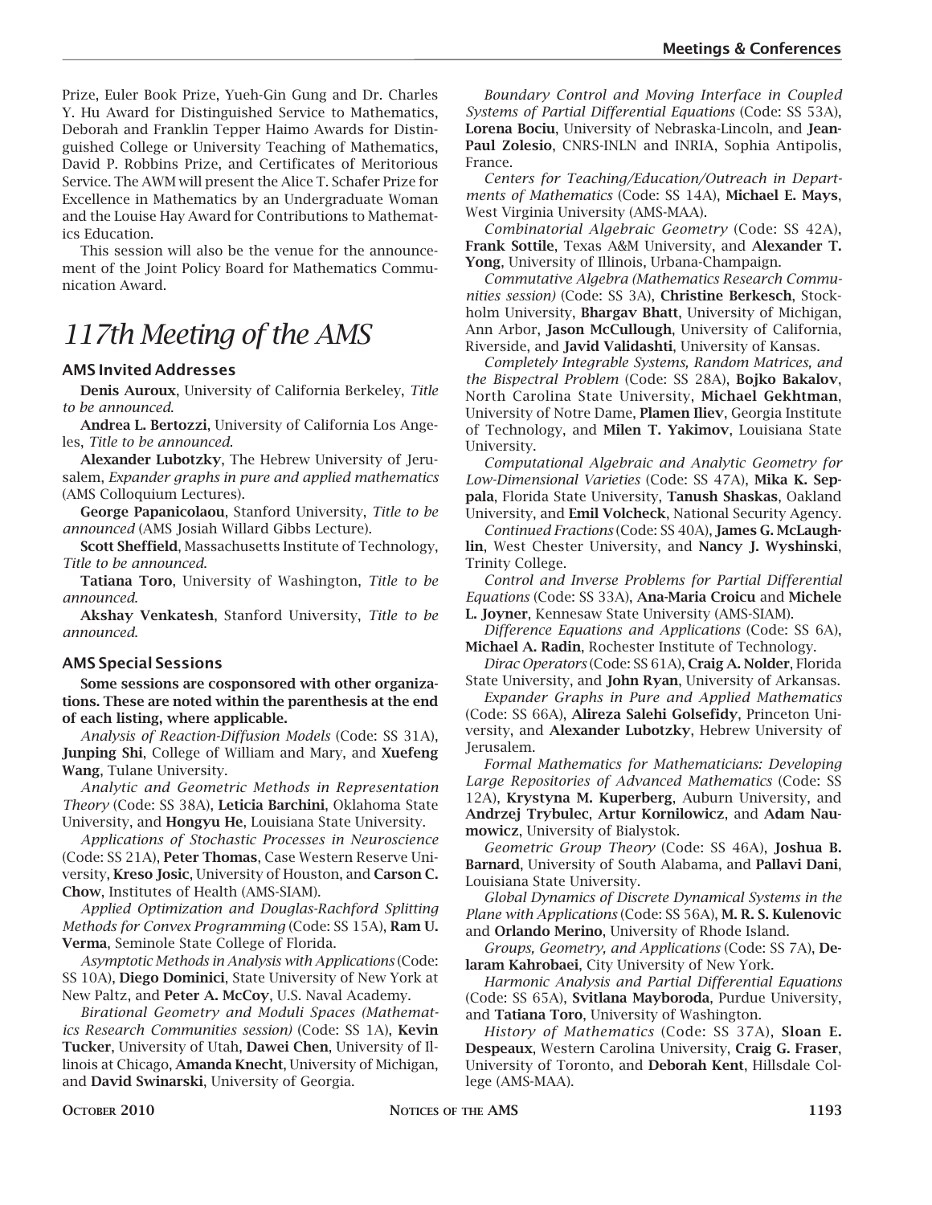Prize, Euler Book Prize, Yueh-Gin Gung and Dr. Charles Y. Hu Award for Distinguished Service to Mathematics, Deborah and Franklin Tepper Haimo Awards for Distinguished College or University Teaching of Mathematics, David P. Robbins Prize, and Certificates of Meritorious Service. The AWM will present the Alice T. Schafer Prize for Excellence in Mathematics by an Undergraduate Woman and the Louise Hay Award for Contributions to Mathematics Education.

This session will also be the venue for the announcement of the Joint Policy Board for Mathematics Communication Award.

# *117th Meeting of the AMS*

### AMS Invited Addresses

**Denis Auroux**, University of California Berkeley, *Title to be announced*.

**Andrea L. Bertozzi**, University of California Los Angeles, *Title to be announced*.

**Alexander Lubotzky**, The Hebrew University of Jerusalem, *Expander graphs in pure and applied mathematics* (AMS Colloquium Lectures).

**George Papanicolaou**, Stanford University, *Title to be announced* (AMS Josiah Willard Gibbs Lecture).

**Scott Sheffield**, Massachusetts Institute of Technology, *Title to be announced*.

**Tatiana Toro**, University of Washington, *Title to be announced*.

**Akshay Venkatesh**, Stanford University, *Title to be announced*.

### AMS Special Sessions

**Some sessions are cosponsored with other organizations. These are noted within the parenthesis at the end of each listing, where applicable.**

*Analysis of Reaction-Diffusion Models* (Code: SS 31A), **Junping Shi**, College of William and Mary, and **Xuefeng Wang**, Tulane University.

*Analytic and Geometric Methods in Representation Theory* (Code: SS 38A), **Leticia Barchini**, Oklahoma State University, and **Hongyu He**, Louisiana State University.

*Applications of Stochastic Processes in Neuroscience* (Code: SS 21A), **Peter Thomas**, Case Western Reserve University, **Kreso Josic**, University of Houston, and **Carson C. Chow**, Institutes of Health (AMS-SIAM).

*Applied Optimization and Douglas-Rachford Splitting Methods for Convex Programming* (Code: SS 15A), **Ram U. Verma**, Seminole State College of Florida.

*Asymptotic Methods in Analysis with Applications* (Code: SS 10A), **Diego Dominici**, State University of New York at New Paltz, and **Peter A. McCoy**, U.S. Naval Academy.

*Birational Geometry and Moduli Spaces (Mathematics Research Communities session)* (Code: SS 1A), **Kevin Tucker**, University of Utah, **Dawei Chen**, University of Illinois at Chicago, **Amanda Knecht**, University of Michigan, and **David Swinarski**, University of Georgia.

*Boundary Control and Moving Interface in Coupled Systems of Partial Differential Equations* (Code: SS 53A), **Lorena Bociu**, University of Nebraska-Lincoln, and **Jean-Paul Zolesio**, CNRS-INLN and INRIA, Sophia Antipolis, France.

*Centers for Teaching/Education/Outreach in Departments of Mathematics* (Code: SS 14A), **Michael E. Mays**, West Virginia University (AMS-MAA).

*Combinatorial Algebraic Geometry* (Code: SS 42A), **Frank Sottile**, Texas A&M University, and **Alexander T. Yong**, University of Illinois, Urbana-Champaign.

*Commutative Algebra (Mathematics Research Communities session)* (Code: SS 3A), **Christine Berkesch**, Stockholm University, **Bhargav Bhatt**, University of Michigan, Ann Arbor, **Jason McCullough**, University of California, Riverside, and **Javid Validashti**, University of Kansas.

*Completely Integrable Systems, Random Matrices, and the Bispectral Problem* (Code: SS 28A), **Bojko Bakalov**, North Carolina State University, **Michael Gekhtman**, University of Notre Dame, **Plamen Iliev**, Georgia Institute of Technology, and **Milen T. Yakimov**, Louisiana State University.

*Computational Algebraic and Analytic Geometry for Low-Dimensional Varieties* (Code: SS 47A), **Mika K. Seppala**, Florida State University, **Tanush Shaskas**, Oakland University, and **Emil Volcheck**, National Security Agency.

*Continued Fractions* (Code: SS 40A), **James G. McLaughlin**, West Chester University, and **Nancy J. Wyshinski**, Trinity College.

*Control and Inverse Problems for Partial Differential Equations* (Code: SS 33A), **Ana-Maria Croicu** and **Michele L. Joyner**, Kennesaw State University (AMS-SIAM).

*Difference Equations and Applications* (Code: SS 6A), **Michael A. Radin**, Rochester Institute of Technology.

*Dirac Operators* (Code: SS 61A), **Craig A. Nolder**, Florida State University, and **John Ryan**, University of Arkansas.

*Expander Graphs in Pure and Applied Mathematics* (Code: SS 66A), **Alireza Salehi Golsefidy**, Princeton University, and **Alexander Lubotzky**, Hebrew University of Jerusalem.

*Formal Mathematics for Mathematicians: Developing Large Repositories of Advanced Mathematics* (Code: SS 12A), **Krystyna M. Kuperberg**, Auburn University, and **Andrzej Trybulec**, **Artur Kornilowicz**, and **Adam Naumowicz**, University of Bialystok.

*Geometric Group Theory* (Code: SS 46A), **Joshua B. Barnard**, University of South Alabama, and **Pallavi Dani**, Louisiana State University.

*Global Dynamics of Discrete Dynamical Systems in the Plane with Applications* (Code: SS 56A), **M. R. S. Kulenovic** and **Orlando Merino**, University of Rhode Island.

*Groups, Geometry, and Applications* (Code: SS 7A), **Delaram Kahrobaei**, City University of New York.

*Harmonic Analysis and Partial Differential Equations* (Code: SS 65A), **Svitlana Mayboroda**, Purdue University, and **Tatiana Toro**, University of Washington.

*History of Mathematics* (Code: SS 37A), **Sloan E. Despeaux**, Western Carolina University, **Craig G. Fraser**, University of Toronto, and **Deborah Kent**, Hillsdale College (AMS-MAA).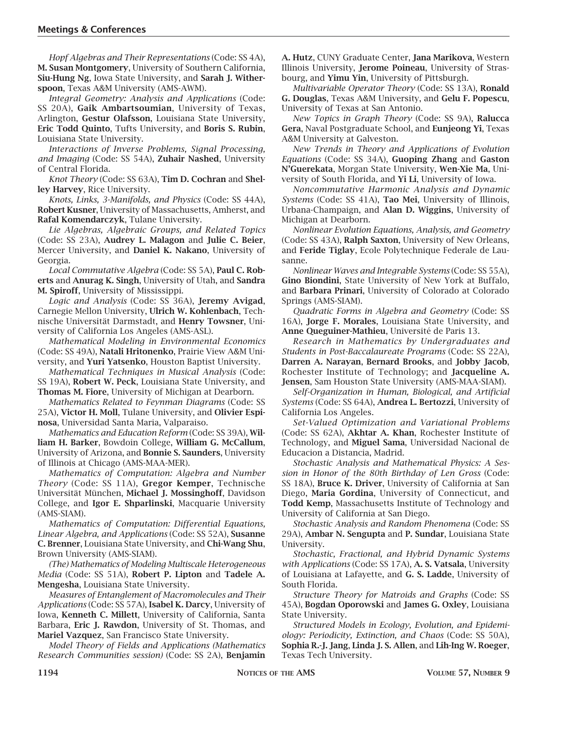*Hopf Algebras and Their Representations* (Code: SS 4A), **M. Susan Montgomery**, University of Southern California, **Siu-Hung Ng**, Iowa State University, and **Sarah J. Witherspoon**, Texas A&M University (AMS-AWM).

*Integral Geometry: Analysis and Applications* (Code: SS 20A), **Gaik Ambartsoumian**, University of Texas, Arlington, **Gestur Olafsson**, Louisiana State University, **Eric Todd Quinto**, Tufts University, and **Boris S. Rubin**, Louisiana State University.

*Interactions of Inverse Problems, Signal Processing, and Imaging* (Code: SS 54A), **Zuhair Nashed**, University of Central Florida.

*Knot Theory* (Code: SS 63A), **Tim D. Cochran** and **Shelley Harvey**, Rice University.

*Knots, Links, 3-Manifolds, and Physics* (Code: SS 44A), **Robert Kusner**, University of Massachusetts, Amherst, and **Rafal Komendarczyk**, Tulane University.

*Lie Algebras, Algebraic Groups, and Related Topics* (Code: SS 23A), **Audrey L. Malagon** and **Julie C. Beier**, Mercer University, and **Daniel K. Nakano**, University of Georgia.

*Local Commutative Algebra* (Code: SS 5A), **Paul C. Roberts** and **Anurag K. Singh**, University of Utah, and **Sandra M. Spiroff**, University of Mississippi.

*Logic and Analysis* (Code: SS 36A), **Jeremy Avigad**, Carnegie Mellon University, **Ulrich W. Kohlenbach**, Technische Universität Darmstadt, and **Henry Towsner**, University of California Los Angeles (AMS-ASL).

*Mathematical Modeling in Environmental Economics* (Code: SS 49A), **Natali Hritonenko**, Prairie View A&M University, and **Yuri Yatsenko**, Houston Baptist University.

*Mathematical Techniques in Musical Analysis* (Code: SS 19A), **Robert W. Peck**, Louisiana State University, and **Thomas M. Fiore**, University of Michigan at Dearborn.

*Mathematics Related to Feynman Diagrams* (Code: SS 25A), **Victor H. Moll**, Tulane University, and **Olivier Espinosa**, Universidad Santa Maria, Valparaiso.

*Mathematics and Education Reform* (Code: SS 39A), **William H. Barker**, Bowdoin College, **William G. McCallum**, University of Arizona, and **Bonnie S. Saunders**, University of Illinois at Chicago (AMS-MAA-MER).

*Mathematics of Computation: Algebra and Number Theory* (Code: SS 11A), **Gregor Kemper**, Technische Universität München, **Michael J. Mossinghoff**, Davidson College, and **Igor E. Shparlinski**, Macquarie University (AMS-SIAM).

*Mathematics of Computation: Differential Equations, Linear Algebra, and Applications* (Code: SS 52A), **Susanne C. Brenner**, Louisiana State University, and **Chi-Wang Shu**, Brown University (AMS-SIAM).

*(The) Mathematics of Modeling Multiscale Heterogeneous Media* (Code: SS 51A), **Robert P. Lipton** and **Tadele A. Mengesha**, Louisiana State University.

*Measures of Entanglement of Macromolecules and Their Applications* (Code: SS 57A), **Isabel K. Darcy**, University of Iowa, **Kenneth C. Millett**, University of California, Santa Barbara, **Eric J. Rawdon**, University of St. Thomas, and **Mariel Vazquez**, San Francisco State University.

*Model Theory of Fields and Applications (Mathematics Research Communities session)* (Code: SS 2A), **Benjamin A. Hutz**, CUNY Graduate Center, **Jana Marikova**, Western Illinois University, **Jerome Poineau**, University of Strasbourg, and **Yimu Yin**, University of Pittsburgh.

*Multivariable Operator Theory* (Code: SS 13A), **Ronald G. Douglas**, Texas A&M University, and **Gelu F. Popescu**, University of Texas at San Antonio.

*New Topics in Graph Theory* (Code: SS 9A), **Ralucca Gera**, Naval Postgraduate School, and **Eunjeong Yi**, Texas A&M University at Galveston.

*New Trends in Theory and Applications of Evolution Equations* (Code: SS 34A), **Guoping Zhang** and **Gaston N'Guerekata**, Morgan State University, **Wen-Xie Ma**, University of South Florida, and **Yi Li**, University of Iowa.

*Noncommutative Harmonic Analysis and Dynamic Systems* (Code: SS 41A), **Tao Mei**, University of Illinois, Urbana-Champaign, and **Alan D. Wiggins**, University of Michigan at Dearborn.

*Nonlinear Evolution Equations, Analysis, and Geometry* (Code: SS 43A), **Ralph Saxton**, University of New Orleans, and **Feride Tiglay**, Ecole Polytechnique Federale de Lausanne.

*Nonlinear Waves and Integrable Systems* (Code: SS 55A), **Gino Biondini**, State University of New York at Buffalo, and **Barbara Prinari**, University of Colorado at Colorado Springs (AMS-SIAM).

*Quadratic Forms in Algebra and Geometry* (Code: SS 16A), **Jorge F. Morales**, Louisiana State University, and **Anne Queguiner-Mathieu**, Université de Paris 13.

*Research in Mathematics by Undergraduates and Students in Post-Baccalaureate Programs* (Code: SS 22A), **Darren A. Narayan**, **Bernard Brooks**, and **Jobby Jacob**, Rochester Institute of Technology; and **Jacqueline A. Jensen**, Sam Houston State University (AMS-MAA-SIAM).

*Self-Organization in Human, Biological, and Artificial Systems* (Code: SS 64A), **Andrea L. Bertozzi**, University of California Los Angeles.

*Set-Valued Optimization and Variational Problems* (Code: SS 62A), **Akhtar A. Khan**, Rochester Institute of Technology, and **Miguel Sama**, Universidad Nacional de Educacion a Distancia, Madrid.

*Stochastic Analysis and Mathematical Physics: A Session in Honor of the 80th Birthday of Len Gross* (Code: SS 18A), **Bruce K. Driver**, University of California at San Diego, **Maria Gordina**, University of Connecticut, and **Todd Kemp**, Massachusetts Institute of Technology and University of California at San Diego.

*Stochastic Analysis and Random Phenomena* (Code: SS 29A), **Ambar N. Sengupta** and **P. Sundar**, Louisiana State University.

*Stochastic, Fractional, and Hybrid Dynamic Systems with Applications* (Code: SS 17A), **A. S. Vatsala**, University of Louisiana at Lafayette, and **G. S. Ladde**, University of South Florida.

*Structure Theory for Matroids and Graphs* (Code: SS 45A), **Bogdan Oporowski** and **James G. Oxley**, Louisiana State University.

*Structured Models in Ecology, Evolution, and Epidemiology: Periodicity, Extinction, and Chaos* (Code: SS 50A), **Sophia R.-J. Jang**, **Linda J. S. Allen**, and **Lih-Ing W. Roeger**, Texas Tech University.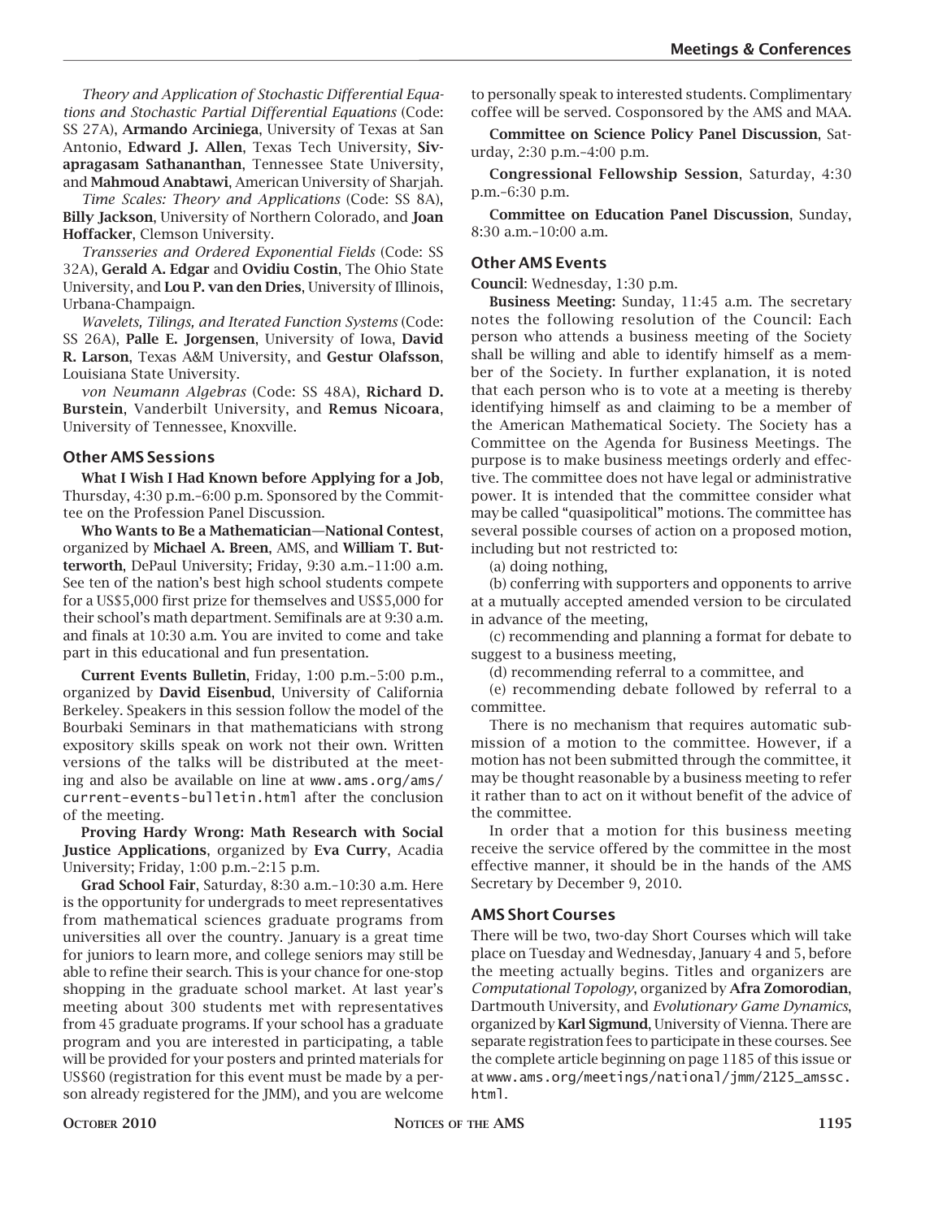*Theory and Application of Stochastic Differential Equations and Stochastic Partial Differential Equations* (Code: SS 27A), **Armando Arciniega**, University of Texas at San Antonio, **Edward J. Allen**, Texas Tech University, **Sivapragasam Sathananthan**, Tennessee State University, and **Mahmoud Anabtawi**, American University of Sharjah.

*Time Scales: Theory and Applications* (Code: SS 8A), **Billy Jackson**, University of Northern Colorado, and **Joan Hoffacker**, Clemson University.

*Transseries and Ordered Exponential Fields* (Code: SS 32A), **Gerald A. Edgar** and **Ovidiu Costin**, The Ohio State University, and **Lou P. van den Dries**, University of Illinois, Urbana-Champaign.

*Wavelets, Tilings, and Iterated Function Systems* (Code: SS 26A), **Palle E. Jorgensen**, University of Iowa, **David R. Larson**, Texas A&M University, and **Gestur Olafsson**, Louisiana State University.

*von Neumann Algebras* (Code: SS 48A), **Richard D. Burstein**, Vanderbilt University, and **Remus Nicoara**, University of Tennessee, Knoxville.

### Other AMS Sessions

**What I Wish I Had Known before Applying for a Job**, Thursday, 4:30 p.m.–6:00 p.m. Sponsored by the Committee on the Profession Panel Discussion.

**Who Wants to Be a Mathematician—National Contest**, organized by **Michael A. Breen**, AMS, and **William T. Butterworth**, DePaul University; Friday, 9:30 a.m.–11:00 a.m. See ten of the nation's best high school students compete for a US$5,000 first prize for themselves and US$5,000 for their school's math department. Semifinals are at 9:30 a.m. and finals at 10:30 a.m. You are invited to come and take part in this educational and fun presentation.

**Current Events Bulletin**, Friday, 1:00 p.m.–5:00 p.m., organized by **David Eisenbud**, University of California Berkeley. Speakers in this session follow the model of the Bourbaki Seminars in that mathematicians with strong expository skills speak on work not their own. Written versions of the talks will be distributed at the meeting and also be available on line at www.ams.org/ams/current-events-bulletin.html after the conclusion of the meeting.

**Proving Hardy Wrong: Math Research with Social Justice Applications**, organized by **Eva Curry**, Acadia University; Friday, 1:00 p.m.–2:15 p.m.

**Grad School Fair**, Saturday, 8:30 a.m.–10:30 a.m. Here is the opportunity for undergrads to meet representatives from mathematical sciences graduate programs from universities all over the country. January is a great time for juniors to learn more, and college seniors may still be able to refine their search. This is your chance for one-stop shopping in the graduate school market. At last year's meeting about 300 students met with representatives from 45 graduate programs. If your school has a graduate program and you are interested in participating, a table will be provided for your posters and printed materials for US$60 (registration for this event must be made by a person already registered for the JMM), and you are welcome to personally speak to interested students. Complimentary coffee will be served. Cosponsored by the AMS and MAA.

**Committee on Science Policy Panel Discussion**, Saturday, 2:30 p.m.–4:00 p.m.

**Congressional Fellowship Session**, Saturday, 4:30 p.m.–6:30 p.m.

**Committee on Education Panel Discussion**, Sunday, 8:30 a.m.–10:00 a.m.

### Other AMS Events

**Council**: Wednesday, 1:30 p.m.

**Business Meeting:** Sunday, 11:45 a.m. The secretary notes the following resolution of the Council: Each person who attends a business meeting of the Society shall be willing and able to identify himself as a member of the Society. In further explanation, it is noted that each person who is to vote at a meeting is thereby identifying himself as and claiming to be a member of the American Mathematical Society. The Society has a Committee on the Agenda for Business Meetings. The purpose is to make business meetings orderly and effective. The committee does not have legal or administrative power. It is intended that the committee consider what may be called "quasipolitical" motions. The committee has several possible courses of action on a proposed motion, including but not restricted to:

(a) doing nothing,

(b) conferring with supporters and opponents to arrive at a mutually accepted amended version to be circulated in advance of the meeting,

(c) recommending and planning a format for debate to suggest to a business meeting,

(d) recommending referral to a committee, and

(e) recommending debate followed by referral to a committee.

There is no mechanism that requires automatic submission of a motion to the committee. However, if a motion has not been submitted through the committee, it may be thought reasonable by a business meeting to refer it rather than to act on it without benefit of the advice of the committee.

In order that a motion for this business meeting receive the service offered by the committee in the most effective manner, it should be in the hands of the AMS Secretary by December 9, 2010.

### AMS Short Courses

There will be two, two-day Short Courses which will take place on Tuesday and Wednesday, January 4 and 5, before the meeting actually begins. Titles and organizers are *Computational Topology*, organized by **Afra Zomorodian**, Dartmouth University, and *Evolutionary Game Dynamics*, organized by **Karl Sigmund**, University of Vienna. There are separate registration fees to participate in these courses. See the complete article beginning on page 1185 of this issue or at www.ams.org/meetings/national/jmm/2125_amssc.html.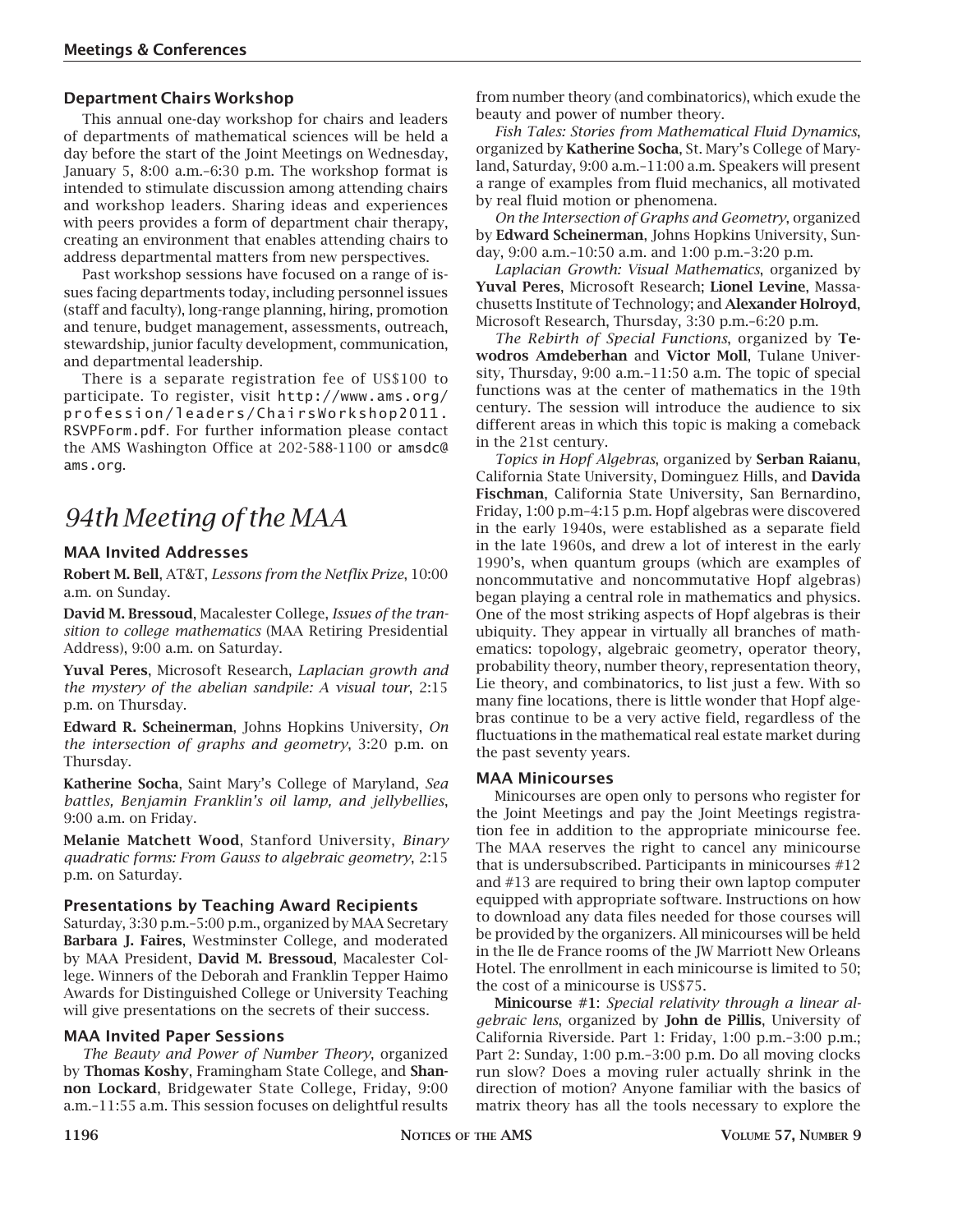### Department Chairs Workshop

This annual one-day workshop for chairs and leaders of departments of mathematical sciences will be held a day before the start of the Joint Meetings on Wednesday, January 5, 8:00 a.m.–6:30 p.m. The workshop format is intended to stimulate discussion among attending chairs and workshop leaders. Sharing ideas and experiences with peers provides a form of department chair therapy, creating an environment that enables attending chairs to address departmental matters from new perspectives.

Past workshop sessions have focused on a range of issues facing departments today, including personnel issues (staff and faculty), long-range planning, hiring, promotion and tenure, budget management, assessments, outreach, stewardship, junior faculty development, communication, and departmental leadership.

There is a separate registration fee of US$100 to participate. To register, visit http://www.ams.org/profession/leaders/ChairsWorkshop2011.RSVPForm.pdf. For further information please contact the AMS Washington Office at 202-588-1100 or amsdc@ams.org.

# *94th Meeting of the MAA*

### MAA Invited Addresses

**Robert M. Bell**, AT&T, *Lessons from the Netflix Prize*, 10:00 a.m. on Sunday.

**David M. Bressoud**, Macalester College, *Issues of the transition to college mathematics* (MAA Retiring Presidential Address), 9:00 a.m. on Saturday.

**Yuval Peres**, Microsoft Research, *Laplacian growth and the mystery of the abelian sandpile: A visual tour*, 2:15 p.m. on Thursday.

**Edward R. Scheinerman**, Johns Hopkins University, *On the intersection of graphs and geometry*, 3:20 p.m. on Thursday.

**Katherine Socha**, Saint Mary's College of Maryland, *Sea battles, Benjamin Franklin's oil lamp, and jellybellies*, 9:00 a.m. on Friday.

**Melanie Matchett Wood**, Stanford University, *Binary quadratic forms: From Gauss to algebraic geometry*, 2:15 p.m. on Saturday.

### Presentations by Teaching Award Recipients

Saturday, 3:30 p.m.–5:00 p.m., organized by MAA Secretary **Barbara J. Faires**, Westminster College, and moderated by MAA President, **David M. Bressoud**, Macalester College. Winners of the Deborah and Franklin Tepper Haimo Awards for Distinguished College or University Teaching will give presentations on the secrets of their success.

### MAA Invited Paper Sessions

*The Beauty and Power of Number Theory*, organized by **Thomas Koshy**, Framingham State College, and **Shannon Lockard**, Bridgewater State College, Friday, 9:00 a.m.–11:55 a.m. This session focuses on delightful results from number theory (and combinatorics), which exude the beauty and power of number theory.

*Fish Tales: Stories from Mathematical Fluid Dynamics*, organized by **Katherine Socha**, St. Mary's College of Maryland, Saturday, 9:00 a.m.–11:00 a.m. Speakers will present a range of examples from fluid mechanics, all motivated by real fluid motion or phenomena.

*On the Intersection of Graphs and Geometry*, organized by **Edward Scheinerman**, Johns Hopkins University, Sunday, 9:00 a.m.–10:50 a.m. and 1:00 p.m.–3:20 p.m.

*Laplacian Growth: Visual Mathematics*, organized by **Yuval Peres**, Microsoft Research; **Lionel Levine**, Massachusetts Institute of Technology; and **Alexander Holroyd**, Microsoft Research, Thursday, 3:30 p.m.–6:20 p.m.

*The Rebirth of Special Functions*, organized by **Tewodros Amdeberhan** and **Victor Moll**, Tulane University, Thursday, 9:00 a.m.–11:50 a.m. The topic of special functions was at the center of mathematics in the 19th century. The session will introduce the audience to six different areas in which this topic is making a comeback in the 21st century.

*Topics in Hopf Algebras*, organized by **Serban Raianu**, California State University, Dominguez Hills, and **Davida Fischman**, California State University, San Bernardino, Friday, 1:00 p.m–4:15 p.m. Hopf algebras were discovered in the early 1940s, were established as a separate field in the late 1960s, and drew a lot of interest in the early 1990's, when quantum groups (which are examples of noncommutative and noncommutative Hopf algebras) began playing a central role in mathematics and physics. One of the most striking aspects of Hopf algebras is their ubiquity. They appear in virtually all branches of mathematics: topology, algebraic geometry, operator theory, probability theory, number theory, representation theory, Lie theory, and combinatorics, to list just a few. With so many fine locations, there is little wonder that Hopf algebras continue to be a very active field, regardless of the fluctuations in the mathematical real estate market during the past seventy years.

### MAA Minicourses

Minicourses are open only to persons who register for the Joint Meetings and pay the Joint Meetings registration fee in addition to the appropriate minicourse fee. The MAA reserves the right to cancel any minicourse that is undersubscribed. Participants in minicourses #12 and #13 are required to bring their own laptop computer equipped with appropriate software. Instructions on how to download any data files needed for those courses will be provided by the organizers. All minicourses will be held in the Ile de France rooms of the JW Marriott New Orleans Hotel. The enrollment in each minicourse is limited to 50; the cost of a minicourse is US$75.

**Minicourse #1**: *Special relativity through a linear algebraic lens*, organized by **John de Pillis**, University of California Riverside. Part 1: Friday, 1:00 p.m.–3:00 p.m.; Part 2: Sunday, 1:00 p.m.–3:00 p.m. Do all moving clocks run slow? Does a moving ruler actually shrink in the direction of motion? Anyone familiar with the basics of matrix theory has all the tools necessary to explore the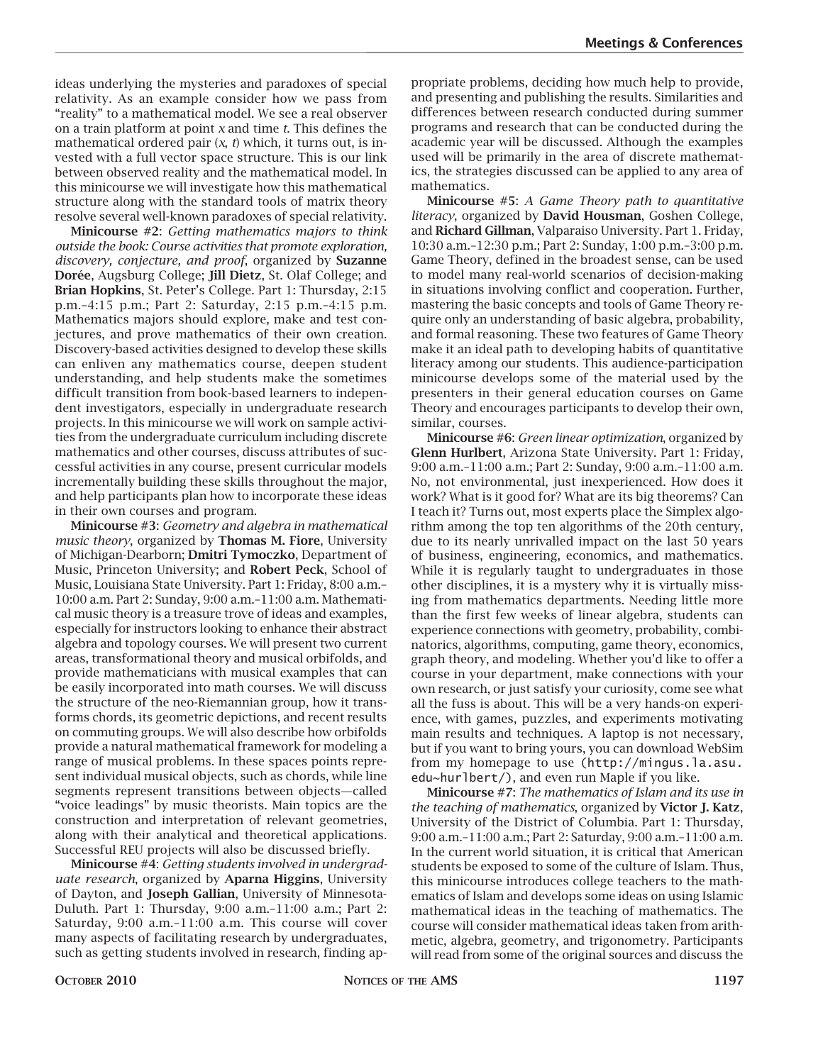ideas underlying the mysteries and paradoxes of special relativity. As an example consider how we pass from "reality" to a mathematical model. We see a real observer on a train platform at point $x$ and time $t$. This defines the mathematical ordered pair ($x$, $t$) which, it turns out, is invested with a full vector space structure. This is our link between observed reality and the mathematical model. In this minicourse we will investigate how this mathematical structure along with the standard tools of matrix theory resolve several well-known paradoxes of special relativity.

**Minicourse #2**: *Getting mathematics majors to think outside the book: Course activities that promote exploration, discovery, conjecture, and proof*, organized by **Suzanne Dorée**, Augsburg College; **Jill Dietz**, St. Olaf College; and **Brian Hopkins**, St. Peter's College. Part 1: Thursday, 2:15 p.m.–4:15 p.m.; Part 2: Saturday, 2:15 p.m.–4:15 p.m. Mathematics majors should explore, make and test conjectures, and prove mathematics of their own creation. Discovery-based activities designed to develop these skills can enliven any mathematics course, deepen student understanding, and help students make the sometimes difficult transition from book-based learners to independent investigators, especially in undergraduate research projects. In this minicourse we will work on sample activities from the undergraduate curriculum including discrete mathematics and other courses, discuss attributes of successful activities in any course, present curricular models incrementally building these skills throughout the major, and help participants plan how to incorporate these ideas in their own courses and program.

**Minicourse #3**: *Geometry and algebra in mathematical music theory*, organized by **Thomas M. Fiore**, University of Michigan-Dearborn; **Dmitri Tymoczko**, Department of Music, Princeton University; and **Robert Peck**, School of Music, Louisiana State University. Part 1: Friday, 8:00 a.m.–10:00 a.m. Part 2: Sunday, 9:00 a.m.–11:00 a.m. Mathematical music theory is a treasure trove of ideas and examples, especially for instructors looking to enhance their abstract algebra and topology courses. We will present two current areas, transformational theory and musical orbifolds, and provide mathematicians with musical examples that can be easily incorporated into math courses. We will discuss the structure of the neo-Riemannian group, how it transforms chords, its geometric depictions, and recent results on commuting groups. We will also describe how orbifolds provide a natural mathematical framework for modeling a range of musical problems. In these spaces points represent individual musical objects, such as chords, while line segments represent transitions between objects—called "voice leadings" by music theorists. Main topics are the construction and interpretation of relevant geometries, along with their analytical and theoretical applications. Successful REU projects will also be discussed briefly.

**Minicourse #4**: *Getting students involved in undergraduate research*, organized by **Aparna Higgins**, University of Dayton, and **Joseph Gallian**, University of Minnesota-Duluth. Part 1: Thursday, 9:00 a.m.–11:00 a.m.; Part 2: Saturday, 9:00 a.m.–11:00 a.m. This course will cover many aspects of facilitating research by undergraduates, such as getting students involved in research, finding appropriate problems, deciding how much help to provide, and presenting and publishing the results. Similarities and differences between research conducted during summer programs and research that can be conducted during the academic year will be discussed. Although the examples used will be primarily in the area of discrete mathematics, the strategies discussed can be applied to any area of mathematics.

**Minicourse #5**: *A Game Theory path to quantitative literacy*, organized by **David Housman**, Goshen College, and **Richard Gillman**, Valparaiso University. Part 1. Friday, 10:30 a.m.–12:30 p.m.; Part 2: Sunday, 1:00 p.m.–3:00 p.m. Game Theory, defined in the broadest sense, can be used to model many real-world scenarios of decision-making in situations involving conflict and cooperation. Further, mastering the basic concepts and tools of Game Theory require only an understanding of basic algebra, probability, and formal reasoning. These two features of Game Theory make it an ideal path to developing habits of quantitative literacy among our students. This audience-participation minicourse develops some of the material used by the presenters in their general education courses on Game Theory and encourages participants to develop their own, similar, courses.

**Minicourse #6**: *Green linear optimization*, organized by **Glenn Hurlbert**, Arizona State University. Part 1: Friday, 9:00 a.m.–11:00 a.m.; Part 2: Sunday, 9:00 a.m.–11:00 a.m. No, not environmental, just inexperienced. How does it work? What is it good for? What are its big theorems? Can I teach it? Turns out, most experts place the Simplex algorithm among the top ten algorithms of the 20th century, due to its nearly unrivalled impact on the last 50 years of business, engineering, economics, and mathematics. While it is regularly taught to undergraduates in those other disciplines, it is a mystery why it is virtually missing from mathematics departments. Needing little more than the first few weeks of linear algebra, students can experience connections with geometry, probability, combinatorics, algorithms, computing, game theory, economics, graph theory, and modeling. Whether you'd like to offer a course in your department, make connections with your own research, or just satisfy your curiosity, come see what all the fuss is about. This will be a very hands-on experience, with games, puzzles, and experiments motivating main results and techniques. A laptop is not necessary, but if you want to bring yours, you can download WebSim from my homepage to use (http://mingus.la.asu.edu~hurlbert/), and even run Maple if you like.

**Minicourse #7**: *The mathematics of Islam and its use in the teaching of mathematics*, organized by **Victor J. Katz**, University of the District of Columbia. Part 1: Thursday, 9:00 a.m.–11:00 a.m.; Part 2: Saturday, 9:00 a.m.–11:00 a.m. In the current world situation, it is critical that American students be exposed to some of the culture of Islam. Thus, this minicourse introduces college teachers to the mathematics of Islam and develops some ideas on using Islamic mathematical ideas in the teaching of mathematics. The course will consider mathematical ideas taken from arithmetic, algebra, geometry, and trigonometry. Participants will read from some of the original sources and discuss the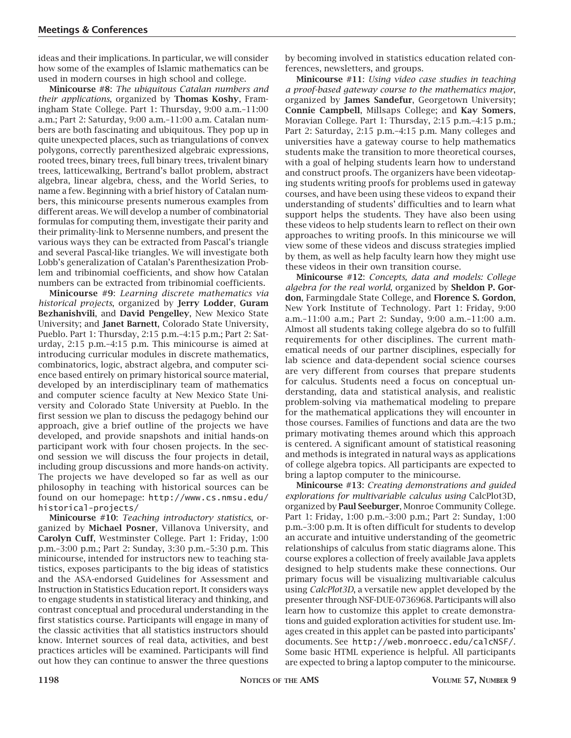ideas and their implications. In particular, we will consider how some of the examples of Islamic mathematics can be used in modern courses in high school and college.

**Minicourse #8**: *The ubiquitous Catalan numbers and their applications*, organized by **Thomas Koshy**, Framingham State College. Part 1: Thursday, 9:00 a.m.–11:00 a.m.; Part 2: Saturday, 9:00 a.m.–11:00 a.m. Catalan numbers are both fascinating and ubiquitous. They pop up in quite unexpected places, such as triangulations of convex polygons, correctly parenthesized algebraic expressions, rooted trees, binary trees, full binary trees, trivalent binary trees, latticewalking, Bertrand's ballot problem, abstract algebra, linear algebra, chess, and the World Series, to name a few. Beginning with a brief history of Catalan numbers, this minicourse presents numerous examples from different areas. We will develop a number of combinatorial formulas for computing them, investigate their parity and their primality-link to Mersenne numbers, and present the various ways they can be extracted from Pascal's triangle and several Pascal-like triangles. We will investigate both Lobb's generalization of Catalan's Parenthesization Problem and tribinomial coefficients, and show how Catalan numbers can be extracted from tribinomial coefficients.

**Minicourse #9**: *Learning discrete mathematics via historical projects*, organized by **Jerry Lodder**, **Guram Bezhanishvili**, and **David Pengelley**, New Mexico State University; and **Janet Barnett**, Colorado State University, Pueblo. Part 1: Thursday, 2:15 p.m.–4:15 p.m.; Part 2: Saturday, 2:15 p.m.–4:15 p.m. This minicourse is aimed at introducing curricular modules in discrete mathematics, combinatorics, logic, abstract algebra, and computer science based entirely on primary historical source material, developed by an interdisciplinary team of mathematics and computer science faculty at New Mexico State University and Colorado State University at Pueblo. In the first session we plan to discuss the pedagogy behind our approach, give a brief outline of the projects we have developed, and provide snapshots and initial hands-on participant work with four chosen projects. In the second session we will discuss the four projects in detail, including group discussions and more hands-on activity. The projects we have developed so far as well as our philosophy in teaching with historical sources can be found on our homepage: http://www.cs.nmsu.edu/historical-projects/

**Minicourse #10**: *Teaching introductory statistics*, organized by **Michael Posner**, Villanova University, and **Carolyn Cuff**, Westminster College. Part 1: Friday, 1:00 p.m.–3:00 p.m.; Part 2: Sunday, 3:30 p.m.–5:30 p.m. This minicourse, intended for instructors new to teaching statistics, exposes participants to the big ideas of statistics and the ASA-endorsed Guidelines for Assessment and Instruction in Statistics Education report. It considers ways to engage students in statistical literacy and thinking, and contrast conceptual and procedural understanding in the first statistics course. Participants will engage in many of the classic activities that all statistics instructors should know. Internet sources of real data, activities, and best practices articles will be examined. Participants will find out how they can continue to answer the three questions by becoming involved in statistics education related conferences, newsletters, and groups.

**Minicourse #11**: *Using video case studies in teaching a proof-based gateway course to the mathematics major*, organized by **James Sandefur**, Georgetown University; **Connie Campbell**, Millsaps College; and **Kay Somers**, Moravian College. Part 1: Thursday, 2:15 p.m.–4:15 p.m.; Part 2: Saturday, 2:15 p.m.–4:15 p.m. Many colleges and universities have a gateway course to help mathematics students make the transition to more theoretical courses, with a goal of helping students learn how to understand and construct proofs. The organizers have been videotaping students writing proofs for problems used in gateway courses, and have been using these videos to expand their understanding of students' difficulties and to learn what support helps the students. They have also been using these videos to help students learn to reflect on their own approaches to writing proofs. In this minicourse we will view some of these videos and discuss strategies implied by them, as well as help faculty learn how they might use these videos in their own transition course.

**Minicourse #12**: *Concepts, data and models: College algebra for the real world*, organized by **Sheldon P. Gordon**, Farmingdale State College, and **Florence S. Gordon**, New York Institute of Technology. Part 1: Friday, 9:00 a.m.–11:00 a.m.; Part 2: Sunday, 9:00 a.m.–11:00 a.m. Almost all students taking college algebra do so to fulfill requirements for other disciplines. The current mathematical needs of our partner disciplines, especially for lab science and data-dependent social science courses are very different from courses that prepare students for calculus. Students need a focus on conceptual understanding, data and statistical analysis, and realistic problem-solving via mathematical modeling to prepare for the mathematical applications they will encounter in those courses. Families of functions and data are the two primary motivating themes around which this approach is centered. A significant amount of statistical reasoning and methods is integrated in natural ways as applications of college algebra topics. All participants are expected to bring a laptop computer to the minicourse.

**Minicourse #13**: *Creating demonstrations and guided explorations for multivariable calculus using* CalcPlot3D, organized by **Paul Seeburger**, Monroe Community College. Part 1: Friday, 1:00 p.m.–3:00 p.m.; Part 2: Sunday, 1:00 p.m.–3:00 p.m. It is often difficult for students to develop an accurate and intuitive understanding of the geometric relationships of calculus from static diagrams alone. This course explores a collection of freely available Java applets designed to help students make these connections. Our primary focus will be visualizing multivariable calculus using *CalcPlot3D*, a versatile new applet developed by the presenter through NSF-DUE-0736968. Participants will also learn how to customize this applet to create demonstrations and guided exploration activities for student use. Images created in this applet can be pasted into participants' documents. See http://web.monroecc.edu/calcNSF/. Some basic HTML experience is helpful. All participants are expected to bring a laptop computer to the minicourse.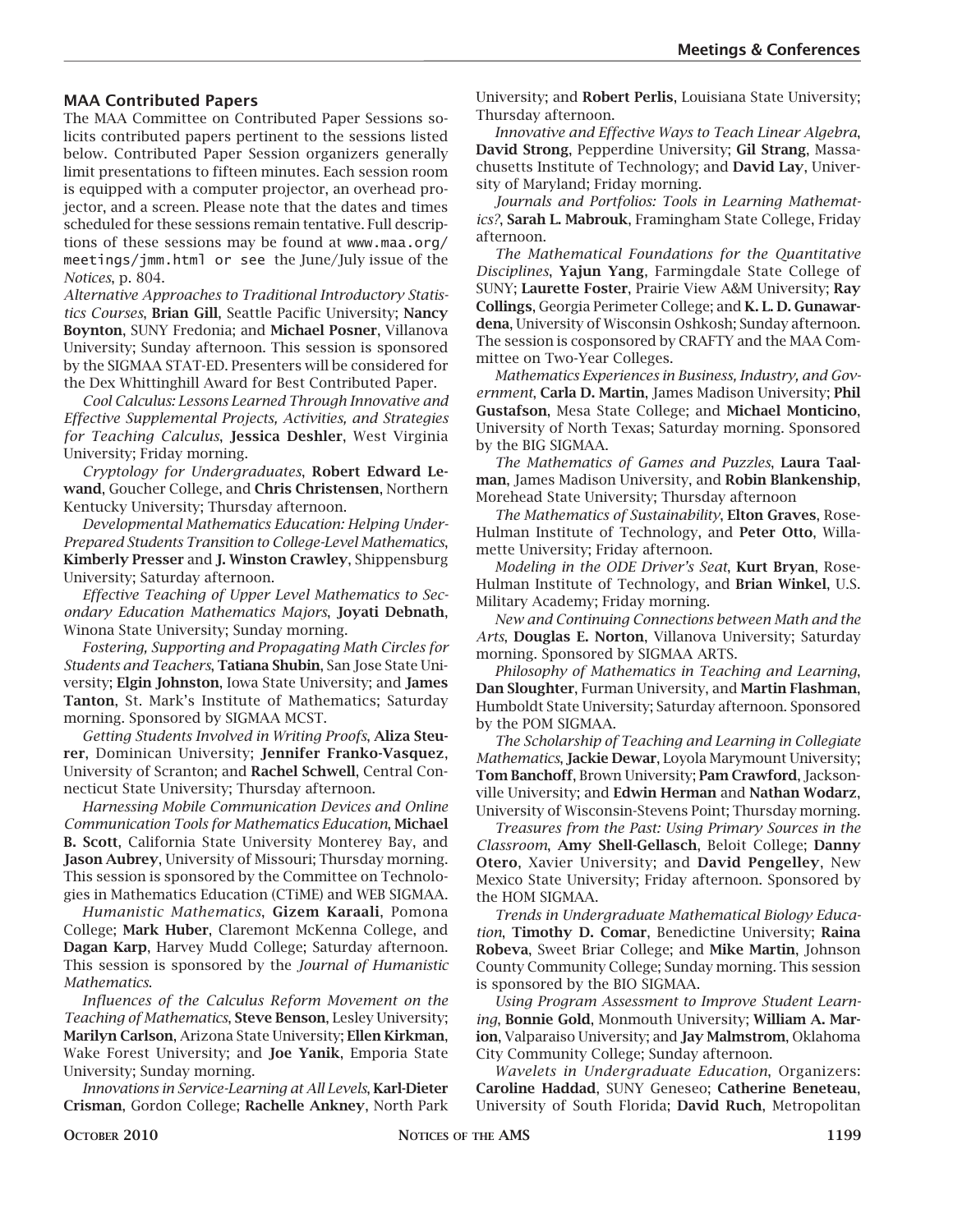### MAA Contributed Papers

The MAA Committee on Contributed Paper Sessions solicits contributed papers pertinent to the sessions listed below. Contributed Paper Session organizers generally limit presentations to fifteen minutes. Each session room is equipped with a computer projector, an overhead projector, and a screen. Please note that the dates and times scheduled for these sessions remain tentative. Full descriptions of these sessions may be found at www.maa.org/meetings/jmm.html or see the June/July issue of the *Notices*, p. 804.

*Alternative Approaches to Traditional Introductory Statistics Courses*, **Brian Gill**, Seattle Pacific University; **Nancy Boynton**, SUNY Fredonia; and **Michael Posner**, Villanova University; Sunday afternoon. This session is sponsored by the SIGMAA STAT-ED. Presenters will be considered for the Dex Whittinghill Award for Best Contributed Paper.

*Cool Calculus: Lessons Learned Through Innovative and Effective Supplemental Projects, Activities, and Strategies for Teaching Calculus*, **Jessica Deshler**, West Virginia University; Friday morning.

*Cryptology for Undergraduates*, **Robert Edward Lewand**, Goucher College, and **Chris Christensen**, Northern Kentucky University; Thursday afternoon.

*Developmental Mathematics Education: Helping Under-Prepared Students Transition to College-Level Mathematics*, **Kimberly Presser** and **J. Winston Crawley**, Shippensburg University; Saturday afternoon.

*Effective Teaching of Upper Level Mathematics to Secondary Education Mathematics Majors*, **Joyati Debnath**, Winona State University; Sunday morning.

*Fostering, Supporting and Propagating Math Circles for Students and Teachers*, **Tatiana Shubin**, San Jose State University; **Elgin Johnston**, Iowa State University; and **James Tanton**, St. Mark's Institute of Mathematics; Saturday morning. Sponsored by SIGMAA MCST.

*Getting Students Involved in Writing Proofs*, **Aliza Steurer**, Dominican University; **Jennifer Franko-Vasquez**, University of Scranton; and **Rachel Schwell**, Central Connecticut State University; Thursday afternoon.

*Harnessing Mobile Communication Devices and Online Communication Tools for Mathematics Education*, **Michael B. Scott**, California State University Monterey Bay, and **Jason Aubrey**, University of Missouri; Thursday morning. This session is sponsored by the Committee on Technologies in Mathematics Education (CTiME) and WEB SIGMAA.

*Humanistic Mathematics*, **Gizem Karaali**, Pomona College; **Mark Huber**, Claremont McKenna College, and **Dagan Karp**, Harvey Mudd College; Saturday afternoon. This session is sponsored by the *Journal of Humanistic Mathematics*.

*Influences of the Calculus Reform Movement on the Teaching of Mathematics*, **Steve Benson**, Lesley University; **Marilyn Carlson**, Arizona State University; **Ellen Kirkman**, Wake Forest University; and **Joe Yanik**, Emporia State University; Sunday morning.

*Innovations in Service-Learning at All Levels*, **Karl-Dieter Crisman**, Gordon College; **Rachelle Ankney**, North Park University; and **Robert Perlis**, Louisiana State University; Thursday afternoon.

*Innovative and Effective Ways to Teach Linear Algebra*, **David Strong**, Pepperdine University; **Gil Strang**, Massachusetts Institute of Technology; and **David Lay**, University of Maryland; Friday morning.

*Journals and Portfolios: Tools in Learning Mathematics?*, **Sarah L. Mabrouk**, Framingham State College, Friday afternoon.

*The Mathematical Foundations for the Quantitative Disciplines*, **Yajun Yang**, Farmingdale State College of SUNY; **Laurette Foster**, Prairie View A&M University; **Ray Collings**, Georgia Perimeter College; and **K. L. D. Gunawardena**, University of Wisconsin Oshkosh; Sunday afternoon. The session is cosponsored by CRAFTY and the MAA Committee on Two-Year Colleges.

*Mathematics Experiences in Business, Industry, and Government*, **Carla D. Martin**, James Madison University; **Phil Gustafson**, Mesa State College; and **Michael Monticino**, University of North Texas; Saturday morning. Sponsored by the BIG SIGMAA.

*The Mathematics of Games and Puzzles*, **Laura Taalman**, James Madison University, and **Robin Blankenship**, Morehead State University; Thursday afternoon

*The Mathematics of Sustainability*, **Elton Graves**, Rose-Hulman Institute of Technology, and **Peter Otto**, Willamette University; Friday afternoon.

*Modeling in the ODE Driver's Seat*, **Kurt Bryan**, Rose-Hulman Institute of Technology, and **Brian Winkel**, U.S. Military Academy; Friday morning.

*New and Continuing Connections between Math and the Arts*, **Douglas E. Norton**, Villanova University; Saturday morning. Sponsored by SIGMAA ARTS.

*Philosophy of Mathematics in Teaching and Learning*, **Dan Sloughter**, Furman University, and **Martin Flashman**, Humboldt State University; Saturday afternoon. Sponsored by the POM SIGMAA.

*The Scholarship of Teaching and Learning in Collegiate Mathematics*, **Jackie Dewar**, Loyola Marymount University; **Tom Banchoff**, Brown University; **Pam Crawford**, Jacksonville University; and **Edwin Herman** and **Nathan Wodarz**, University of Wisconsin-Stevens Point; Thursday morning.

*Treasures from the Past: Using Primary Sources in the Classroom*, **Amy Shell-Gellasch**, Beloit College; **Danny Otero**, Xavier University; and **David Pengelley**, New Mexico State University; Friday afternoon. Sponsored by the HOM SIGMAA.

*Trends in Undergraduate Mathematical Biology Education*, **Timothy D. Comar**, Benedictine University; **Raina Robeva**, Sweet Briar College; and **Mike Martin**, Johnson County Community College; Sunday morning. This session is sponsored by the BIO SIGMAA.

*Using Program Assessment to Improve Student Learning*, **Bonnie Gold**, Monmouth University; **William A. Marion**, Valparaiso University; and **Jay Malmstrom**, Oklahoma City Community College; Sunday afternoon.

*Wavelets in Undergraduate Education*, Organizers: **Caroline Haddad**, SUNY Geneseo; **Catherine Beneteau**, University of South Florida; **David Ruch**, Metropolitan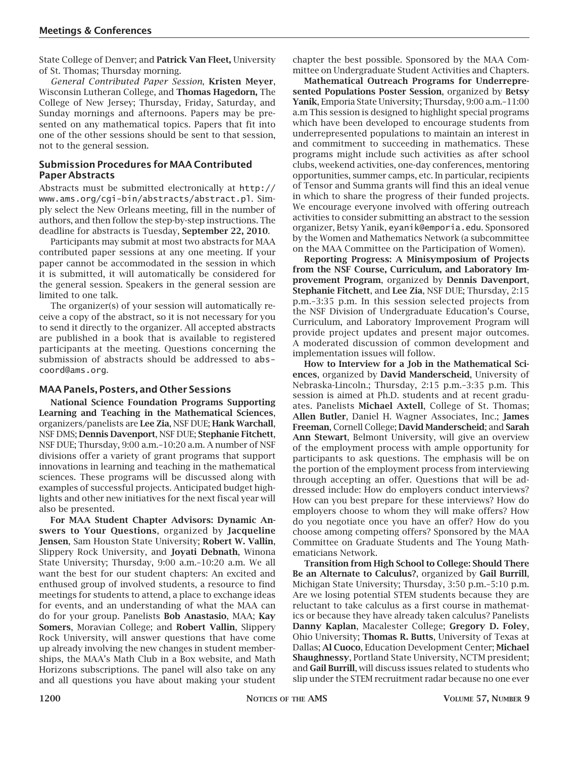State College of Denver; and **Patrick Van Fleet,** University of St. Thomas; Thursday morning.

*General Contributed Paper Session*, **Kristen Meyer**, Wisconsin Lutheran College, and **Thomas Hagedorn,** The College of New Jersey; Thursday, Friday, Saturday, and Sunday mornings and afternoons. Papers may be presented on any mathematical topics. Papers that fit into one of the other sessions should be sent to that session, not to the general session.

### Submission Procedures for MAA Contributed Paper Abstracts

Abstracts must be submitted electronically at http://www.ams.org/cgi-bin/abstracts/abstract.pl. Simply select the New Orleans meeting, fill in the number of authors, and then follow the step-by-step instructions. The deadline for abstracts is Tuesday, **September 22, 2010**.

Participants may submit at most two abstracts for MAA contributed paper sessions at any one meeting. If your paper cannot be accommodated in the session in which it is submitted, it will automatically be considered for the general session. Speakers in the general session are limited to one talk.

The organizer(s) of your session will automatically receive a copy of the abstract, so it is not necessary for you to send it directly to the organizer. All accepted abstracts are published in a book that is available to registered participants at the meeting. Questions concerning the submission of abstracts should be addressed to abs-coord@ams.org.

### MAA Panels, Posters, and Other Sessions

**National Science Foundation Programs Supporting Learning and Teaching in the Mathematical Sciences**, organizers/panelists are **Lee Zia**, NSF DUE; **Hank Warchall**, NSF DMS; **Dennis Davenport**, NSF DUE; **Stephanie Fitchett**, NSF DUE; Thursday, 9:00 a.m.–10:20 a.m. A number of NSF divisions offer a variety of grant programs that support innovations in learning and teaching in the mathematical sciences. These programs will be discussed along with examples of successful projects. Anticipated budget highlights and other new initiatives for the next fiscal year will also be presented.

**For MAA Student Chapter Advisors: Dynamic Answers to Your Questions**, organized by **Jacqueline Jensen**, Sam Houston State University; **Robert W. Vallin**, Slippery Rock University, and **Joyati Debnath**, Winona State University; Thursday, 9:00 a.m.–10:20 a.m. We all want the best for our student chapters: An excited and enthused group of involved students, a resource to find meetings for students to attend, a place to exchange ideas for events, and an understanding of what the MAA can do for your group. Panelists **Bob Anastasio**, MAA; **Kay Somers**, Moravian College; and **Robert Vallin**, Slippery Rock University, will answer questions that have come up already involving the new changes in student memberships, the MAA's Math Club in a Box website, and Math Horizons subscriptions. The panel will also take on any and all questions you have about making your student chapter the best possible. Sponsored by the MAA Committee on Undergraduate Student Activities and Chapters.

**Mathematical Outreach Programs for Underrepresented Populations Poster Session**, organized by **Betsy Yanik**, Emporia State University; Thursday, 9:00 a.m.–11:00 a.m This session is designed to highlight special programs which have been developed to encourage students from underrepresented populations to maintain an interest in and commitment to succeeding in mathematics. These programs might include such activities as after school clubs, weekend activities, one-day conferences, mentoring opportunities, summer camps, etc. In particular, recipients of Tensor and Summa grants will find this an ideal venue in which to share the progress of their funded projects. We encourage everyone involved with offering outreach activities to consider submitting an abstract to the session organizer, Betsy Yanik, eyanik@emporia.edu. Sponsored by the Women and Mathematics Network (a subcommittee on the MAA Committee on the Participation of Women).

**Reporting Progress: A Minisymposium of Projects from the NSF Course, Curriculum, and Laboratory Improvement Program**, organized by **Dennis Davenport**, **Stephanie Fitchett**, and **Lee Zia**, NSF DUE; Thursday, 2:15 p.m.–3:35 p.m. In this session selected projects from the NSF Division of Undergraduate Education's Course, Curriculum, and Laboratory Improvement Program will provide project updates and present major outcomes. A moderated discussion of common development and implementation issues will follow.

**How to Interview for a Job in the Mathematical Sciences**, organized by **David Manderscheid**, University of Nebraska-Lincoln.; Thursday, 2:15 p.m.–3:35 p.m. This session is aimed at Ph.D. students and at recent graduates. Panelists **Michael Axtell**, College of St. Thomas; **Allen Butler**, Daniel H. Wagner Associates, Inc.; **James Freeman**, Cornell College; **David Manderscheid**; and **Sarah Ann Stewart**, Belmont University, will give an overview of the employment process with ample opportunity for participants to ask questions. The emphasis will be on the portion of the employment process from interviewing through accepting an offer. Questions that will be addressed include: How do employers conduct interviews? How can you best prepare for these interviews? How do employers choose to whom they will make offers? How do you negotiate once you have an offer? How do you choose among competing offers? Sponsored by the MAA Committee on Graduate Students and The Young Mathematicians Network.

**Transition from High School to College: Should There Be an Alternate to Calculus?**, organized by **Gail Burrill**, Michigan State University; Thursday, 3:50 p.m.–5:10 p.m. Are we losing potential STEM students because they are reluctant to take calculus as a first course in mathematics or because they have already taken calculus? Panelists **Danny Kaplan**, Macalester College; **Gregory D. Foley**, Ohio University; **Thomas R. Butts**, University of Texas at Dallas; **Al Cuoco**, Education Development Center; **Michael Shaughnessy**, Portland State University, NCTM president; and **Gail Burrill**, will discuss issues related to students who slip under the STEM recruitment radar because no one ever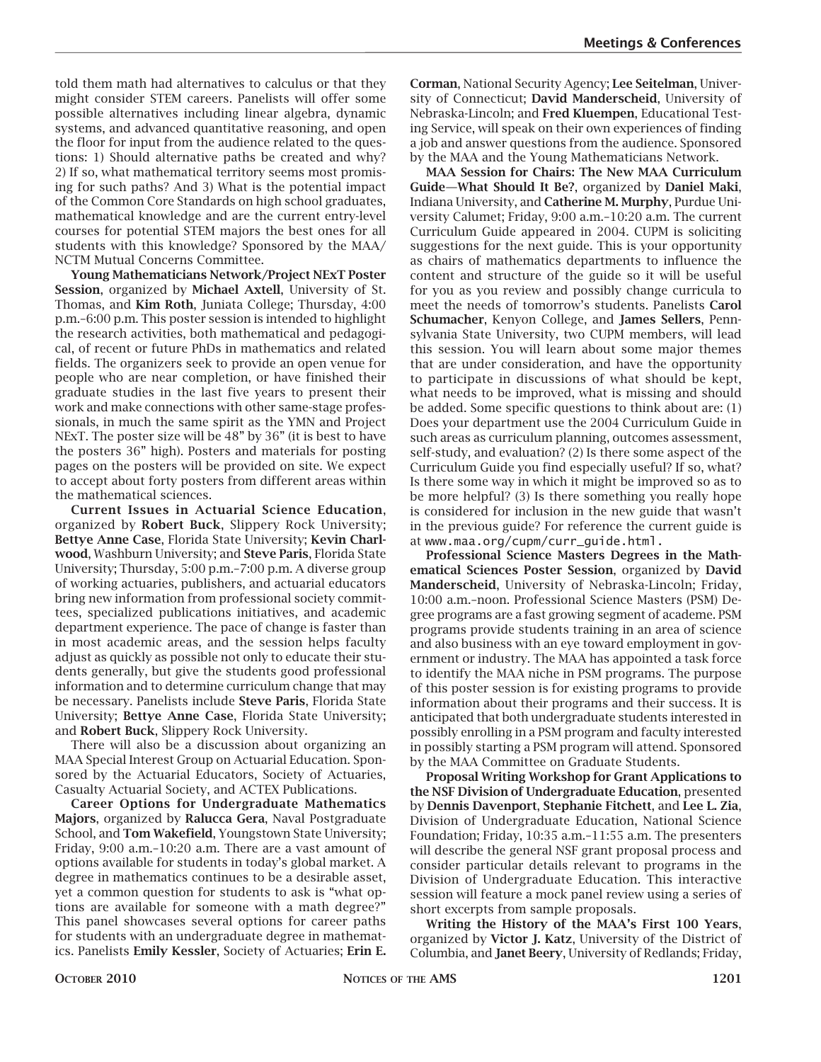told them math had alternatives to calculus or that they might consider STEM careers. Panelists will offer some possible alternatives including linear algebra, dynamic systems, and advanced quantitative reasoning, and open the floor for input from the audience related to the questions: 1) Should alternative paths be created and why? 2) If so, what mathematical territory seems most promising for such paths? And 3) What is the potential impact of the Common Core Standards on high school graduates, mathematical knowledge and are the current entry-level courses for potential STEM majors the best ones for all students with this knowledge? Sponsored by the MAA/NCTM Mutual Concerns Committee.

**Young Mathematicians Network/Project NExT Poster Session**, organized by **Michael Axtell**, University of St. Thomas, and **Kim Roth**, Juniata College; Thursday, 4:00 p.m.–6:00 p.m. This poster session is intended to highlight the research activities, both mathematical and pedagogical, of recent or future PhDs in mathematics and related fields. The organizers seek to provide an open venue for people who are near completion, or have finished their graduate studies in the last five years to present their work and make connections with other same-stage professionals, in much the same spirit as the YMN and Project NExT. The poster size will be 48" by 36" (it is best to have the posters 36" high). Posters and materials for posting pages on the posters will be provided on site. We expect to accept about forty posters from different areas within the mathematical sciences.

**Current Issues in Actuarial Science Education**, organized by **Robert Buck**, Slippery Rock University; **Bettye Anne Case**, Florida State University; **Kevin Charlwood**, Washburn University; and **Steve Paris**, Florida State University; Thursday, 5:00 p.m.–7:00 p.m. A diverse group of working actuaries, publishers, and actuarial educators bring new information from professional society committees, specialized publications initiatives, and academic department experience. The pace of change is faster than in most academic areas, and the session helps faculty adjust as quickly as possible not only to educate their students generally, but give the students good professional information and to determine curriculum change that may be necessary. Panelists include **Steve Paris**, Florida State University; **Bettye Anne Case**, Florida State University; and **Robert Buck**, Slippery Rock University.

There will also be a discussion about organizing an MAA Special Interest Group on Actuarial Education. Sponsored by the Actuarial Educators, Society of Actuaries, Casualty Actuarial Society, and ACTEX Publications.

**Career Options for Undergraduate Mathematics Majors**, organized by **Ralucca Gera**, Naval Postgraduate School, and **Tom Wakefield**, Youngstown State University; Friday, 9:00 a.m.–10:20 a.m. There are a vast amount of options available for students in today's global market. A degree in mathematics continues to be a desirable asset, yet a common question for students to ask is "what options are available for someone with a math degree?" This panel showcases several options for career paths for students with an undergraduate degree in mathematics. Panelists **Emily Kessler**, Society of Actuaries; **Erin E. Corman**, National Security Agency; **Lee Seitelman**, University of Connecticut; **David Manderscheid**, University of Nebraska-Lincoln; and **Fred Kluempen**, Educational Testing Service, will speak on their own experiences of finding a job and answer questions from the audience. Sponsored by the MAA and the Young Mathematicians Network.

**MAA Session for Chairs: The New MAA Curriculum Guide—What Should It Be?**, organized by **Daniel Maki**, Indiana University, and **Catherine M. Murphy**, Purdue University Calumet; Friday, 9:00 a.m.–10:20 a.m. The current Curriculum Guide appeared in 2004. CUPM is soliciting suggestions for the next guide. This is your opportunity as chairs of mathematics departments to influence the content and structure of the guide so it will be useful for you as you review and possibly change curricula to meet the needs of tomorrow's students. Panelists **Carol Schumacher**, Kenyon College, and **James Sellers**, Pennsylvania State University, two CUPM members, will lead this session. You will learn about some major themes that are under consideration, and have the opportunity to participate in discussions of what should be kept, what needs to be improved, what is missing and should be added. Some specific questions to think about are: (1) Does your department use the 2004 Curriculum Guide in such areas as curriculum planning, outcomes assessment, self-study, and evaluation? (2) Is there some aspect of the Curriculum Guide you find especially useful? If so, what? Is there some way in which it might be improved so as to be more helpful? (3) Is there something you really hope is considered for inclusion in the new guide that wasn't in the previous guide? For reference the current guide is at `www.maa.org/cupm/curr_guide.html`.

**Professional Science Masters Degrees in the Mathematical Sciences Poster Session**, organized by **David Manderscheid**, University of Nebraska-Lincoln; Friday, 10:00 a.m.–noon. Professional Science Masters (PSM) Degree programs are a fast growing segment of academe. PSM programs provide students training in an area of science and also business with an eye toward employment in government or industry. The MAA has appointed a task force to identify the MAA niche in PSM programs. The purpose of this poster session is for existing programs to provide information about their programs and their success. It is anticipated that both undergraduate students interested in possibly enrolling in a PSM program and faculty interested in possibly starting a PSM program will attend. Sponsored by the MAA Committee on Graduate Students.

**Proposal Writing Workshop for Grant Applications to the NSF Division of Undergraduate Education**, presented by **Dennis Davenport**, **Stephanie Fitchett**, and **Lee L. Zia**, Division of Undergraduate Education, National Science Foundation; Friday, 10:35 a.m.–11:55 a.m. The presenters will describe the general NSF grant proposal process and consider particular details relevant to programs in the Division of Undergraduate Education. This interactive session will feature a mock panel review using a series of short excerpts from sample proposals.

**Writing the History of the MAA's First 100 Years**, organized by **Victor J. Katz**, University of the District of Columbia, and **Janet Beery**, University of Redlands; Friday,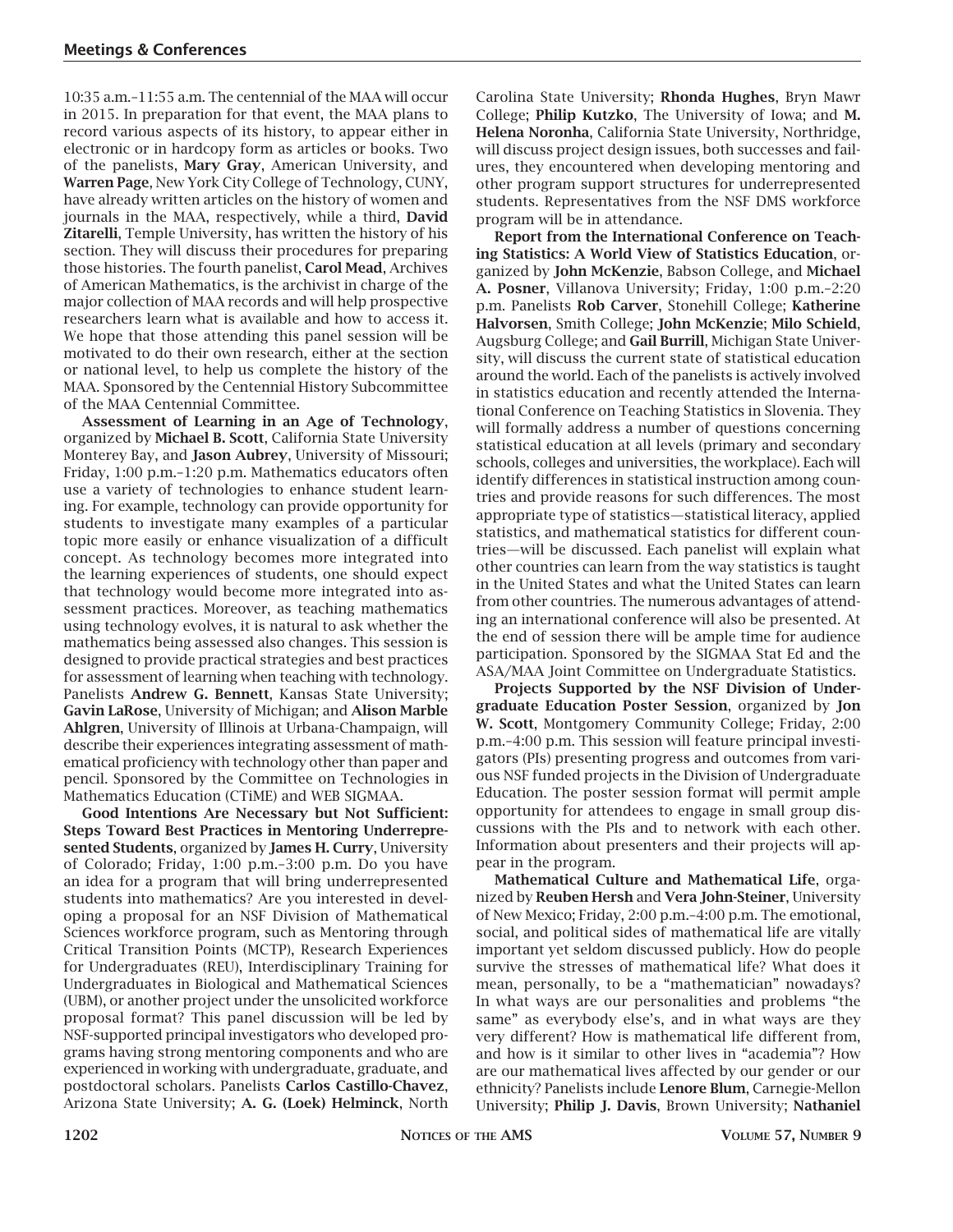10:35 a.m.–11:55 a.m. The centennial of the MAA will occur in 2015. In preparation for that event, the MAA plans to record various aspects of its history, to appear either in electronic or in hardcopy form as articles or books. Two of the panelists, **Mary Gray**, American University, and **Warren Page**, New York City College of Technology, CUNY, have already written articles on the history of women and journals in the MAA, respectively, while a third, **David Zitarelli**, Temple University, has written the history of his section. They will discuss their procedures for preparing those histories. The fourth panelist, **Carol Mead**, Archives of American Mathematics, is the archivist in charge of the major collection of MAA records and will help prospective researchers learn what is available and how to access it. We hope that those attending this panel session will be motivated to do their own research, either at the section or national level, to help us complete the history of the MAA. Sponsored by the Centennial History Subcommittee of the MAA Centennial Committee.

**Assessment of Learning in an Age of Technology**, organized by **Michael B. Scott**, California State University Monterey Bay, and **Jason Aubrey**, University of Missouri; Friday, 1:00 p.m.–1:20 p.m. Mathematics educators often use a variety of technologies to enhance student learning. For example, technology can provide opportunity for students to investigate many examples of a particular topic more easily or enhance visualization of a difficult concept. As technology becomes more integrated into the learning experiences of students, one should expect that technology would become more integrated into assessment practices. Moreover, as teaching mathematics using technology evolves, it is natural to ask whether the mathematics being assessed also changes. This session is designed to provide practical strategies and best practices for assessment of learning when teaching with technology. Panelists **Andrew G. Bennett**, Kansas State University; **Gavin LaRose**, University of Michigan; and **Alison Marble Ahlgren**, University of Illinois at Urbana-Champaign, will describe their experiences integrating assessment of mathematical proficiency with technology other than paper and pencil. Sponsored by the Committee on Technologies in Mathematics Education (CTiME) and WEB SIGMAA.

**Good Intentions Are Necessary but Not Sufficient: Steps Toward Best Practices in Mentoring Underrepresented Students**, organized by **James H. Curry**, University of Colorado; Friday, 1:00 p.m.–3:00 p.m. Do you have an idea for a program that will bring underrepresented students into mathematics? Are you interested in developing a proposal for an NSF Division of Mathematical Sciences workforce program, such as Mentoring through Critical Transition Points (MCTP), Research Experiences for Undergraduates (REU), Interdisciplinary Training for Undergraduates in Biological and Mathematical Sciences (UBM), or another project under the unsolicited workforce proposal format? This panel discussion will be led by NSF-supported principal investigators who developed programs having strong mentoring components and who are experienced in working with undergraduate, graduate, and postdoctoral scholars. Panelists **Carlos Castillo-Chavez**, Arizona State University; **A. G. (Loek) Helminck**, North Carolina State University; **Rhonda Hughes**, Bryn Mawr College; **Philip Kutzko**, The University of Iowa; and **M. Helena Noronha**, California State University, Northridge, will discuss project design issues, both successes and failures, they encountered when developing mentoring and other program support structures for underrepresented students. Representatives from the NSF DMS workforce program will be in attendance.

**Report from the International Conference on Teaching Statistics: A World View of Statistics Education**, organized by **John McKenzie**, Babson College, and **Michael A. Posner**, Villanova University; Friday, 1:00 p.m.–2:20 p.m. Panelists **Rob Carver**, Stonehill College; **Katherine Halvorsen**, Smith College; **John McKenzie**; **Milo Schield**, Augsburg College; and **Gail Burrill**, Michigan State University, will discuss the current state of statistical education around the world. Each of the panelists is actively involved in statistics education and recently attended the International Conference on Teaching Statistics in Slovenia. They will formally address a number of questions concerning statistical education at all levels (primary and secondary schools, colleges and universities, the workplace). Each will identify differences in statistical instruction among countries and provide reasons for such differences. The most appropriate type of statistics—statistical literacy, applied statistics, and mathematical statistics for different countries—will be discussed. Each panelist will explain what other countries can learn from the way statistics is taught in the United States and what the United States can learn from other countries. The numerous advantages of attending an international conference will also be presented. At the end of session there will be ample time for audience participation. Sponsored by the SIGMAA Stat Ed and the ASA/MAA Joint Committee on Undergraduate Statistics.

**Projects Supported by the NSF Division of Undergraduate Education Poster Session**, organized by **Jon W. Scott**, Montgomery Community College; Friday, 2:00 p.m.–4:00 p.m. This session will feature principal investigators (PIs) presenting progress and outcomes from various NSF funded projects in the Division of Undergraduate Education. The poster session format will permit ample opportunity for attendees to engage in small group discussions with the PIs and to network with each other. Information about presenters and their projects will appear in the program.

**Mathematical Culture and Mathematical Life**, organized by **Reuben Hersh** and **Vera John-Steiner**, University of New Mexico; Friday, 2:00 p.m.–4:00 p.m. The emotional, social, and political sides of mathematical life are vitally important yet seldom discussed publicly. How do people survive the stresses of mathematical life? What does it mean, personally, to be a "mathematician" nowadays? In what ways are our personalities and problems "the same" as everybody else's, and in what ways are they very different? How is mathematical life different from, and how is it similar to other lives in "academia"? How are our mathematical lives affected by our gender or our ethnicity? Panelists include **Lenore Blum**, Carnegie-Mellon University; **Philip J. Davis**, Brown University; **Nathaniel**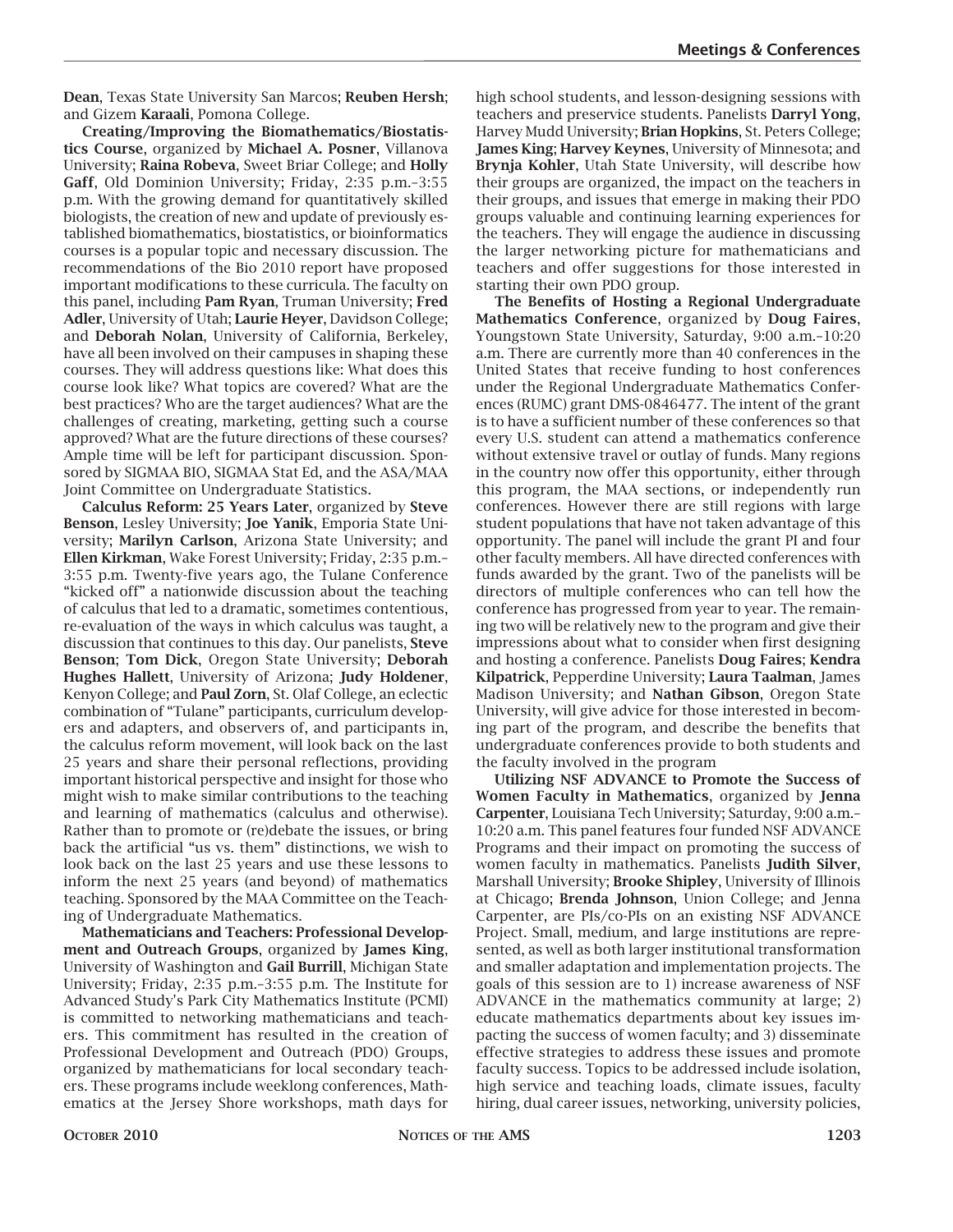**Dean**, Texas State University San Marcos; **Reuben Hersh**; and Gizem **Karaali**, Pomona College.

**Creating/Improving the Biomathematics/Biostatistics Course**, organized by **Michael A. Posner**, Villanova University; **Raina Robeva**, Sweet Briar College; and **Holly Gaff**, Old Dominion University; Friday, 2:35 p.m.–3:55 p.m. With the growing demand for quantitatively skilled biologists, the creation of new and update of previously established biomathematics, biostatistics, or bioinformatics courses is a popular topic and necessary discussion. The recommendations of the Bio 2010 report have proposed important modifications to these curricula. The faculty on this panel, including **Pam Ryan**, Truman University; **Fred Adler**, University of Utah; **Laurie Heyer**, Davidson College; and **Deborah Nolan**, University of California, Berkeley, have all been involved on their campuses in shaping these courses. They will address questions like: What does this course look like? What topics are covered? What are the best practices? Who are the target audiences? What are the challenges of creating, marketing, getting such a course approved? What are the future directions of these courses? Ample time will be left for participant discussion. Sponsored by SIGMAA BIO, SIGMAA Stat Ed, and the ASA/MAA Joint Committee on Undergraduate Statistics.

**Calculus Reform: 25 Years Later**, organized by **Steve Benson**, Lesley University; **Joe Yanik**, Emporia State University; **Marilyn Carlson**, Arizona State University; and **Ellen Kirkman**, Wake Forest University; Friday, 2:35 p.m.–3:55 p.m. Twenty-five years ago, the Tulane Conference "kicked off" a nationwide discussion about the teaching of calculus that led to a dramatic, sometimes contentious, re-evaluation of the ways in which calculus was taught, a discussion that continues to this day. Our panelists, **Steve Benson**; **Tom Dick**, Oregon State University; **Deborah Hughes Hallett**, University of Arizona; **Judy Holdener**, Kenyon College; and **Paul Zorn**, St. Olaf College, an eclectic combination of "Tulane" participants, curriculum developers and adapters, and observers of, and participants in, the calculus reform movement, will look back on the last 25 years and share their personal reflections, providing important historical perspective and insight for those who might wish to make similar contributions to the teaching and learning of mathematics (calculus and otherwise). Rather than to promote or (re)debate the issues, or bring back the artificial "us vs. them" distinctions, we wish to look back on the last 25 years and use these lessons to inform the next 25 years (and beyond) of mathematics teaching. Sponsored by the MAA Committee on the Teaching of Undergraduate Mathematics.

**Mathematicians and Teachers: Professional Development and Outreach Groups**, organized by **James King**, University of Washington and **Gail Burrill**, Michigan State University; Friday, 2:35 p.m.–3:55 p.m. The Institute for Advanced Study's Park City Mathematics Institute (PCMI) is committed to networking mathematicians and teachers. This commitment has resulted in the creation of Professional Development and Outreach (PDO) Groups, organized by mathematicians for local secondary teachers. These programs include weeklong conferences, Mathematics at the Jersey Shore workshops, math days for high school students, and lesson-designing sessions with teachers and preservice students. Panelists **Darryl Yong**, Harvey Mudd University; **Brian Hopkins**, St. Peters College; **James King**; **Harvey Keynes**, University of Minnesota; and **Brynja Kohler**, Utah State University, will describe how their groups are organized, the impact on the teachers in their groups, and issues that emerge in making their PDO groups valuable and continuing learning experiences for the teachers. They will engage the audience in discussing the larger networking picture for mathematicians and teachers and offer suggestions for those interested in starting their own PDO group.

**The Benefits of Hosting a Regional Undergraduate Mathematics Conference**, organized by **Doug Faires**, Youngstown State University, Saturday, 9:00 a.m.–10:20 a.m. There are currently more than 40 conferences in the United States that receive funding to host conferences under the Regional Undergraduate Mathematics Conferences (RUMC) grant DMS-0846477. The intent of the grant is to have a sufficient number of these conferences so that every U.S. student can attend a mathematics conference without extensive travel or outlay of funds. Many regions in the country now offer this opportunity, either through this program, the MAA sections, or independently run conferences. However there are still regions with large student populations that have not taken advantage of this opportunity. The panel will include the grant PI and four other faculty members. All have directed conferences with funds awarded by the grant. Two of the panelists will be directors of multiple conferences who can tell how the conference has progressed from year to year. The remaining two will be relatively new to the program and give their impressions about what to consider when first designing and hosting a conference. Panelists **Doug Faires**; **Kendra Kilpatrick**, Pepperdine University; **Laura Taalman**, James Madison University; and **Nathan Gibson**, Oregon State University, will give advice for those interested in becoming part of the program, and describe the benefits that undergraduate conferences provide to both students and the faculty involved in the program

**Utilizing NSF ADVANCE to Promote the Success of Women Faculty in Mathematics**, organized by **Jenna Carpenter**, Louisiana Tech University; Saturday, 9:00 a.m.–10:20 a.m. This panel features four funded NSF ADVANCE Programs and their impact on promoting the success of women faculty in mathematics. Panelists **Judith Silver**, Marshall University; **Brooke Shipley**, University of Illinois at Chicago; **Brenda Johnson**, Union College; and Jenna Carpenter, are PIs/co-PIs on an existing NSF ADVANCE Project. Small, medium, and large institutions are represented, as well as both larger institutional transformation and smaller adaptation and implementation projects. The goals of this session are to 1) increase awareness of NSF ADVANCE in the mathematics community at large; 2) educate mathematics departments about key issues impacting the success of women faculty; and 3) disseminate effective strategies to address these issues and promote faculty success. Topics to be addressed include isolation, high service and teaching loads, climate issues, faculty hiring, dual career issues, networking, university policies,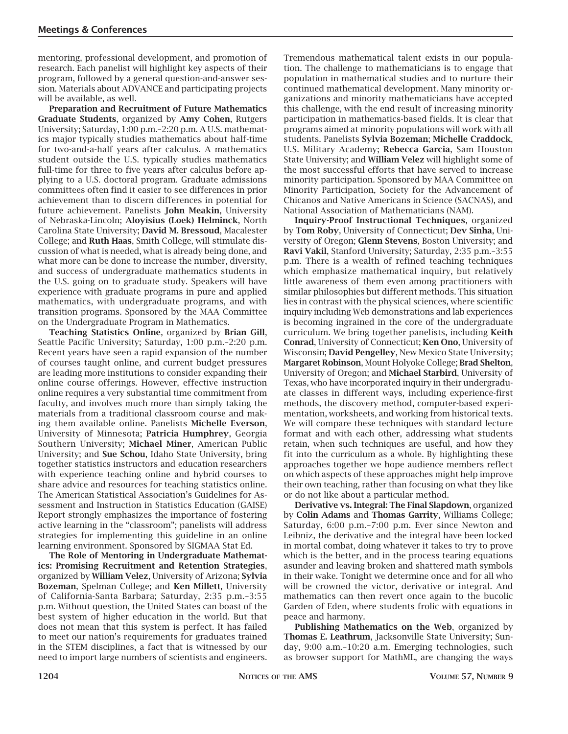mentoring, professional development, and promotion of research. Each panelist will highlight key aspects of their program, followed by a general question-and-answer session. Materials about ADVANCE and participating projects will be available, as well.

**Preparation and Recruitment of Future Mathematics Graduate Students**, organized by **Amy Cohen**, Rutgers University; Saturday, 1:00 p.m.–2:20 p.m. A U.S. mathematics major typically studies mathematics about half-time for two-and-a-half years after calculus. A mathematics student outside the U.S. typically studies mathematics full-time for three to five years after calculus before applying to a U.S. doctoral program. Graduate admissions committees often find it easier to see differences in prior achievement than to discern differences in potential for future achievement. Panelists **John Meakin**, University of Nebraska-Lincoln; **Aloyisius (Loek) Helminck**, North Carolina State University; **David M. Bressoud**, Macalester College; and **Ruth Haas**, Smith College, will stimulate discussion of what is needed, what is already being done, and what more can be done to increase the number, diversity, and success of undergraduate mathematics students in the U.S. going on to graduate study. Speakers will have experience with graduate programs in pure and applied mathematics, with undergraduate programs, and with transition programs. Sponsored by the MAA Committee on the Undergraduate Program in Mathematics.

**Teaching Statistics Online**, organized by **Brian Gill**, Seattle Pacific University; Saturday, 1:00 p.m.–2:20 p.m. Recent years have seen a rapid expansion of the number of courses taught online, and current budget pressures are leading more institutions to consider expanding their online course offerings. However, effective instruction online requires a very substantial time commitment from faculty, and involves much more than simply taking the materials from a traditional classroom course and making them available online. Panelists **Michelle Everson**, University of Minnesota; **Patricia Humphrey**, Georgia Southern University; **Michael Miner**, American Public University; and **Sue Schou**, Idaho State University, bring together statistics instructors and education researchers with experience teaching online and hybrid courses to share advice and resources for teaching statistics online. The American Statistical Association's Guidelines for Assessment and Instruction in Statistics Education (GAISE) Report strongly emphasizes the importance of fostering active learning in the "classroom"; panelists will address strategies for implementing this guideline in an online learning environment. Sponsored by SIGMAA Stat Ed.

**The Role of Mentoring in Undergraduate Mathematics: Promising Recruitment and Retention Strategies**, organized by **William Velez**, University of Arizona; **Sylvia Bozeman**, Spelman College; and **Ken Millett**, University of California-Santa Barbara; Saturday, 2:35 p.m.–3:55 p.m. Without question, the United States can boast of the best system of higher education in the world. But that does not mean that this system is perfect. It has failed to meet our nation's requirements for graduates trained in the STEM disciplines, a fact that is witnessed by our need to import large numbers of scientists and engineers. Tremendous mathematical talent exists in our population. The challenge to mathematicians is to engage that population in mathematical studies and to nurture their continued mathematical development. Many minority organizations and minority mathematicians have accepted this challenge, with the end result of increasing minority participation in mathematics-based fields. It is clear that programs aimed at minority populations will work with all students. Panelists **Sylvia Bozeman**; **Michelle Craddock**, U.S. Military Academy; **Rebecca Garcia**, Sam Houston State University; and **William Velez** will highlight some of the most successful efforts that have served to increase minority participation. Sponsored by MAA Committee on Minority Participation, Society for the Advancement of Chicanos and Native Americans in Science (SACNAS), and National Association of Mathematicians (NAM).

**Inquiry-Proof Instructional Techniques**, organized by **Tom Roby**, University of Connecticut; **Dev Sinha**, University of Oregon; **Glenn Stevens**, Boston University; and **Ravi Vakil**, Stanford University; Saturday, 2:35 p.m.–3:55 p.m. There is a wealth of refined teaching techniques which emphasize mathematical inquiry, but relatively little awareness of them even among practitioners with similar philosophies but different methods. This situation lies in contrast with the physical sciences, where scientific inquiry including Web demonstrations and lab experiences is becoming ingrained in the core of the undergraduate curriculum. We bring together panelists, including **Keith Conrad**, University of Connecticut; **Ken Ono**, University of Wisconsin; **David Pengelley**, New Mexico State University; **Margaret Robinson**, Mount Holyoke College; **Brad Shelton**, University of Oregon; and **Michael Starbird**, University of Texas, who have incorporated inquiry in their undergraduate classes in different ways, including experience-first methods, the discovery method, computer-based experimentation, worksheets, and working from historical texts. We will compare these techniques with standard lecture format and with each other, addressing what students retain, when such techniques are useful, and how they fit into the curriculum as a whole. By highlighting these approaches together we hope audience members reflect on which aspects of these approaches might help improve their own teaching, rather than focusing on what they like or do not like about a particular method.

**Derivative vs. Integral: The Final Slapdown**, organized by **Colin Adams** and **Thomas Garrity**, Williams College; Saturday, 6:00 p.m.–7:00 p.m. Ever since Newton and Leibniz, the derivative and the integral have been locked in mortal combat, doing whatever it takes to try to prove which is the better, and in the process tearing equations asunder and leaving broken and shattered math symbols in their wake. Tonight we determine once and for all who will be crowned the victor, derivative or integral. And mathematics can then revert once again to the bucolic Garden of Eden, where students frolic with equations in peace and harmony.

**Publishing Mathematics on the Web**, organized by **Thomas E. Leathrum**, Jacksonville State University; Sunday, 9:00 a.m.–10:20 a.m. Emerging technologies, such as browser support for MathML, are changing the ways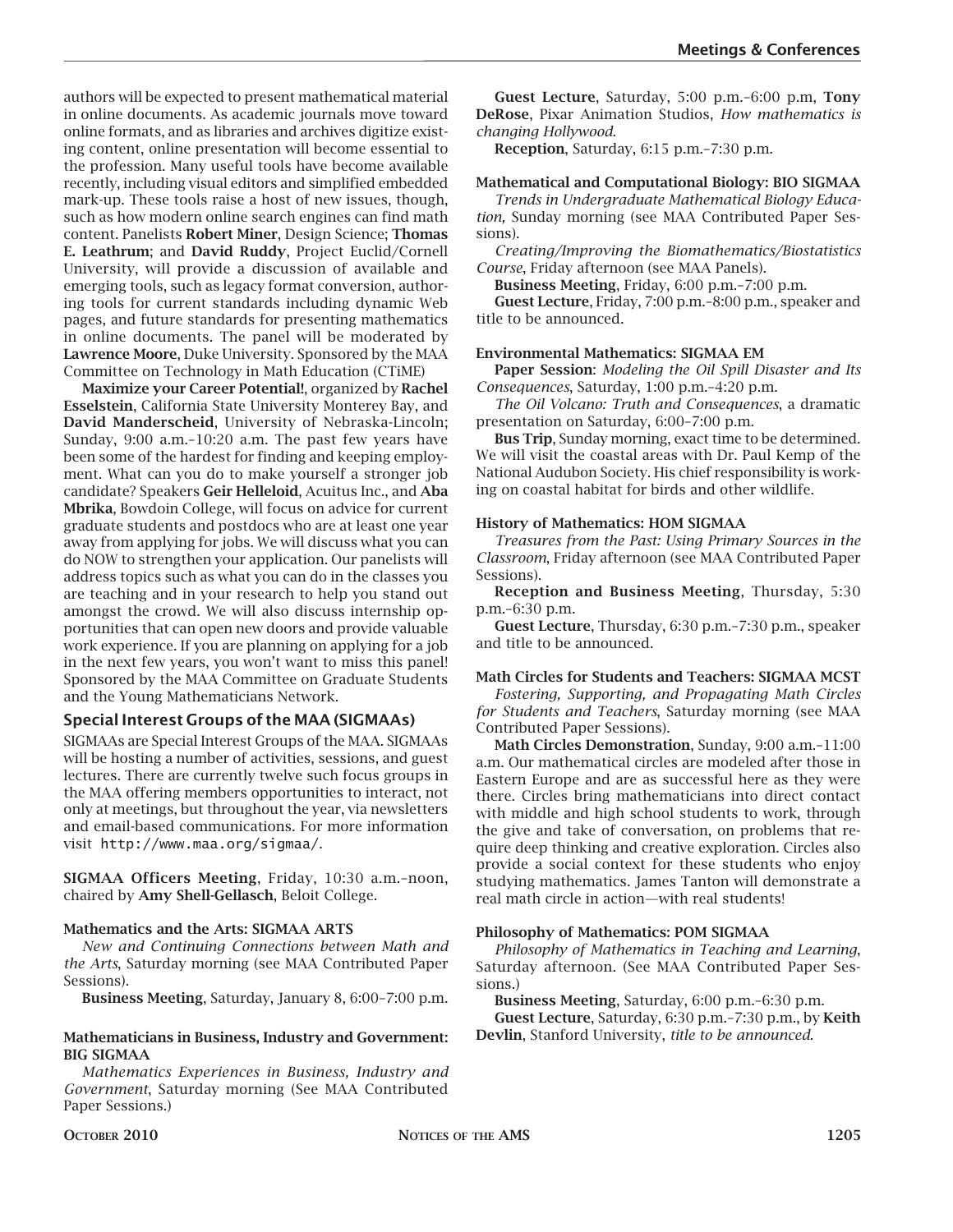authors will be expected to present mathematical material in online documents. As academic journals move toward online formats, and as libraries and archives digitize existing content, online presentation will become essential to the profession. Many useful tools have become available recently, including visual editors and simplified embedded mark-up. These tools raise a host of new issues, though, such as how modern online search engines can find math content. Panelists **Robert Miner**, Design Science; **Thomas E. Leathrum**; and **David Ruddy**, Project Euclid/Cornell University, will provide a discussion of available and emerging tools, such as legacy format conversion, authoring tools for current standards including dynamic Web pages, and future standards for presenting mathematics in online documents. The panel will be moderated by **Lawrence Moore**, Duke University. Sponsored by the MAA Committee on Technology in Math Education (CTiME)

**Maximize your Career Potential!**, organized by **Rachel Esselstein**, California State University Monterey Bay, and **David Manderscheid**, University of Nebraska-Lincoln; Sunday, 9:00 a.m.–10:20 a.m. The past few years have been some of the hardest for finding and keeping employment. What can you do to make yourself a stronger job candidate? Speakers **Geir Helleloid**, Acuitus Inc., and **Aba Mbrika**, Bowdoin College, will focus on advice for current graduate students and postdocs who are at least one year away from applying for jobs. We will discuss what you can do NOW to strengthen your application. Our panelists will address topics such as what you can do in the classes you are teaching and in your research to help you stand out amongst the crowd. We will also discuss internship opportunities that can open new doors and provide valuable work experience. If you are planning on applying for a job in the next few years, you won't want to miss this panel! Sponsored by the MAA Committee on Graduate Students and the Young Mathematicians Network.

## Special Interest Groups of the MAA (SIGMAAs)

SIGMAAs are Special Interest Groups of the MAA. SIGMAAs will be hosting a number of activities, sessions, and guest lectures. There are currently twelve such focus groups in the MAA offering members opportunities to interact, not only at meetings, but throughout the year, via newsletters and email-based communications. For more information visit `http://www.maa.org/sigmaa/`.

**SIGMAA Officers Meeting**, Friday, 10:30 a.m.–noon, chaired by **Amy Shell-Gellasch**, Beloit College.

#### Mathematics and the Arts: SIGMAA ARTS

*New and Continuing Connections between Math and the Arts*, Saturday morning (see MAA Contributed Paper Sessions).

**Business Meeting**, Saturday, January 8, 6:00–7:00 p.m.

#### Mathematicians in Business, Industry and Government: BIG SIGMAA

*Mathematics Experiences in Business, Industry and Government*, Saturday morning (See MAA Contributed Paper Sessions.)

**Guest Lecture**, Saturday, 5:00 p.m.–6:00 p.m, **Tony DeRose**, Pixar Animation Studios, *How mathematics is changing Hollywood*.

**Reception**, Saturday, 6:15 p.m.–7:30 p.m.

#### Mathematical and Computational Biology: BIO SIGMAA

*Trends in Undergraduate Mathematical Biology Education,* Sunday morning (see MAA Contributed Paper Sessions).

*Creating/Improving the Biomathematics/Biostatistics Course*, Friday afternoon (see MAA Panels).

**Business Meeting**, Friday, 6:00 p.m.–7:00 p.m.

**Guest Lecture**, Friday, 7:00 p.m.–8:00 p.m., speaker and title to be announced.

#### Environmental Mathematics: SIGMAA EM

**Paper Session**: *Modeling the Oil Spill Disaster and Its Consequences*, Saturday, 1:00 p.m.–4:20 p.m.

*The Oil Volcano: Truth and Consequences*, a dramatic presentation on Saturday, 6:00–7:00 p.m.

**Bus Trip**, Sunday morning, exact time to be determined. We will visit the coastal areas with Dr. Paul Kemp of the National Audubon Society. His chief responsibility is working on coastal habitat for birds and other wildlife.

#### History of Mathematics: HOM SIGMAA

*Treasures from the Past: Using Primary Sources in the Classroom*, Friday afternoon (see MAA Contributed Paper Sessions).

**Reception and Business Meeting**, Thursday, 5:30 p.m.–6:30 p.m.

**Guest Lecture**, Thursday, 6:30 p.m.–7:30 p.m., speaker and title to be announced.

#### Math Circles for Students and Teachers: SIGMAA MCST

*Fostering, Supporting, and Propagating Math Circles for Students and Teachers*, Saturday morning (see MAA Contributed Paper Sessions).

**Math Circles Demonstration**, Sunday, 9:00 a.m.–11:00 a.m. Our mathematical circles are modeled after those in Eastern Europe and are as successful here as they were there. Circles bring mathematicians into direct contact with middle and high school students to work, through the give and take of conversation, on problems that require deep thinking and creative exploration. Circles also provide a social context for these students who enjoy studying mathematics. James Tanton will demonstrate a real math circle in action—with real students!

#### Philosophy of Mathematics: POM SIGMAA

*Philosophy of Mathematics in Teaching and Learning*, Saturday afternoon. (See MAA Contributed Paper Sessions.)

**Business Meeting**, Saturday, 6:00 p.m.–6:30 p.m.

**Guest Lecture**, Saturday, 6:30 p.m.–7:30 p.m., by **Keith Devlin**, Stanford University, *title to be announced*.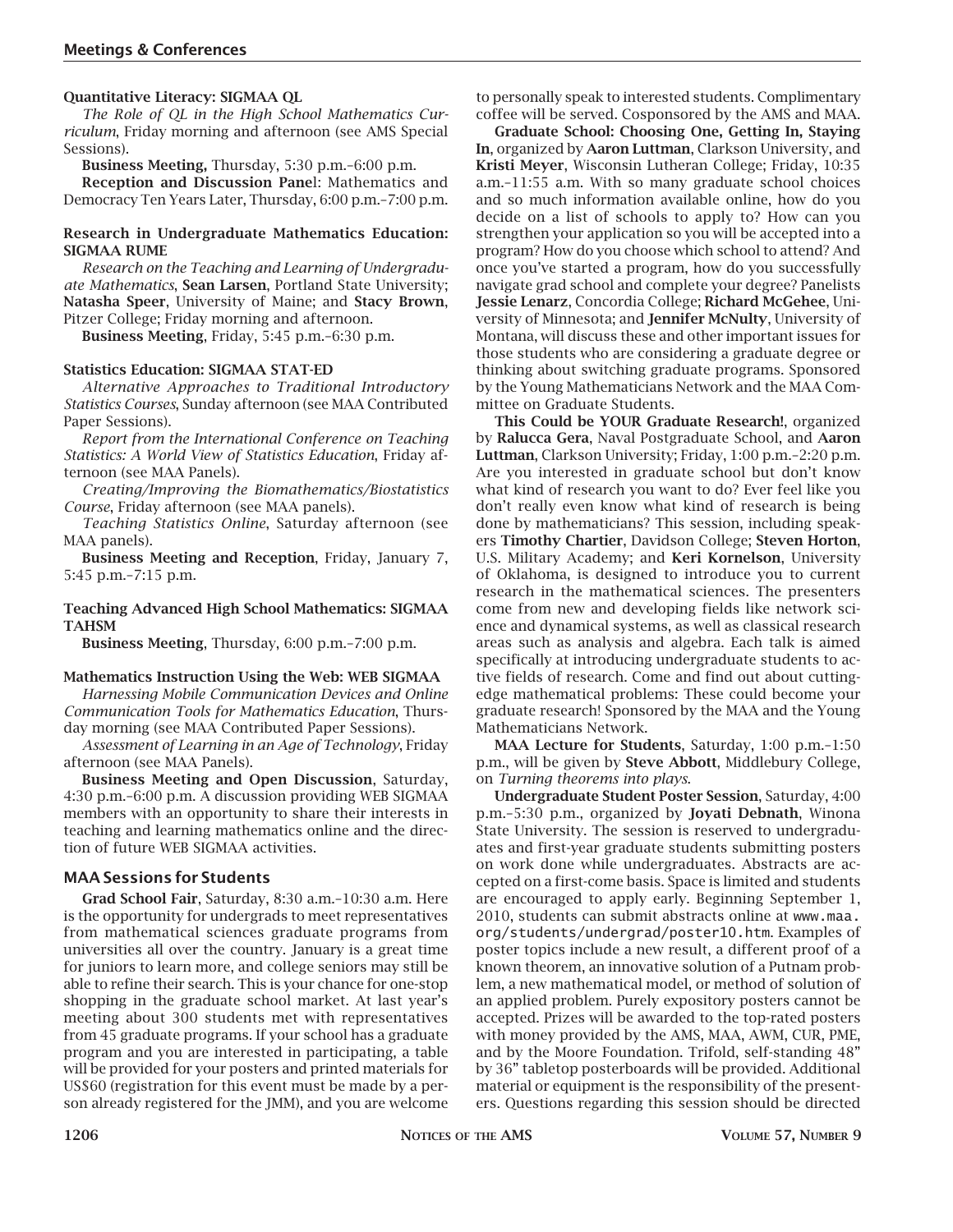#### Quantitative Literacy: SIGMAA QL

*The Role of QL in the High School Mathematics Curriculum*, Friday morning and afternoon (see AMS Special Sessions).

**Business Meeting,** Thursday, 5:30 p.m.–6:00 p.m.

**Reception and Discussion Panel**: Mathematics and Democracy Ten Years Later, Thursday, 6:00 p.m.–7:00 p.m.

#### Research in Undergraduate Mathematics Education: SIGMAA RUME

*Research on the Teaching and Learning of Undergraduate Mathematics*, **Sean Larsen**, Portland State University; **Natasha Speer**, University of Maine; and **Stacy Brown**, Pitzer College; Friday morning and afternoon.

**Business Meeting**, Friday, 5:45 p.m.–6:30 p.m.

#### Statistics Education: SIGMAA STAT-ED

*Alternative Approaches to Traditional Introductory Statistics Courses*, Sunday afternoon (see MAA Contributed Paper Sessions).

*Report from the International Conference on Teaching Statistics: A World View of Statistics Education*, Friday afternoon (see MAA Panels).

*Creating/Improving the Biomathematics/Biostatistics Course*, Friday afternoon (see MAA panels).

*Teaching Statistics Online*, Saturday afternoon (see MAA panels).

**Business Meeting and Reception**, Friday, January 7, 5:45 p.m.–7:15 p.m.

#### Teaching Advanced High School Mathematics: SIGMAA TAHSM

**Business Meeting**, Thursday, 6:00 p.m.–7:00 p.m.

#### Mathematics Instruction Using the Web: WEB SIGMAA

*Harnessing Mobile Communication Devices and Online Communication Tools for Mathematics Education*, Thursday morning (see MAA Contributed Paper Sessions).

*Assessment of Learning in an Age of Technology*, Friday afternoon (see MAA Panels).

**Business Meeting and Open Discussion**, Saturday, 4:30 p.m.–6:00 p.m. A discussion providing WEB SIGMAA members with an opportunity to share their interests in teaching and learning mathematics online and the direction of future WEB SIGMAA activities.

### MAA Sessions for Students

**Grad School Fair**, Saturday, 8:30 a.m.–10:30 a.m. Here is the opportunity for undergrads to meet representatives from mathematical sciences graduate programs from universities all over the country. January is a great time for juniors to learn more, and college seniors may still be able to refine their search. This is your chance for one-stop shopping in the graduate school market. At last year's meeting about 300 students met with representatives from 45 graduate programs. If your school has a graduate program and you are interested in participating, a table will be provided for your posters and printed materials for US$60 (registration for this event must be made by a person already registered for the JMM), and you are welcome to personally speak to interested students. Complimentary coffee will be served. Cosponsored by the AMS and MAA.

**Graduate School: Choosing One, Getting In, Staying In**, organized by **Aaron Luttman**, Clarkson University, and **Kristi Meyer**, Wisconsin Lutheran College; Friday, 10:35 a.m.–11:55 a.m. With so many graduate school choices and so much information available online, how do you decide on a list of schools to apply to? How can you strengthen your application so you will be accepted into a program? How do you choose which school to attend? And once you've started a program, how do you successfully navigate grad school and complete your degree? Panelists **Jessie Lenarz**, Concordia College; **Richard McGehee**, University of Minnesota; and **Jennifer McNulty**, University of Montana, will discuss these and other important issues for those students who are considering a graduate degree or thinking about switching graduate programs. Sponsored by the Young Mathematicians Network and the MAA Committee on Graduate Students.

**This Could be YOUR Graduate Research!**, organized by **Ralucca Gera**, Naval Postgraduate School, and **Aaron Luttman**, Clarkson University; Friday, 1:00 p.m.–2:20 p.m. Are you interested in graduate school but don't know what kind of research you want to do? Ever feel like you don't really even know what kind of research is being done by mathematicians? This session, including speakers **Timothy Chartier**, Davidson College; **Steven Horton**, U.S. Military Academy; and **Keri Kornelson**, University of Oklahoma, is designed to introduce you to current research in the mathematical sciences. The presenters come from new and developing fields like network science and dynamical systems, as well as classical research areas such as analysis and algebra. Each talk is aimed specifically at introducing undergraduate students to active fields of research. Come and find out about cutting-edge mathematical problems: These could become your graduate research! Sponsored by the MAA and the Young Mathematicians Network.

**MAA Lecture for Students**, Saturday, 1:00 p.m.–1:50 p.m., will be given by **Steve Abbott**, Middlebury College, on *Turning theorems into plays*.

**Undergraduate Student Poster Session**, Saturday, 4:00 p.m.–5:30 p.m., organized by **Joyati Debnath**, Winona State University. The session is reserved to undergraduates and first-year graduate students submitting posters on work done while undergraduates. Abstracts are accepted on a first-come basis. Space is limited and students are encouraged to apply early. Beginning September 1, 2010, students can submit abstracts online at www.maa.org/students/undergrad/poster10.htm. Examples of poster topics include a new result, a different proof of a known theorem, an innovative solution of a Putnam problem, a new mathematical model, or method of solution of an applied problem. Purely expository posters cannot be accepted. Prizes will be awarded to the top-rated posters with money provided by the AMS, MAA, AWM, CUR, PME, and by the Moore Foundation. Trifold, self-standing 48" by 36" tabletop posterboards will be provided. Additional material or equipment is the responsibility of the presenters. Questions regarding this session should be directed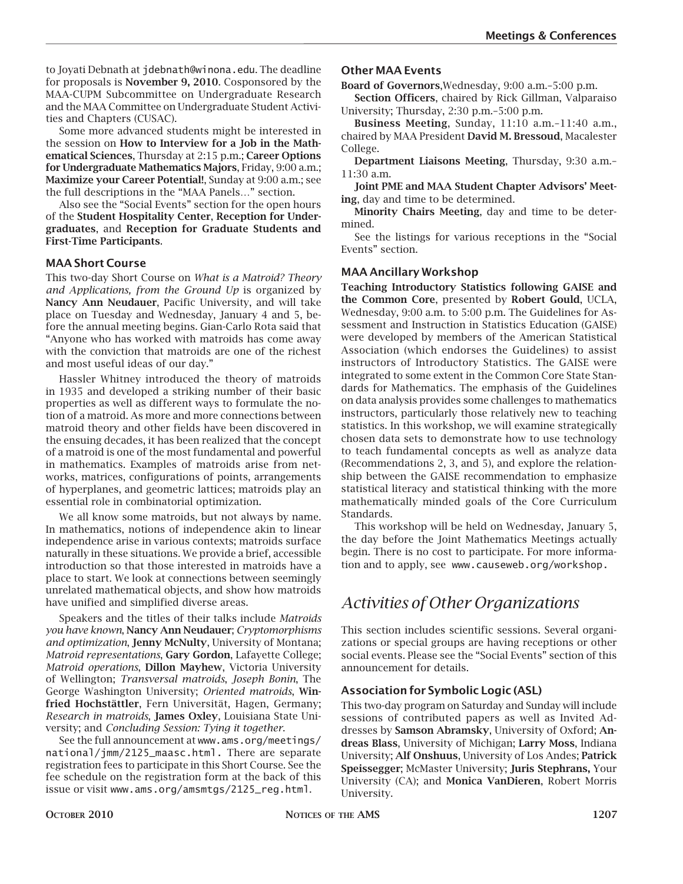to Joyati Debnath at jdebnath@winona.edu. The deadline for proposals is **November 9, 2010**. Cosponsored by the MAA-CUPM Subcommittee on Undergraduate Research and the MAA Committee on Undergraduate Student Activities and Chapters (CUSAC).

Some more advanced students might be interested in the session on **How to Interview for a Job in the Mathematical Sciences**, Thursday at 2:15 p.m.; **Career Options for Undergraduate Mathematics Majors**, Friday, 9:00 a.m.; **Maximize your Career Potential!**, Sunday at 9:00 a.m.; see the full descriptions in the "MAA Panels…" section.

Also see the "Social Events" section for the open hours of the **Student Hospitality Center**, **Reception for Undergraduates**, and **Reception for Graduate Students and First-Time Participants**.

### MAA Short Course

This two-day Short Course on *What is a Matroid? Theory and Applications, from the Ground Up* is organized by **Nancy Ann Neudauer**, Pacific University, and will take place on Tuesday and Wednesday, January 4 and 5, before the annual meeting begins. Gian-Carlo Rota said that "Anyone who has worked with matroids has come away with the conviction that matroids are one of the richest and most useful ideas of our day."

Hassler Whitney introduced the theory of matroids in 1935 and developed a striking number of their basic properties as well as different ways to formulate the notion of a matroid. As more and more connections between matroid theory and other fields have been discovered in the ensuing decades, it has been realized that the concept of a matroid is one of the most fundamental and powerful in mathematics. Examples of matroids arise from networks, matrices, configurations of points, arrangements of hyperplanes, and geometric lattices; matroids play an essential role in combinatorial optimization.

We all know some matroids, but not always by name. In mathematics, notions of independence akin to linear independence arise in various contexts; matroids surface naturally in these situations. We provide a brief, accessible introduction so that those interested in matroids have a place to start. We look at connections between seemingly unrelated mathematical objects, and show how matroids have unified and simplified diverse areas.

Speakers and the titles of their talks include *Matroids you have known*, **Nancy Ann Neudauer**; *Cryptomorphisms and optimization*, **Jenny McNulty**, University of Montana; *Matroid representations*, **Gary Gordon**, Lafayette College; *Matroid operations*, **Dillon Mayhew**, Victoria University of Wellington; *Transversal matroids*, *Joseph Bonin*, The George Washington University; *Oriented matroids*, **Winfried Hochstättler**, Fern Universität, Hagen, Germany; *Research in matroids*, **James Oxley**, Louisiana State University; and *Concluding Session: Tying it together*.

See the full announcement at www.ams.org/meetings/national/jmm/2125_maasc.html. There are separate registration fees to participate in this Short Course. See the fee schedule on the registration form at the back of this issue or visit www.ams.org/amsmtgs/2125_reg.html.

### Other MAA Events

**Board of Governors**,Wednesday, 9:00 a.m.–5:00 p.m.

**Section Officers**, chaired by Rick Gillman, Valparaiso University; Thursday, 2:30 p.m.–5:00 p.m.

**Business Meeting**, Sunday, 11:10 a.m.–11:40 a.m., chaired by MAA President **David M. Bressoud**, Macalester College.

**Department Liaisons Meeting**, Thursday, 9:30 a.m.–11:30 a.m.

**Joint PME and MAA Student Chapter Advisors' Meeting**, day and time to be determined.

**Minority Chairs Meeting**, day and time to be determined.

See the listings for various receptions in the "Social Events" section.

### MAA Ancillary Workshop

**Teaching Introductory Statistics following GAISE and the Common Core**, presented by **Robert Gould**, UCLA, Wednesday, 9:00 a.m. to 5:00 p.m. The Guidelines for Assessment and Instruction in Statistics Education (GAISE) were developed by members of the American Statistical Association (which endorses the Guidelines) to assist instructors of Introductory Statistics. The GAISE were integrated to some extent in the Common Core State Standards for Mathematics. The emphasis of the Guidelines on data analysis provides some challenges to mathematics instructors, particularly those relatively new to teaching statistics. In this workshop, we will examine strategically chosen data sets to demonstrate how to use technology to teach fundamental concepts as well as analyze data (Recommendations 2, 3, and 5), and explore the relationship between the GAISE recommendation to emphasize statistical literacy and statistical thinking with the more mathematically minded goals of the Core Curriculum Standards.

This workshop will be held on Wednesday, January 5, the day before the Joint Mathematics Meetings actually begin. There is no cost to participate. For more information and to apply, see www.causeweb.org/workshop.

## *Activities of Other Organizations*

This section includes scientific sessions. Several organizations or special groups are having receptions or other social events. Please see the "Social Events" section of this announcement for details.

### Association for Symbolic Logic (ASL)

This two-day program on Saturday and Sunday will include sessions of contributed papers as well as Invited Addresses by **Samson Abramsky**, University of Oxford; **Andreas Blass**, University of Michigan; **Larry Moss**, Indiana University; **Alf Onshuus**, University of Los Andes; **Patrick Speissegger**; McMaster University; **Juris Stephrans,** Your University (CA); and **Monica VanDieren**, Robert Morris University.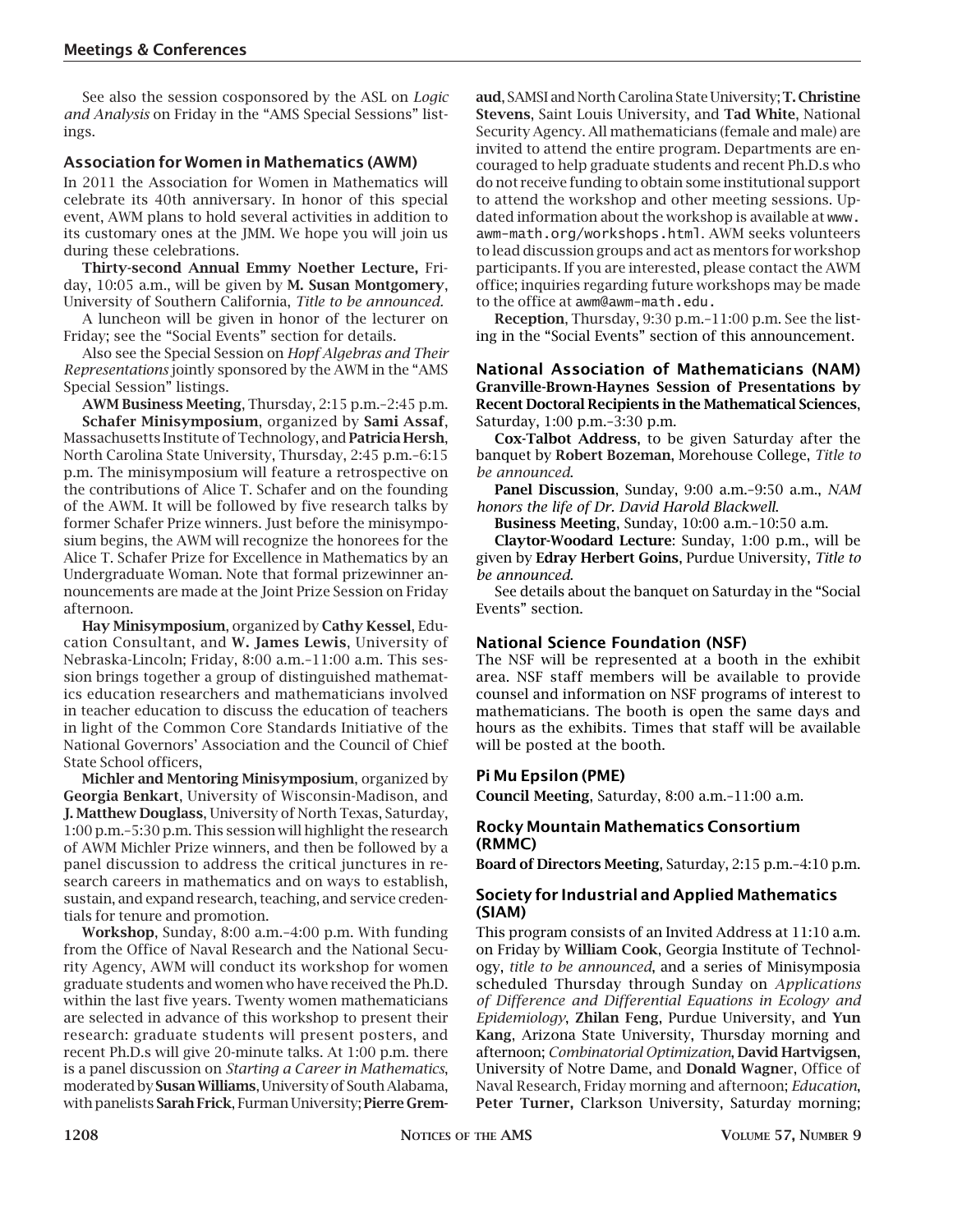See also the session cosponsored by the ASL on *Logic and Analysis* on Friday in the "AMS Special Sessions" listings.

### Association for Women in Mathematics (AWM)

In 2011 the Association for Women in Mathematics will celebrate its 40th anniversary. In honor of this special event, AWM plans to hold several activities in addition to its customary ones at the JMM. We hope you will join us during these celebrations.

**Thirty-second Annual Emmy Noether Lecture,** Friday, 10:05 a.m., will be given by **M. Susan Montgomery**, University of Southern California, *Title to be announced.*

A luncheon will be given in honor of the lecturer on Friday; see the "Social Events" section for details.

Also see the Special Session on *Hopf Algebras and Their Representations* jointly sponsored by the AWM in the "AMS Special Session" listings.

**AWM Business Meeting**, Thursday, 2:15 p.m.–2:45 p.m.

**Schafer Minisymposium**, organized by **Sami Assaf**, Massachusetts Institute of Technology, and **Patricia Hersh**, North Carolina State University, Thursday, 2:45 p.m.–6:15 p.m. The minisymposium will feature a retrospective on the contributions of Alice T. Schafer and on the founding of the AWM. It will be followed by five research talks by former Schafer Prize winners. Just before the minisymposium begins, the AWM will recognize the honorees for the Alice T. Schafer Prize for Excellence in Mathematics by an Undergraduate Woman. Note that formal prizewinner announcements are made at the Joint Prize Session on Friday afternoon.

**Hay Minisymposium**, organized by **Cathy Kessel**, Education Consultant, and **W. James Lewis**, University of Nebraska-Lincoln; Friday, 8:00 a.m.–11:00 a.m. This session brings together a group of distinguished mathematics education researchers and mathematicians involved in teacher education to discuss the education of teachers in light of the Common Core Standards Initiative of the National Governors' Association and the Council of Chief State School officers,

**Michler and Mentoring Minisymposium**, organized by **Georgia Benkart**, University of Wisconsin-Madison, and **J. Matthew Douglass**, University of North Texas, Saturday, 1:00 p.m.–5:30 p.m. This session will highlight the research of AWM Michler Prize winners, and then be followed by a panel discussion to address the critical junctures in research careers in mathematics and on ways to establish, sustain, and expand research, teaching, and service credentials for tenure and promotion.

**Workshop**, Sunday, 8:00 a.m.–4:00 p.m. With funding from the Office of Naval Research and the National Security Agency, AWM will conduct its workshop for women graduate students and women who have received the Ph.D. within the last five years. Twenty women mathematicians are selected in advance of this workshop to present their research: graduate students will present posters, and recent Ph.D.s will give 20-minute talks. At 1:00 p.m. there is a panel discussion on *Starting a Career in Mathematics*, moderated by **Susan Williams**, University of South Alabama, with panelists **Sarah Frick**, Furman University; **Pierre Gremaud**, SAMSI and North Carolina State University; **T. Christine Stevens**, Saint Louis University, and **Tad White**, National Security Agency. All mathematicians (female and male) are invited to attend the entire program. Departments are encouraged to help graduate students and recent Ph.D.s who do not receive funding to obtain some institutional support to attend the workshop and other meeting sessions. Updated information about the workshop is available at www.awm-math.org/workshops.html. AWM seeks volunteers to lead discussion groups and act as mentors for workshop participants. If you are interested, please contact the AWM office; inquiries regarding future workshops may be made to the office at awm@awm-math.edu.

**Reception**, Thursday, 9:30 p.m.–11:00 p.m. See the listing in the "Social Events" section of this announcement.

### National Association of Mathematicians (NAM)

**Granville-Brown-Haynes Session of Presentations by Recent Doctoral Recipients in the Mathematical Sciences**, Saturday, 1:00 p.m.–3:30 p.m.

**Cox-Talbot Address**, to be given Saturday after the banquet by **Robert Bozeman**, Morehouse College, *Title to be announced*.

**Panel Discussion**, Sunday, 9:00 a.m.–9:50 a.m., *NAM honors the life of Dr. David Harold Blackwell*.

**Business Meeting**, Sunday, 10:00 a.m.–10:50 a.m.

**Claytor-Woodard Lecture**: Sunday, 1:00 p.m., will be given by **Edray Herbert Goins**, Purdue University, *Title to be announced*.

See details about the banquet on Saturday in the "Social Events" section.

### National Science Foundation (NSF)

The NSF will be represented at a booth in the exhibit area. NSF staff members will be available to provide counsel and information on NSF programs of interest to mathematicians. The booth is open the same days and hours as the exhibits. Times that staff will be available will be posted at the booth.

### Pi Mu Epsilon (PME)

**Council Meeting**, Saturday, 8:00 a.m.–11:00 a.m.

### Rocky Mountain Mathematics Consortium (RMMC)

**Board of Directors Meeting**, Saturday, 2:15 p.m.–4:10 p.m.

### Society for Industrial and Applied Mathematics (SIAM)

This program consists of an Invited Address at 11:10 a.m. on Friday by **William Cook**, Georgia Institute of Technology, *title to be announced*, and a series of Minisymposia scheduled Thursday through Sunday on *Applications of Difference and Differential Equations in Ecology and Epidemiology*, **Zhilan Feng**, Purdue University, and **Yun Kang**, Arizona State University, Thursday morning and afternoon; *Combinatorial Optimization*, **David Hartvigsen**, University of Notre Dame, and **Donald Wagner**, Office of Naval Research, Friday morning and afternoon; *Education*, **Peter Turner,** Clarkson University, Saturday morning;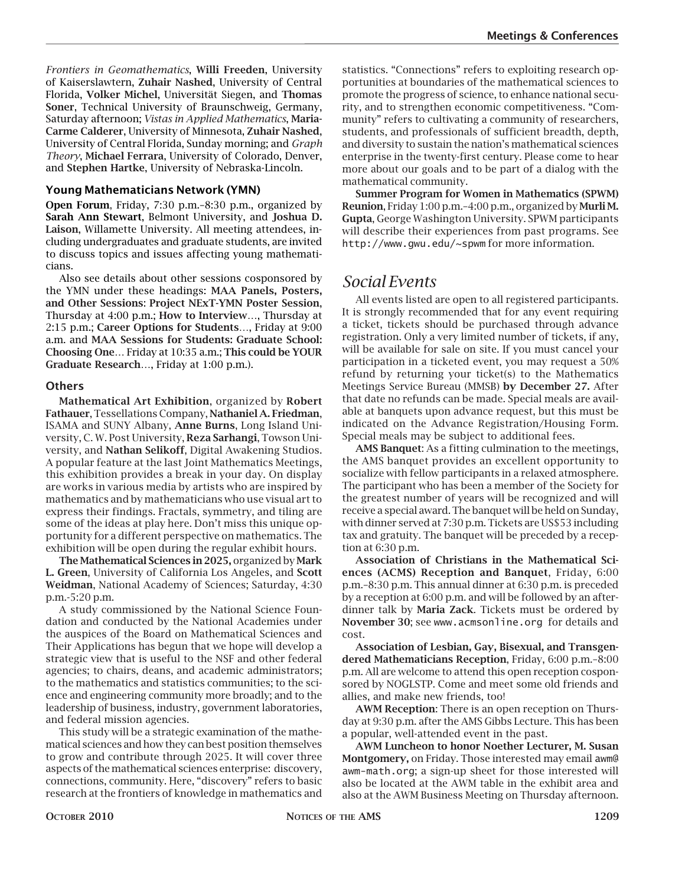*Frontiers in Geomathematics*, **Willi Freeden**, University of Kaiserslawtern, **Zuhair Nashed**, University of Central Florida, **Volker Michel**, Universität Siegen, and **Thomas Soner**, Technical University of Braunschweig, Germany, Saturday afternoon; *Vistas in Applied Mathematics*, **Maria-Carme Calderer**, University of Minnesota, **Zuhair Nashed**, University of Central Florida, Sunday morning; and *Graph Theory*, **Michael Ferrara**, University of Colorado, Denver, and **Stephen Hartke**, University of Nebraska-Lincoln.

### Young Mathematicians Network (YMN)

**Open Forum**, Friday, 7:30 p.m.–8:30 p.m., organized by **Sarah Ann Stewart**, Belmont University, and **Joshua D. Laison**, Willamette University. All meeting attendees, including undergraduates and graduate students, are invited to discuss topics and issues affecting young mathematicians.

Also see details about other sessions cosponsored by the YMN under these headings: **MAA Panels, Posters, and Other Sessions**: **Project NExT-YMN Poster Session**, Thursday at 4:00 p.m.; **How to Interview**…, Thursday at 2:15 p.m.; **Career Options for Students**…, Friday at 9:00 a.m. and **MAA Sessions for Students: Graduate School: Choosing One**… Friday at 10:35 a.m.; **This could be YOUR Graduate Research**…, Friday at 1:00 p.m.).

### Others

**Mathematical Art Exhibition**, organized by **Robert Fathauer**, Tessellations Company, **Nathaniel A. Friedman**, ISAMA and SUNY Albany, **Anne Burns**, Long Island University, C. W. Post University, **Reza Sarhangi**, Towson University, and **Nathan Selikoff**, Digital Awakening Studios. A popular feature at the last Joint Mathematics Meetings, this exhibition provides a break in your day. On display are works in various media by artists who are inspired by mathematics and by mathematicians who use visual art to express their findings. Fractals, symmetry, and tiling are some of the ideas at play here. Don't miss this unique opportunity for a different perspective on mathematics. The exhibition will be open during the regular exhibit hours.

**The Mathematical Sciences in 2025,** organized by **Mark L. Green**, University of California Los Angeles, and **Scott Weidman**, National Academy of Sciences; Saturday, 4:30 p.m.-5:20 p.m.

A study commissioned by the National Science Foundation and conducted by the National Academies under the auspices of the Board on Mathematical Sciences and Their Applications has begun that we hope will develop a strategic view that is useful to the NSF and other federal agencies; to chairs, deans, and academic administrators; to the mathematics and statistics communities; to the science and engineering community more broadly; and to the leadership of business, industry, government laboratories, and federal mission agencies.

This study will be a strategic examination of the mathematical sciences and how they can best position themselves to grow and contribute through 2025. It will cover three aspects of the mathematical sciences enterprise: discovery, connections, community. Here, "discovery" refers to basic research at the frontiers of knowledge in mathematics and statistics. "Connections" refers to exploiting research opportunities at boundaries of the mathematical sciences to promote the progress of science, to enhance national security, and to strengthen economic competitiveness. "Community" refers to cultivating a community of researchers, students, and professionals of sufficient breadth, depth, and diversity to sustain the nation's mathematical sciences enterprise in the twenty-first century. Please come to hear more about our goals and to be part of a dialog with the mathematical community.

**Summer Program for Women in Mathematics (SPWM) Reunion**, Friday 1:00 p.m.–4:00 p.m., organized by **Murli M. Gupta**, George Washington University. SPWM participants will describe their experiences from past programs. See http://www.gwu.edu/~spwm for more information.

## *Social Events*

All events listed are open to all registered participants. It is strongly recommended that for any event requiring a ticket, tickets should be purchased through advance registration. Only a very limited number of tickets, if any, will be available for sale on site. If you must cancel your participation in a ticketed event, you may request a 50% refund by returning your ticket(s) to the Mathematics Meetings Service Bureau (MMSB) **by December 27.** After that date no refunds can be made. Special meals are available at banquets upon advance request, but this must be indicated on the Advance Registration/Housing Form. Special meals may be subject to additional fees.

**AMS Banquet**: As a fitting culmination to the meetings, the AMS banquet provides an excellent opportunity to socialize with fellow participants in a relaxed atmosphere. The participant who has been a member of the Society for the greatest number of years will be recognized and will receive a special award. The banquet will be held on Sunday, with dinner served at 7:30 p.m. Tickets are US$53 including tax and gratuity. The banquet will be preceded by a reception at 6:30 p.m.

**Association of Christians in the Mathematical Sciences (ACMS) Reception and Banquet**, Friday, 6:00 p.m.–8:30 p.m. This annual dinner at 6:30 p.m. is preceded by a reception at 6:00 p.m. and will be followed by an after-dinner talk by **Maria Zack**. Tickets must be ordered by **November 30**; see www.acmsonline.org for details and cost.

**Association of Lesbian, Gay, Bisexual, and Transgendered Mathematicians Reception**, Friday, 6:00 p.m.–8:00 p.m. All are welcome to attend this open reception cosponsored by NOGLSTP. Come and meet some old friends and allies, and make new friends, too!

**AWM Reception**: There is an open reception on Thursday at 9:30 p.m. after the AMS Gibbs Lecture. This has been a popular, well-attended event in the past.

**AWM Luncheon to honor Noether Lecturer, M. Susan Montgomery,** on Friday. Those interested may email awm@awm-math.org; a sign-up sheet for those interested will also be located at the AWM table in the exhibit area and also at the AWM Business Meeting on Thursday afternoon.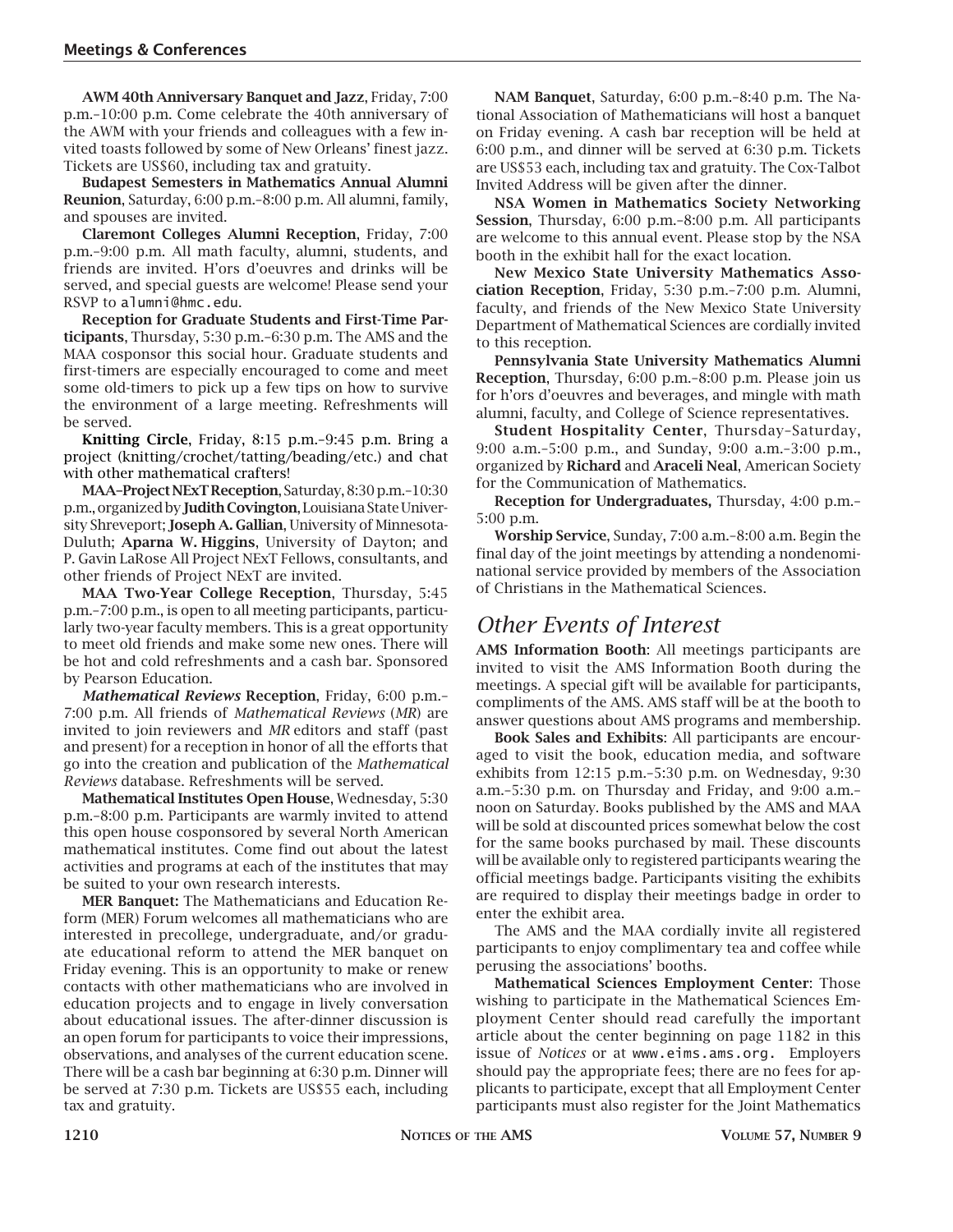**AWM 40th Anniversary Banquet and Jazz**, Friday, 7:00 p.m.–10:00 p.m. Come celebrate the 40th anniversary of the AWM with your friends and colleagues with a few invited toasts followed by some of New Orleans' finest jazz. Tickets are US$60, including tax and gratuity.

**Budapest Semesters in Mathematics Annual Alumni Reunion**, Saturday, 6:00 p.m.–8:00 p.m. All alumni, family, and spouses are invited.

**Claremont Colleges Alumni Reception**, Friday, 7:00 p.m.–9:00 p.m. All math faculty, alumni, students, and friends are invited. H'ors d'oeuvres and drinks will be served, and special guests are welcome! Please send your RSVP to alumni@hmc.edu.

**Reception for Graduate Students and First-Time Participants**, Thursday, 5:30 p.m.–6:30 p.m. The AMS and the MAA cosponsor this social hour. Graduate students and first-timers are especially encouraged to come and meet some old-timers to pick up a few tips on how to survive the environment of a large meeting. Refreshments will be served.

**Knitting Circle**, Friday, 8:15 p.m.–9:45 p.m. Bring a project (knitting/crochet/tatting/beading/etc.) and chat with other mathematical crafters!

**MAA–Project NExT Reception**, Saturday, 8:30 p.m.–10:30 p.m., organized by **Judith Covington**, Louisiana State University Shreveport; **Joseph A. Gallian**, University of Minnesota-Duluth; **Aparna W. Higgins**, University of Dayton; and P. Gavin LaRose All Project NExT Fellows, consultants, and other friends of Project NExT are invited.

**MAA Two-Year College Reception**, Thursday, 5:45 p.m.–7:00 p.m., is open to all meeting participants, particularly two-year faculty members. This is a great opportunity to meet old friends and make some new ones. There will be hot and cold refreshments and a cash bar. Sponsored by Pearson Education.

***Mathematical Reviews* Reception**, Friday, 6:00 p.m.–7:00 p.m. All friends of *Mathematical Reviews* (*MR*) are invited to join reviewers and *MR* editors and staff (past and present) for a reception in honor of all the efforts that go into the creation and publication of the *Mathematical Reviews* database. Refreshments will be served.

**Mathematical Institutes Open House**, Wednesday, 5:30 p.m.–8:00 p.m. Participants are warmly invited to attend this open house cosponsored by several North American mathematical institutes. Come find out about the latest activities and programs at each of the institutes that may be suited to your own research interests.

**MER Banquet:** The Mathematicians and Education Reform (MER) Forum welcomes all mathematicians who are interested in precollege, undergraduate, and/or graduate educational reform to attend the MER banquet on Friday evening. This is an opportunity to make or renew contacts with other mathematicians who are involved in education projects and to engage in lively conversation about educational issues. The after-dinner discussion is an open forum for participants to voice their impressions, observations, and analyses of the current education scene. There will be a cash bar beginning at 6:30 p.m. Dinner will be served at 7:30 p.m. Tickets are US$55 each, including tax and gratuity.

**NAM Banquet**, Saturday, 6:00 p.m.–8:40 p.m. The National Association of Mathematicians will host a banquet on Friday evening. A cash bar reception will be held at 6:00 p.m., and dinner will be served at 6:30 p.m. Tickets are US$53 each, including tax and gratuity. The Cox-Talbot Invited Address will be given after the dinner.

**NSA Women in Mathematics Society Networking Session**, Thursday, 6:00 p.m.–8:00 p.m. All participants are welcome to this annual event. Please stop by the NSA booth in the exhibit hall for the exact location.

**New Mexico State University Mathematics Association Reception**, Friday, 5:30 p.m.–7:00 p.m. Alumni, faculty, and friends of the New Mexico State University Department of Mathematical Sciences are cordially invited to this reception.

**Pennsylvania State University Mathematics Alumni Reception**, Thursday, 6:00 p.m.–8:00 p.m. Please join us for h'ors d'oeuvres and beverages, and mingle with math alumni, faculty, and College of Science representatives.

**Student Hospitality Center**, Thursday–Saturday, 9:00 a.m.–5:00 p.m., and Sunday, 9:00 a.m.–3:00 p.m., organized by **Richard** and **Araceli Neal**, American Society for the Communication of Mathematics.

**Reception for Undergraduates,** Thursday, 4:00 p.m.–5:00 p.m.

**Worship Service**, Sunday, 7:00 a.m.–8:00 a.m. Begin the final day of the joint meetings by attending a nondenominational service provided by members of the Association of Christians in the Mathematical Sciences.

## *Other Events of Interest*

**AMS Information Booth**: All meetings participants are invited to visit the AMS Information Booth during the meetings. A special gift will be available for participants, compliments of the AMS. AMS staff will be at the booth to answer questions about AMS programs and membership.

**Book Sales and Exhibits**: All participants are encouraged to visit the book, education media, and software exhibits from 12:15 p.m.–5:30 p.m. on Wednesday, 9:30 a.m.–5:30 p.m. on Thursday and Friday, and 9:00 a.m.–noon on Saturday. Books published by the AMS and MAA will be sold at discounted prices somewhat below the cost for the same books purchased by mail. These discounts will be available only to registered participants wearing the official meetings badge. Participants visiting the exhibits are required to display their meetings badge in order to enter the exhibit area.

The AMS and the MAA cordially invite all registered participants to enjoy complimentary tea and coffee while perusing the associations' booths.

**Mathematical Sciences Employment Center**: Those wishing to participate in the Mathematical Sciences Employment Center should read carefully the important article about the center beginning on page 1182 in this issue of *Notices* or at www.eims.ams.org. Employers should pay the appropriate fees; there are no fees for applicants to participate, except that all Employment Center participants must also register for the Joint Mathematics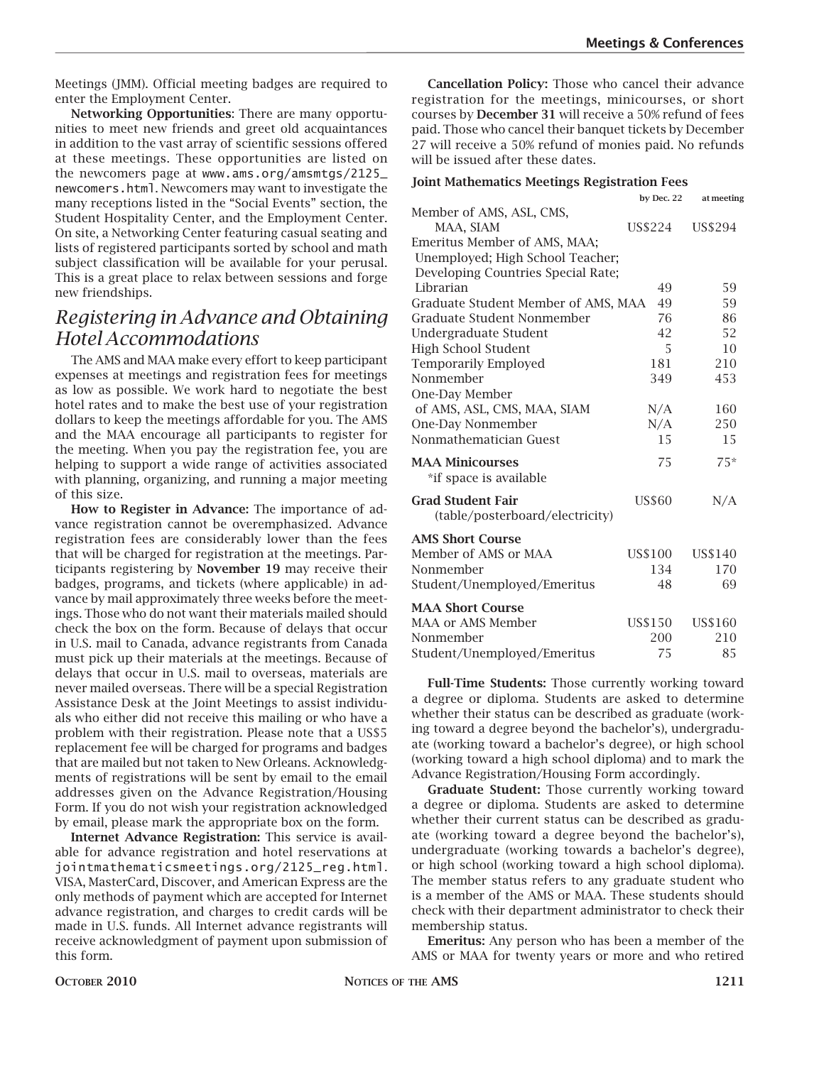Meetings (JMM). Official meeting badges are required to enter the Employment Center.

**Networking Opportunities**: There are many opportunities to meet new friends and greet old acquaintances in addition to the vast array of scientific sessions offered at these meetings. These opportunities are listed on the newcomers page at www.ams.org/amsmtgs/2125_newcomers.html. Newcomers may want to investigate the many receptions listed in the "Social Events" section, the Student Hospitality Center, and the Employment Center. On site, a Networking Center featuring casual seating and lists of registered participants sorted by school and math subject classification will be available for your perusal. This is a great place to relax between sessions and forge new friendships.

## *Registering in Advance and Obtaining Hotel Accommodations*

The AMS and MAA make every effort to keep participant expenses at meetings and registration fees for meetings as low as possible. We work hard to negotiate the best hotel rates and to make the best use of your registration dollars to keep the meetings affordable for you. The AMS and the MAA encourage all participants to register for the meeting. When you pay the registration fee, you are helping to support a wide range of activities associated with planning, organizing, and running a major meeting of this size.

**How to Register in Advance:** The importance of advance registration cannot be overemphasized. Advance registration fees are considerably lower than the fees that will be charged for registration at the meetings. Participants registering by **November 19** may receive their badges, programs, and tickets (where applicable) in advance by mail approximately three weeks before the meetings. Those who do not want their materials mailed should check the box on the form. Because of delays that occur in U.S. mail to Canada, advance registrants from Canada must pick up their materials at the meetings. Because of delays that occur in U.S. mail to overseas, materials are never mailed overseas. There will be a special Registration Assistance Desk at the Joint Meetings to assist individuals who either did not receive this mailing or who have a problem with their registration. Please note that a US$5 replacement fee will be charged for programs and badges that are mailed but not taken to New Orleans. Acknowledgments of registrations will be sent by email to the email addresses given on the Advance Registration/Housing Form. If you do not wish your registration acknowledged by email, please mark the appropriate box on the form.

**Internet Advance Registration:** This service is available for advance registration and hotel reservations at jointmathematicsmeetings.org/2125_reg.html. VISA, MasterCard, Discover, and American Express are the only methods of payment which are accepted for Internet advance registration, and charges to credit cards will be made in U.S. funds. All Internet advance registrants will receive acknowledgment of payment upon submission of this form.

**Cancellation Policy:** Those who cancel their advance registration for the meetings, minicourses, or short courses by **December 31** will receive a 50% refund of fees paid. Those who cancel their banquet tickets by December 27 will receive a 50% refund of monies paid. No refunds will be issued after these dates.

**Joint Mathematics Meetings Registration Fees**

| | by Dec. 22 | at meeting |
|---|---|---|
| Member of AMS, ASL, CMS, MAA, SIAM | US$224 | US$294 |
| Emeritus Member of AMS, MAA; Unemployed; High School Teacher; Developing Countries Special Rate; Librarian | 49 | 59 |
| Graduate Student Member of AMS, MAA | 49 | 59 |
| Graduate Student Nonmember | 76 | 86 |
| Undergraduate Student | 42 | 52 |
| High School Student | 5 | 10 |
| Temporarily Employed | 181 | 210 |
| Nonmember | 349 | 453 |
| One-Day Member of AMS, ASL, CMS, MAA, SIAM | N/A | 160 |
| One-Day Nonmember | N/A | 250 |
| Nonmathematician Guest | 15 | 15 |
| **MAA Minicourses** *if space is available | 75 | 75* |
| **Grad Student Fair** (table/posterboard/electricity) | US$60 | N/A |
| **AMS Short Course** | | |
| Member of AMS or MAA | US$100 | US$140 |
| Nonmember | 134 | 170 |
| Student/Unemployed/Emeritus | 48 | 69 |
| **MAA Short Course** | | |
| MAA or AMS Member | US$150 | US$160 |
| Nonmember | 200 | 210 |
| Student/Unemployed/Emeritus | 75 | 85 |

**Full-Time Students:** Those currently working toward a degree or diploma. Students are asked to determine whether their status can be described as graduate (working toward a degree beyond the bachelor's), undergraduate (working toward a bachelor's degree), or high school (working toward a high school diploma) and to mark the Advance Registration/Housing Form accordingly.

**Graduate Student:** Those currently working toward a degree or diploma. Students are asked to determine whether their current status can be described as graduate (working toward a degree beyond the bachelor's), undergraduate (working towards a bachelor's degree), or high school (working toward a high school diploma). The member status refers to any graduate student who is a member of the AMS or MAA. These students should check with their department administrator to check their membership status.

**Emeritus:** Any person who has been a member of the AMS or MAA for twenty years or more and who retired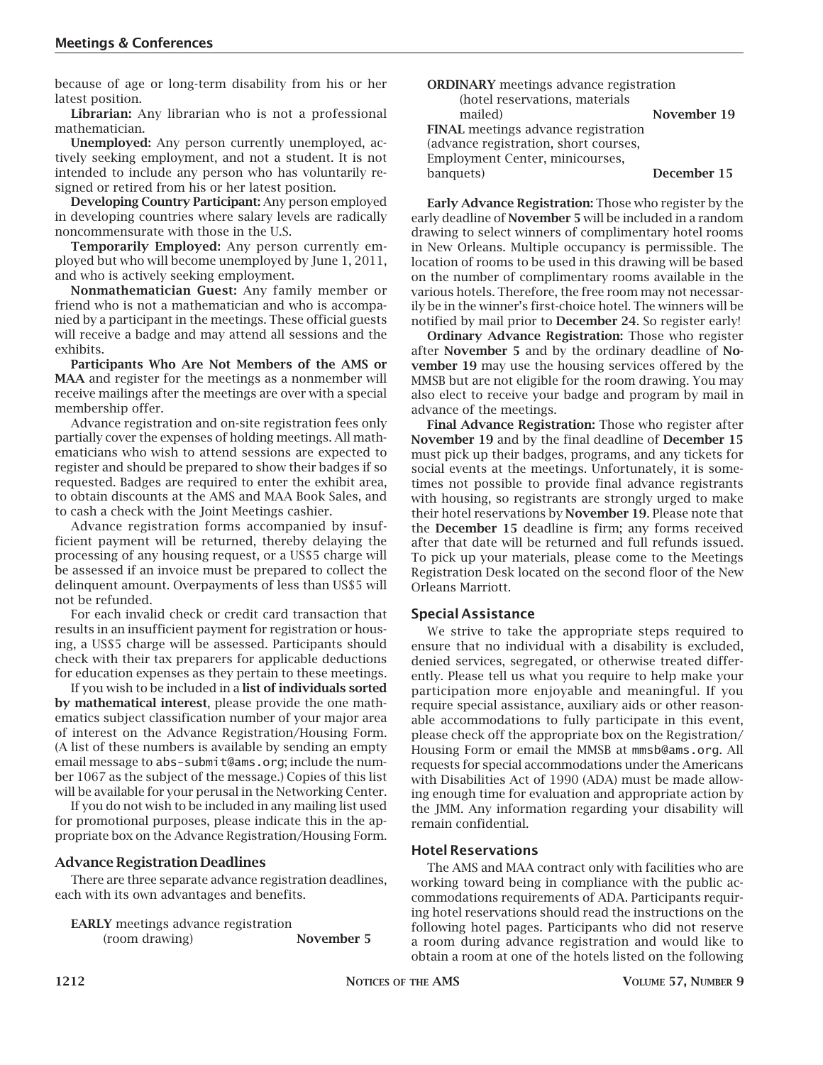because of age or long-term disability from his or her latest position.

**Librarian:** Any librarian who is not a professional mathematician.

**Unemployed:** Any person currently unemployed, actively seeking employment, and not a student. It is not intended to include any person who has voluntarily resigned or retired from his or her latest position.

**Developing Country Participant:** Any person employed in developing countries where salary levels are radically noncommensurate with those in the U.S.

**Temporarily Employed:** Any person currently employed but who will become unemployed by June 1, 2011, and who is actively seeking employment.

**Nonmathematician Guest:** Any family member or friend who is not a mathematician and who is accompanied by a participant in the meetings. These official guests will receive a badge and may attend all sessions and the exhibits.

**Participants Who Are Not Members of the AMS or MAA** and register for the meetings as a nonmember will receive mailings after the meetings are over with a special membership offer.

Advance registration and on-site registration fees only partially cover the expenses of holding meetings. All mathematicians who wish to attend sessions are expected to register and should be prepared to show their badges if so requested. Badges are required to enter the exhibit area, to obtain discounts at the AMS and MAA Book Sales, and to cash a check with the Joint Meetings cashier.

Advance registration forms accompanied by insufficient payment will be returned, thereby delaying the processing of any housing request, or a US$5 charge will be assessed if an invoice must be prepared to collect the delinquent amount. Overpayments of less than US$5 will not be refunded.

For each invalid check or credit card transaction that results in an insufficient payment for registration or housing, a US$5 charge will be assessed. Participants should check with their tax preparers for applicable deductions for education expenses as they pertain to these meetings.

If you wish to be included in a **list of individuals sorted by mathematical interest**, please provide the one mathematics subject classification number of your major area of interest on the Advance Registration/Housing Form. (A list of these numbers is available by sending an empty email message to abs-submit@ams.org; include the number 1067 as the subject of the message.) Copies of this list will be available for your perusal in the Networking Center.

If you do not wish to be included in any mailing list used for promotional purposes, please indicate this in the appropriate box on the Advance Registration/Housing Form.

### Advance Registration Deadlines

There are three separate advance registration deadlines, each with its own advantages and benefits.

| | |
|---|---|
| **EARLY** meetings advance registration (room drawing) | **November 5** |
| **ORDINARY** meetings advance registration (hotel reservations, materials mailed) | **November 19** |
| **FINAL** meetings advance registration (advance registration, short courses, Employment Center, minicourses, banquets) | **December 15** |

**Early Advance Registration:** Those who register by the early deadline of **November 5** will be included in a random drawing to select winners of complimentary hotel rooms in New Orleans. Multiple occupancy is permissible. The location of rooms to be used in this drawing will be based on the number of complimentary rooms available in the various hotels. Therefore, the free room may not necessarily be in the winner's first-choice hotel. The winners will be notified by mail prior to **December 24**. So register early!

**Ordinary Advance Registration:** Those who register after **November 5** and by the ordinary deadline of **November 19** may use the housing services offered by the MMSB but are not eligible for the room drawing. You may also elect to receive your badge and program by mail in advance of the meetings.

**Final Advance Registration:** Those who register after **November 19** and by the final deadline of **December 15** must pick up their badges, programs, and any tickets for social events at the meetings. Unfortunately, it is sometimes not possible to provide final advance registrants with housing, so registrants are strongly urged to make their hotel reservations by **November 19**. Please note that the **December 15** deadline is firm; any forms received after that date will be returned and full refunds issued. To pick up your materials, please come to the Meetings Registration Desk located on the second floor of the New Orleans Marriott.

### Special Assistance

We strive to take the appropriate steps required to ensure that no individual with a disability is excluded, denied services, segregated, or otherwise treated differently. Please tell us what you require to help make your participation more enjoyable and meaningful. If you require special assistance, auxiliary aids or other reasonable accommodations to fully participate in this event, please check off the appropriate box on the Registration/Housing Form or email the MMSB at mmsb@ams.org. All requests for special accommodations under the Americans with Disabilities Act of 1990 (ADA) must be made allowing enough time for evaluation and appropriate action by the JMM. Any information regarding your disability will remain confidential.

### Hotel Reservations

The AMS and MAA contract only with facilities who are working toward being in compliance with the public accommodations requirements of ADA. Participants requiring hotel reservations should read the instructions on the following hotel pages. Participants who did not reserve a room during advance registration and would like to obtain a room at one of the hotels listed on the following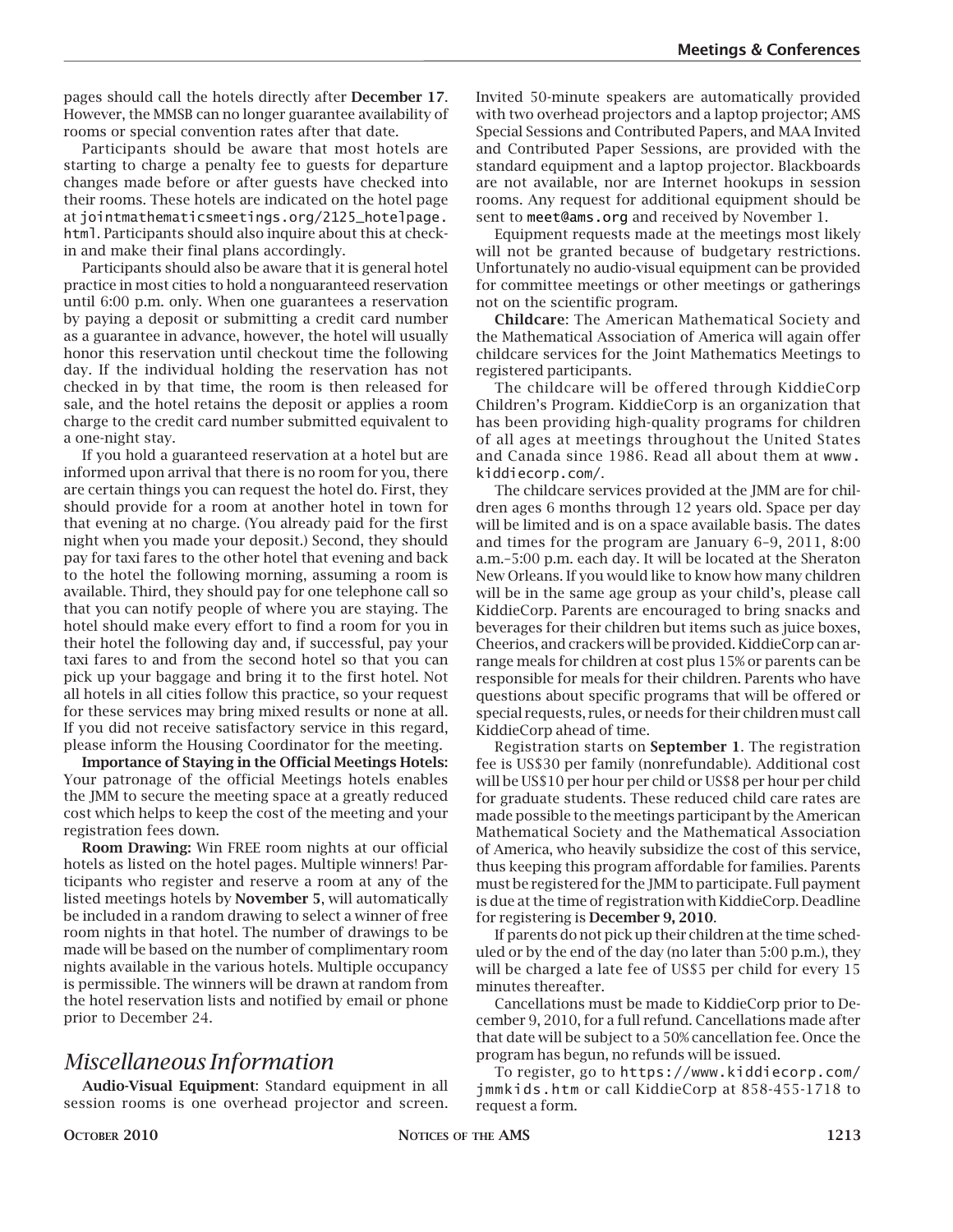pages should call the hotels directly after **December 17**. However, the MMSB can no longer guarantee availability of rooms or special convention rates after that date.

Participants should be aware that most hotels are starting to charge a penalty fee to guests for departure changes made before or after guests have checked into their rooms. These hotels are indicated on the hotel page at jointmathematicsmeetings.org/2125_hotelpage.html. Participants should also inquire about this at check-in and make their final plans accordingly.

Participants should also be aware that it is general hotel practice in most cities to hold a nonguaranteed reservation until 6:00 p.m. only. When one guarantees a reservation by paying a deposit or submitting a credit card number as a guarantee in advance, however, the hotel will usually honor this reservation until checkout time the following day. If the individual holding the reservation has not checked in by that time, the room is then released for sale, and the hotel retains the deposit or applies a room charge to the credit card number submitted equivalent to a one-night stay.

If you hold a guaranteed reservation at a hotel but are informed upon arrival that there is no room for you, there are certain things you can request the hotel do. First, they should provide for a room at another hotel in town for that evening at no charge. (You already paid for the first night when you made your deposit.) Second, they should pay for taxi fares to the other hotel that evening and back to the hotel the following morning, assuming a room is available. Third, they should pay for one telephone call so that you can notify people of where you are staying. The hotel should make every effort to find a room for you in their hotel the following day and, if successful, pay your taxi fares to and from the second hotel so that you can pick up your baggage and bring it to the first hotel. Not all hotels in all cities follow this practice, so your request for these services may bring mixed results or none at all. If you did not receive satisfactory service in this regard, please inform the Housing Coordinator for the meeting.

**Importance of Staying in the Official Meetings Hotels:** Your patronage of the official Meetings hotels enables the JMM to secure the meeting space at a greatly reduced cost which helps to keep the cost of the meeting and your registration fees down.

**Room Drawing:** Win FREE room nights at our official hotels as listed on the hotel pages. Multiple winners! Participants who register and reserve a room at any of the listed meetings hotels by **November 5**, will automatically be included in a random drawing to select a winner of free room nights in that hotel. The number of drawings to be made will be based on the number of complimentary room nights available in the various hotels. Multiple occupancy is permissible. The winners will be drawn at random from the hotel reservation lists and notified by email or phone prior to December 24.

## *Miscellaneous Information*

**Audio-Visual Equipment**: Standard equipment in all session rooms is one overhead projector and screen. Invited 50-minute speakers are automatically provided with two overhead projectors and a laptop projector; AMS Special Sessions and Contributed Papers, and MAA Invited and Contributed Paper Sessions, are provided with the standard equipment and a laptop projector. Blackboards are not available, nor are Internet hookups in session rooms. Any request for additional equipment should be sent to meet@ams.org and received by November 1.

Equipment requests made at the meetings most likely will not be granted because of budgetary restrictions. Unfortunately no audio-visual equipment can be provided for committee meetings or other meetings or gatherings not on the scientific program.

**Childcare**: The American Mathematical Society and the Mathematical Association of America will again offer childcare services for the Joint Mathematics Meetings to registered participants.

The childcare will be offered through KiddieCorp Children's Program. KiddieCorp is an organization that has been providing high-quality programs for children of all ages at meetings throughout the United States and Canada since 1986. Read all about them at www.kiddiecorp.com/.

The childcare services provided at the JMM are for children ages 6 months through 12 years old. Space per day will be limited and is on a space available basis. The dates and times for the program are January 6–9, 2011, 8:00 a.m.–5:00 p.m. each day. It will be located at the Sheraton New Orleans. If you would like to know how many children will be in the same age group as your child's, please call KiddieCorp. Parents are encouraged to bring snacks and beverages for their children but items such as juice boxes, Cheerios, and crackers will be provided. KiddieCorp can arrange meals for children at cost plus 15% or parents can be responsible for meals for their children. Parents who have questions about specific programs that will be offered or special requests, rules, or needs for their children must call KiddieCorp ahead of time.

Registration starts on **September 1**. The registration fee is US$30 per family (nonrefundable). Additional cost will be US$10 per hour per child or US$8 per hour per child for graduate students. These reduced child care rates are made possible to the meetings participant by the American Mathematical Society and the Mathematical Association of America, who heavily subsidize the cost of this service, thus keeping this program affordable for families. Parents must be registered for the JMM to participate. Full payment is due at the time of registration with KiddieCorp. Deadline for registering is **December 9, 2010**.

If parents do not pick up their children at the time scheduled or by the end of the day (no later than 5:00 p.m.), they will be charged a late fee of US$5 per child for every 15 minutes thereafter.

Cancellations must be made to KiddieCorp prior to December 9, 2010, for a full refund. Cancellations made after that date will be subject to a 50% cancellation fee. Once the program has begun, no refunds will be issued.

To register, go to https://www.kiddiecorp.com/jmmkids.htm or call KiddieCorp at 858-455-1718 to request a form.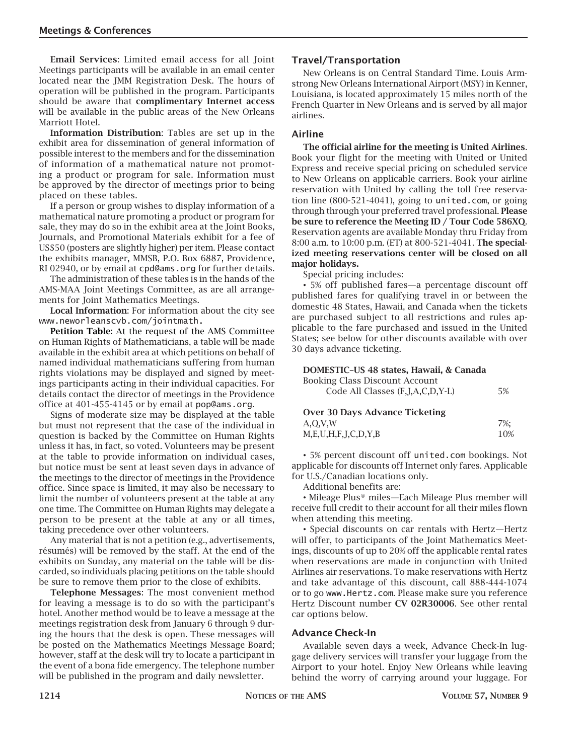**Email Services**: Limited email access for all Joint Meetings participants will be available in an email center located near the JMM Registration Desk. The hours of operation will be published in the program. Participants should be aware that **complimentary Internet access** will be available in the public areas of the New Orleans Marriott Hotel.

**Information Distribution**: Tables are set up in the exhibit area for dissemination of general information of possible interest to the members and for the dissemination of information of a mathematical nature not promoting a product or program for sale. Information must be approved by the director of meetings prior to being placed on these tables.

If a person or group wishes to display information of a mathematical nature promoting a product or program for sale, they may do so in the exhibit area at the Joint Books, Journals, and Promotional Materials exhibit for a fee of US$50 (posters are slightly higher) per item. Please contact the exhibits manager, MMSB, P.O. Box 6887, Providence, RI 02940, or by email at cpd@ams.org for further details.

The administration of these tables is in the hands of the AMS-MAA Joint Meetings Committee, as are all arrangements for Joint Mathematics Meetings.

**Local Information**: For information about the city see www.neworleanscvb.com/jointmath.

**Petition Table:** At the request of the AMS Committee on Human Rights of Mathematicians, a table will be made available in the exhibit area at which petitions on behalf of named individual mathematicians suffering from human rights violations may be displayed and signed by meetings participants acting in their individual capacities. For details contact the director of meetings in the Providence office at 401-455-4145 or by email at pop@ams.org.

Signs of moderate size may be displayed at the table but must not represent that the case of the individual in question is backed by the Committee on Human Rights unless it has, in fact, so voted. Volunteers may be present at the table to provide information on individual cases, but notice must be sent at least seven days in advance of the meetings to the director of meetings in the Providence office. Since space is limited, it may also be necessary to limit the number of volunteers present at the table at any one time. The Committee on Human Rights may delegate a person to be present at the table at any or all times, taking precedence over other volunteers.

Any material that is not a petition (e.g., advertisements, résumés) will be removed by the staff. At the end of the exhibits on Sunday, any material on the table will be discarded, so individuals placing petitions on the table should be sure to remove them prior to the close of exhibits.

**Telephone Messages**: The most convenient method for leaving a message is to do so with the participant's hotel. Another method would be to leave a message at the meetings registration desk from January 6 through 9 during the hours that the desk is open. These messages will be posted on the Mathematics Meetings Message Board; however, staff at the desk will try to locate a participant in the event of a bona fide emergency. The telephone number will be published in the program and daily newsletter.

## Travel/Transportation

New Orleans is on Central Standard Time. Louis Armstrong New Orleans International Airport (MSY) in Kenner, Louisiana, is located approximately 15 miles north of the French Quarter in New Orleans and is served by all major airlines.

### Airline

**The official airline for the meeting is United Airlines**. Book your flight for the meeting with United or United Express and receive special pricing on scheduled service to New Orleans on applicable carriers. Book your airline reservation with United by calling the toll free reservation line (800-521-4041), going to united.com, or going through through your preferred travel professional. **Please be sure to reference the Meeting ID / Tour Code 586XQ**. Reservation agents are available Monday thru Friday from 8:00 a.m. to 10:00 p.m. (ET) at 800-521-4041. **The specialized meeting reservations center will be closed on all major holidays.**

Special pricing includes:

• 5% off published fares—a percentage discount off published fares for qualifying travel in or between the domestic 48 States, Hawaii, and Canada when the tickets are purchased subject to all restrictions and rules applicable to the fare purchased and issued in the United States; see below for other discounts available with over 30 days advance ticketing.

| **DOMESTIC–US 48 states, Hawaii, & Canada** | |
|---|---|
| Booking Class Discount Account Code All Classes (F,J,A,C,D,Y-L) | 5% |
| **Over 30 Days Advance Ticketing** | |
| A,Q,V,W | 7%; |
| M,E,U,H,F,J,C,D,Y,B | 10% |

• 5% percent discount off united.com bookings. Not applicable for discounts off Internet only fares. Applicable for U.S./Canadian locations only.

Additional benefits are:

• Mileage Plus® miles—Each Mileage Plus member will receive full credit to their account for all their miles flown when attending this meeting.

• Special discounts on car rentals with Hertz—Hertz will offer, to participants of the Joint Mathematics Meetings, discounts of up to 20% off the applicable rental rates when reservations are made in conjunction with United Airlines air reservations. To make reservations with Hertz and take advantage of this discount, call 888-444-1074 or to go www.Hertz.com. Please make sure you reference Hertz Discount number **CV 02R30006**. See other rental car options below.

### Advance Check-In

Available seven days a week, Advance Check-In luggage delivery services will transfer your luggage from the Airport to your hotel. Enjoy New Orleans while leaving behind the worry of carrying around your luggage. For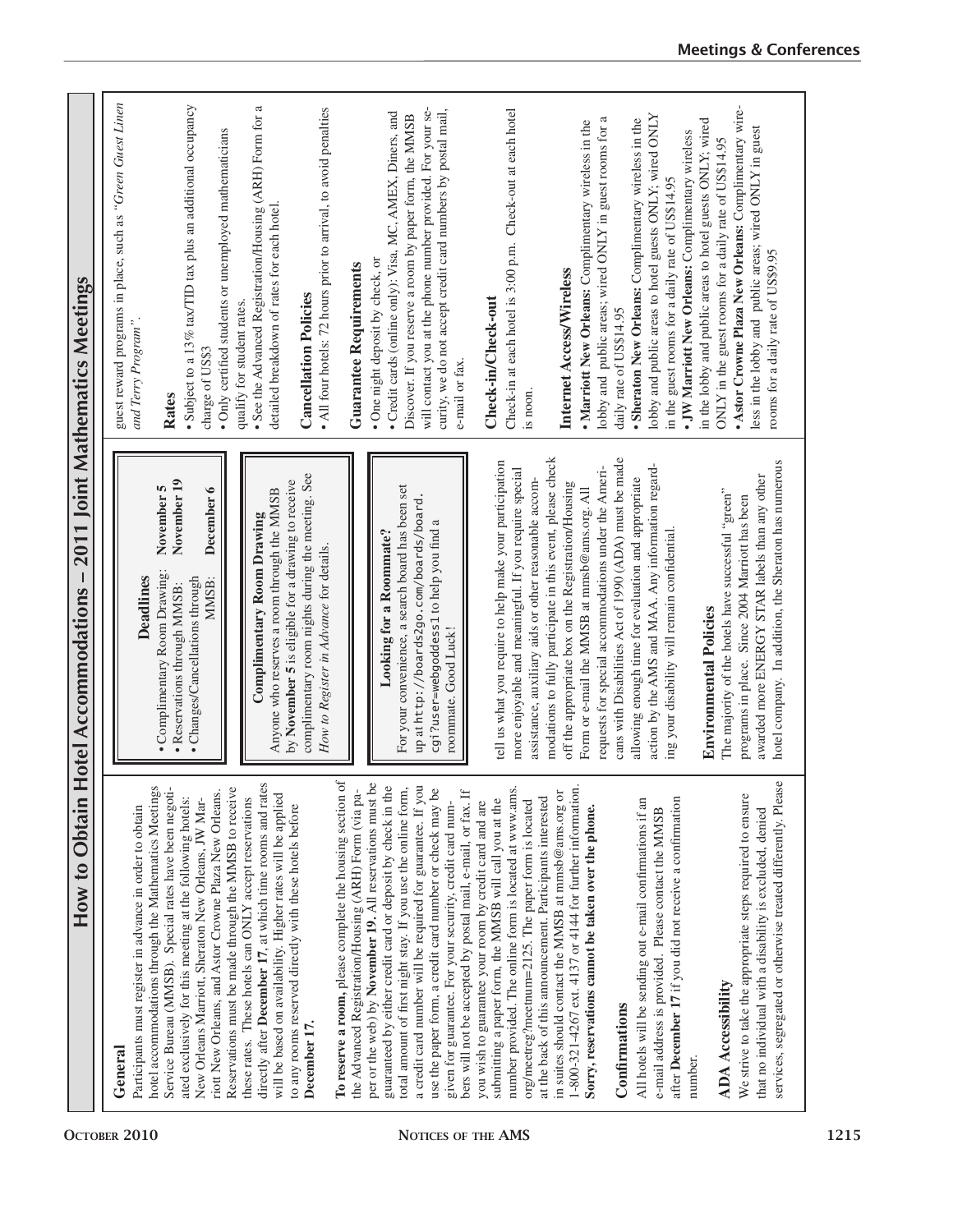# How to Obtain Hotel Accommodations – 2011 Joint Mathematics Meetings

### General

Participants must register in advance in order to obtain hotel accommodations through the Mathematics Meetings Service Bureau (MMSB). Special rates have been negotiated exclusively for this meeting at the following hotels: New Orleans Marriott, Sheraton New Orleans, JW Marriott New Orleans, and Astor Crowne Plaza New Orleans. Reservations must be made through the MMSB to receive these rates. These hotels can ONLY accept reservations directly after **December 17**, at which time rooms and rates will be based on availability. Higher rates will be applied to any rooms reserved directly with these hotels before **December 17.**

**To reserve a room,** please complete the housing section of the Advanced Registration/Housing (ARH) Form (via paper or the web) by **November 19.** All reservations must be guaranteed by either credit card or deposit by check in the total amount of first night stay. If you use the online form, a credit card number will be required for guarantee. If you use the paper form, a credit card number or check may be given for guarantee. For your security, credit card numbers will not be accepted by postal mail, e-mail, or fax. If you wish to guarantee your room by credit card and are submitting a paper form, the MMSB will call you at the number provided. The online form is located at www.ams.org/meetreg?meetnum=2125. The paper form is located at the back of this announcement. Participants interested in suites should contact the MMSB at mmsb@ams.org or 1-800-321-4267 ext. 4137 or 4144 for further information. **Sorry, reservations cannot be taken over the phone.**

### Confirmations

All hotels will be sending out e-mail confirmations if an e-mail address is provided. Please contact the MMSB after **December 17** if you did not receive a confirmation number.

### ADA Accessibility

We strive to take the appropriate steps required to ensure that no individual with a disability is excluded, denied services, segregated or otherwise treated differently. Please tell us what you require to help make your participation more enjoyable and meaningful. If you require special assistance, auxiliary aids or other reasonable accommodations to fully participate in this event, please check off the appropriate box on the Registration/Housing Form or e-mail the MMSB at mmsb@ams.org. All requests for special accommodations under the Americans with Disabilities Act of 1990 (ADA) must be made allowing enough time for evaluation and appropriate action by the AMS and MAA. Any information regarding your disability will remain confidential.

> **Deadlines**
>
> - Complimentary Room Drawing: November 5
> - Reservations through MMSB: November 19
> - Changes/Cancellations through MMSB: December 6

> **Complimentary Room Drawing**
>
> Anyone who reserves a room through the MMSB by **November 5** is eligible for a drawing to receive complimentary room nights during the meeting. See *How to Register in Advance* for details.

> **Looking for a Roommate?**
>
> For your convenience, a search board has been set up at http://boards2go.com/boards/board.cgi?user=webgoddess1 to help you find a roommate. Good Luck!

### Environmental Policies

The majority of the hotels have successful "green" programs in place. Since 2004 Marriott has been awarded more ENERGY STAR labels than any other hotel company. In addition, the Sheraton has numerous guest reward programs in place, such as *"Green Guest Linen and Terry Program"*.

### Rates

- Subject to a 13% tax/TID tax plus an additional occupancy charge of US$3
- Only certified students or unemployed mathematicians qualify for student rates.
- See the Advanced Registration/Housing (ARH) Form for a detailed breakdown of rates for each hotel.

### Cancellation Policies

- All four hotels: 72 hours prior to arrival, to avoid penalties

### Guarantee Requirements

- One night deposit by check, or
- Credit cards (online only): Visa, MC, AMEX, Diners, and Discover. If you reserve a room by paper form, the MMSB will contact you at the phone number provided. For your security, we do not accept credit card numbers by postal mail, e-mail or fax.

### Check-in/Check-out

Check-in at each hotel is 3:00 p.m. Check-out at each hotel is noon.

### Internet Access/Wireless

- **Marriott New Orleans:** Complimentary wireless in the lobby and public areas; wired ONLY in guest rooms for a daily rate of US$14.95
- **Sheraton New Orleans:** Complimentary wireless in the lobby and public areas to hotel guests ONLY; wired ONLY in the guest rooms for a daily rate of US$14.95
- **JW Marriott New Orleans:** Complimentary wireless in the lobby and public areas to hotel guests ONLY; wired ONLY in the guest rooms for a daily rate of US$14.95
- **Astor Crowne Plaza New Orleans:** Complimentary wireless in the lobby and public areas; wired ONLY in guest rooms for a daily rate of US$9.95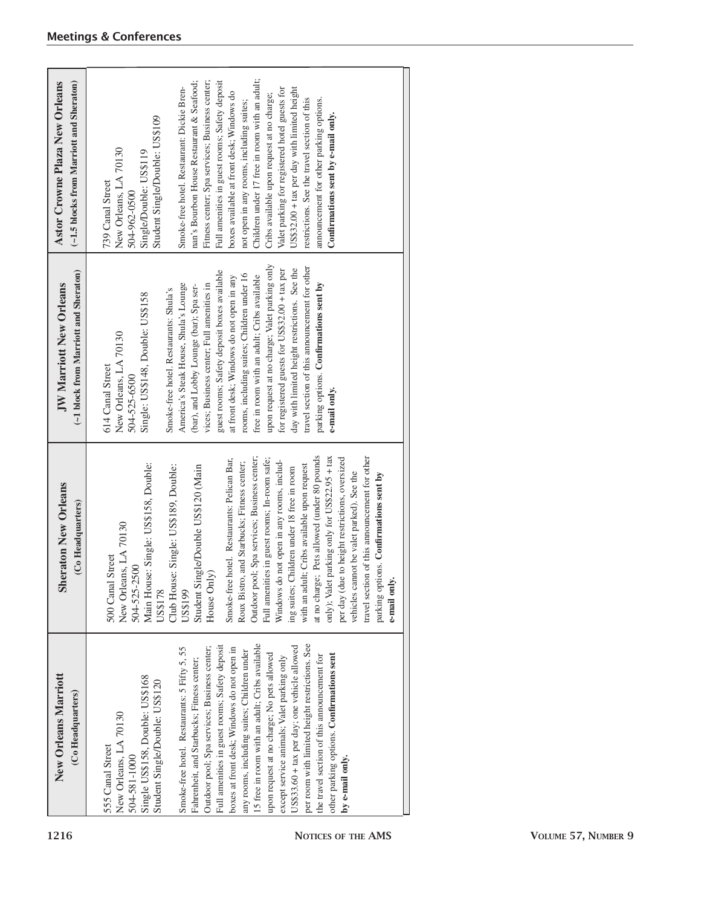| New Orleans Marriott (Co Headquarters) | Sheraton New Orleans (Co Headquarters) | JW Marriott New Orleans (~1 block from Marriott and Sheraton) | Astor Crowne Plaza New Orleans (~1.5 blocks from Marriott and Sheraton) |
|---|---|---|---|
| 555 Canal Street<br>New Orleans, LA 70130<br>504-581-1000<br>Single US$158, Double: US$168<br>Student Single/Double: US$120<br><br>Smoke-free hotel. Restaurants: 5 Fifty 5, 55 Fahrenheit, and Starbucks; Fitness center; Outdoor pool; Spa services; Business center; Full amenities in guest rooms; Safety deposit boxes at front desk; Windows do not open in any rooms, including suites; Children under 15 free in room with an adult; Cribs available upon request at no charge; No pets allowed except service animals; Valet parking only US$33.60 + tax per day; one vehicle allowed per room with limited height restrictions. See the travel section of this announcement for other parking options. **Confirmations sent by e-mail only.** | 500 Canal Street<br>New Orleans, LA 70130<br>504-525-2500<br>Main House: Single: US$158, Double: US$178<br>Club House: Single: US$189, Double: US$199<br>Student Single/Double US$120 (Main House Only)<br><br>Smoke-free hotel. Restaurants: Pelican Bar, Roux Bistro, and Starbucks; Fitness center; Outdoor pool; Spa services; Business center; Full amenities in guest rooms; In-room safe; Windows do not open in any rooms, including suites; Children under 18 free in room with an adult; Cribs available upon request at no charge; Pets allowed (under 80 pounds only); Valet parking only for US$22.95 + tax per day (due to height restrictions, oversized vehicles cannot be valet parked). See the travel section of this announcement for other parking options. **Confirmations sent by e-mail only.** | 614 Canal Street<br>New Orleans, LA 70130<br>504-525-6500<br>Single: US$148, Double: US$158<br><br>Smoke-free hotel. Restaurants: Shula's America's Steak House, Shula's Lounge (bar), and Lobby Lounge (bar); Spa services; Business center; Full amenities in guest rooms; Safety deposit boxes available at front desk; Windows do not open in any rooms, including suites; Children under 16 free in room with an adult; Cribs available upon request at no charge; Valet parking only for registered guests for US$32.00 + tax per day with limited height restrictions. See the travel section of this announcement for other parking options. **Confirmations sent by e-mail only.** | 739 Canal Street<br>New Orleans, LA 70130<br>504-962-0500<br>Single/Double: US$119<br>Student Single/Double: US$109<br><br>Smoke-free hotel. Restaurant: Dickie Brennan's Bourbon House Restaurant & Seafood; Fitness center; Spa services; Business center; Full amenities in guest rooms; Safety deposit boxes available at front desk; Windows do not open in any rooms, including suites; Children under 17 free in room with an adult; Cribs available upon request at no charge; Valet parking for registered hotel guests for US$32.00 + tax per day with limited height restrictions. See the travel section of this announcement for other parking options. **Confirmations sent by e-mail only.** |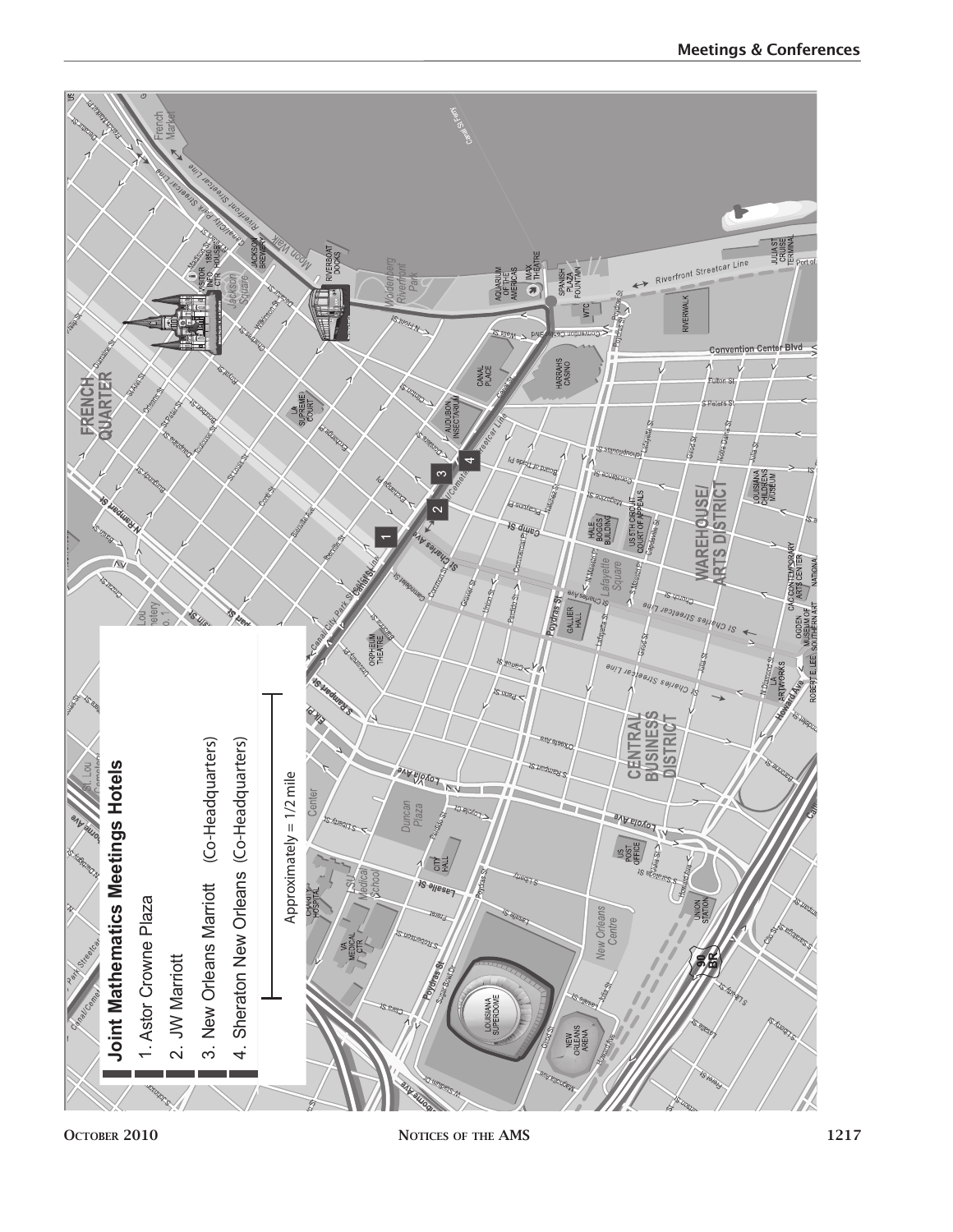## Joint Mathematics Meetings Hotels

1. Astor Crowne Plaza
2. JW Marriott
3. New Orleans Marriott (Co-Headquarters)
4. Sheraton New Orleans (Co-Headquarters)

Approximately = 1/2 mile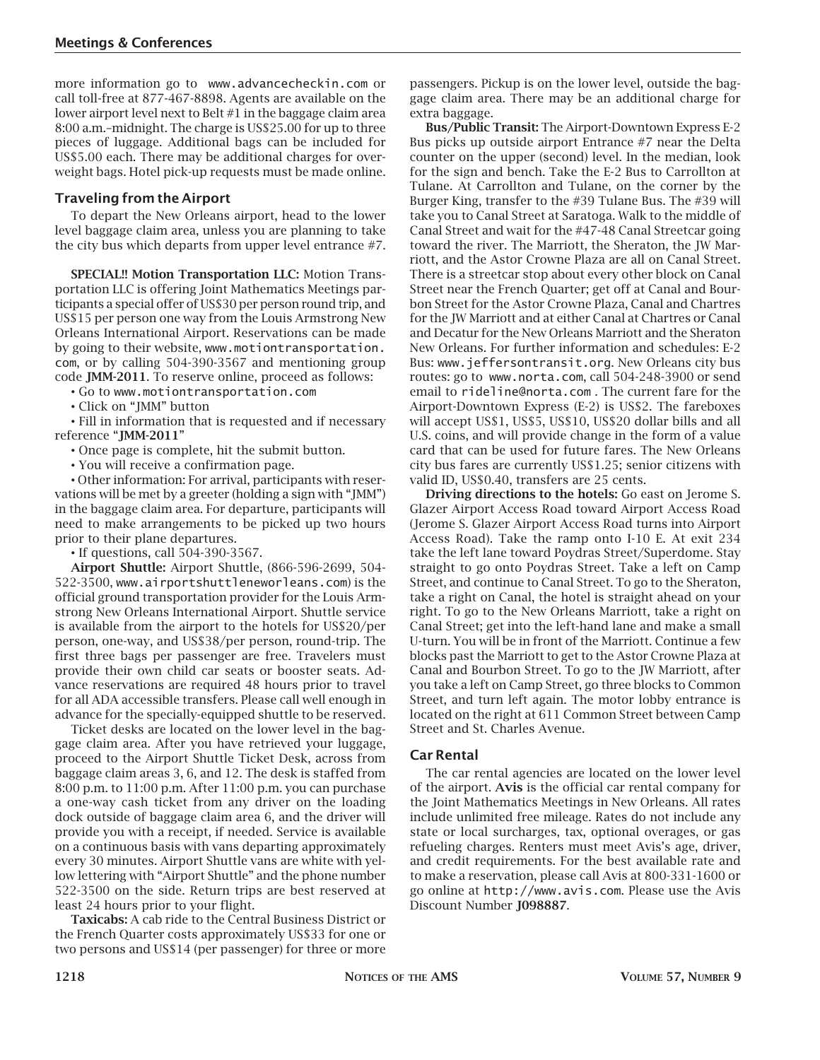more information go to www.advancecheckin.com or call toll-free at 877-467-8898. Agents are available on the lower airport level next to Belt #1 in the baggage claim area 8:00 a.m.–midnight. The charge is US$25.00 for up to three pieces of luggage. Additional bags can be included for US$5.00 each. There may be additional charges for overweight bags. Hotel pick-up requests must be made online.

### Traveling from the Airport

To depart the New Orleans airport, head to the lower level baggage claim area, unless you are planning to take the city bus which departs from upper level entrance #7.

**SPECIAL!! Motion Transportation LLC:** Motion Transportation LLC is offering Joint Mathematics Meetings participants a special offer of US$30 per person round trip, and US$15 per person one way from the Louis Armstrong New Orleans International Airport. Reservations can be made by going to their website, www.motiontransportation.com, or by calling 504-390-3567 and mentioning group code **JMM-2011**. To reserve online, proceed as follows:

- Go to www.motiontransportation.com
- Click on "JMM" button
- Fill in information that is requested and if necessary reference "**JMM-2011**"
- Once page is complete, hit the submit button.
- You will receive a confirmation page.
- Other information: For arrival, participants with reservations will be met by a greeter (holding a sign with "JMM") in the baggage claim area. For departure, participants will need to make arrangements to be picked up two hours prior to their plane departures.
- If questions, call 504-390-3567.

**Airport Shuttle:** Airport Shuttle, (866-596-2699, 504-522-3500, www.airportshuttleneworleans.com) is the official ground transportation provider for the Louis Armstrong New Orleans International Airport. Shuttle service is available from the airport to the hotels for US$20/per person, one-way, and US$38/per person, round-trip. The first three bags per passenger are free. Travelers must provide their own child car seats or booster seats. Advance reservations are required 48 hours prior to travel for all ADA accessible transfers. Please call well enough in advance for the specially-equipped shuttle to be reserved.

Ticket desks are located on the lower level in the baggage claim area. After you have retrieved your luggage, proceed to the Airport Shuttle Ticket Desk, across from baggage claim areas 3, 6, and 12. The desk is staffed from 8:00 p.m. to 11:00 p.m. After 11:00 p.m. you can purchase a one-way cash ticket from any driver on the loading dock outside of baggage claim area 6, and the driver will provide you with a receipt, if needed. Service is available on a continuous basis with vans departing approximately every 30 minutes. Airport Shuttle vans are white with yellow lettering with "Airport Shuttle" and the phone number 522-3500 on the side. Return trips are best reserved at least 24 hours prior to your flight.

**Taxicabs:** A cab ride to the Central Business District or the French Quarter costs approximately US$33 for one or two persons and US$14 (per passenger) for three or more passengers. Pickup is on the lower level, outside the baggage claim area. There may be an additional charge for extra baggage.

**Bus/Public Transit:** The Airport-Downtown Express E-2 Bus picks up outside airport Entrance #7 near the Delta counter on the upper (second) level. In the median, look for the sign and bench. Take the E-2 Bus to Carrollton at Tulane. At Carrollton and Tulane, on the corner by the Burger King, transfer to the #39 Tulane Bus. The #39 will take you to Canal Street at Saratoga. Walk to the middle of Canal Street and wait for the #47-48 Canal Streetcar going toward the river. The Marriott, the Sheraton, the JW Marriott, and the Astor Crowne Plaza are all on Canal Street. There is a streetcar stop about every other block on Canal Street near the French Quarter; get off at Canal and Bourbon Street for the Astor Crowne Plaza, Canal and Chartres for the JW Marriott and at either Canal at Chartres or Canal and Decatur for the New Orleans Marriott and the Sheraton New Orleans. For further information and schedules: E-2 Bus: www.jeffersontransit.org. New Orleans city bus routes: go to www.norta.com, call 504-248-3900 or send email to rideline@norta.com . The current fare for the Airport-Downtown Express (E-2) is US$2. The fareboxes will accept US$1, US$5, US$10, US$20 dollar bills and all U.S. coins, and will provide change in the form of a value card that can be used for future fares. The New Orleans city bus fares are currently US$1.25; senior citizens with valid ID, US$0.40, transfers are 25 cents.

**Driving directions to the hotels:** Go east on Jerome S. Glazer Airport Access Road toward Airport Access Road (Jerome S. Glazer Airport Access Road turns into Airport Access Road). Take the ramp onto I-10 E. At exit 234 take the left lane toward Poydras Street/Superdome. Stay straight to go onto Poydras Street. Take a left on Camp Street, and continue to Canal Street. To go to the Sheraton, take a right on Canal, the hotel is straight ahead on your right. To go to the New Orleans Marriott, take a right on Canal Street; get into the left-hand lane and make a small U-turn. You will be in front of the Marriott. Continue a few blocks past the Marriott to get to the Astor Crowne Plaza at Canal and Bourbon Street. To go to the JW Marriott, after you take a left on Camp Street, go three blocks to Common Street, and turn left again. The motor lobby entrance is located on the right at 611 Common Street between Camp Street and St. Charles Avenue.

### Car Rental

The car rental agencies are located on the lower level of the airport. **Avis** is the official car rental company for the Joint Mathematics Meetings in New Orleans. All rates include unlimited free mileage. Rates do not include any state or local surcharges, tax, optional overages, or gas refueling charges. Renters must meet Avis's age, driver, and credit requirements. For the best available rate and to make a reservation, please call Avis at 800-331-1600 or go online at http://www.avis.com. Please use the Avis Discount Number **J098887**.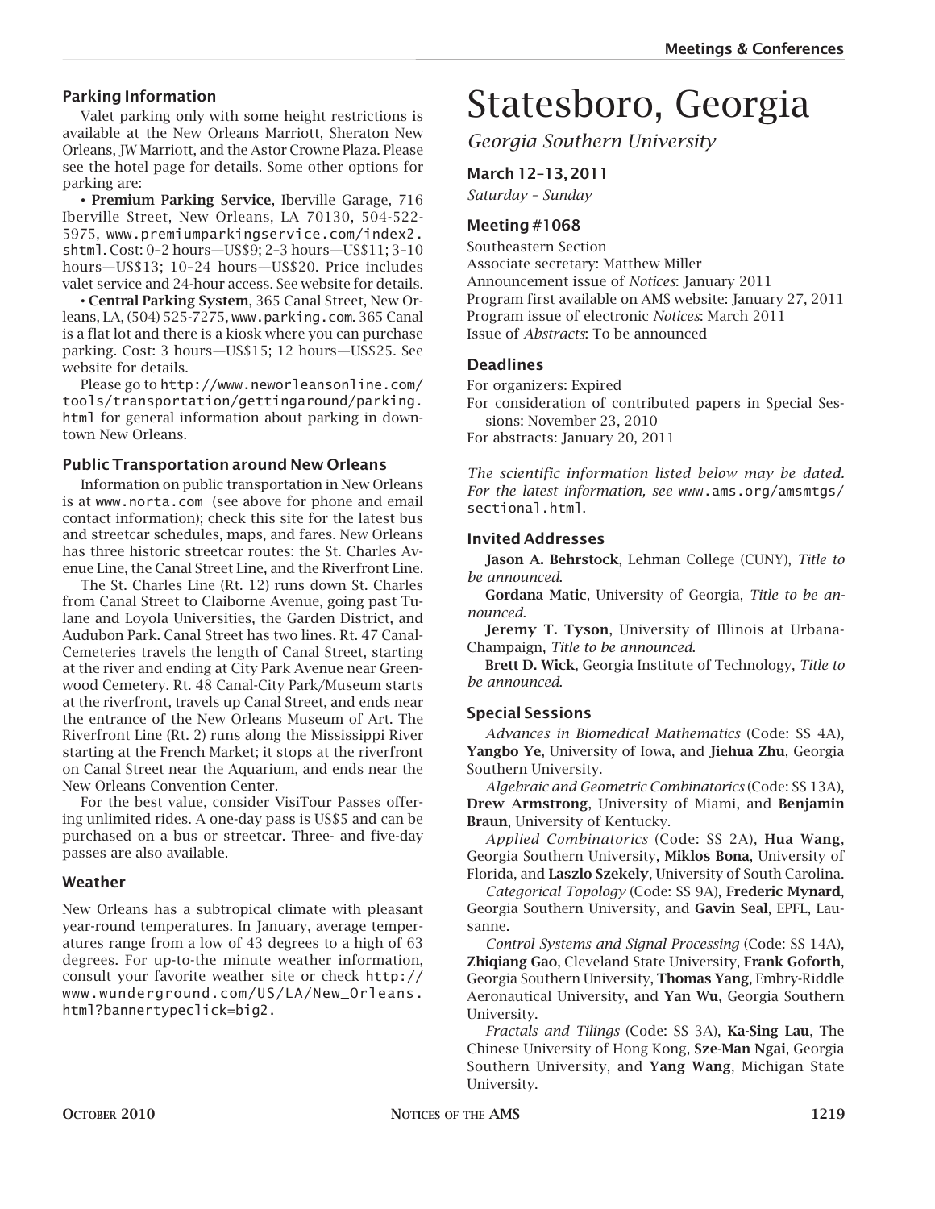### Parking Information

Valet parking only with some height restrictions is available at the New Orleans Marriott, Sheraton New Orleans, JW Marriott, and the Astor Crowne Plaza. Please see the hotel page for details. Some other options for parking are:

• **Premium Parking Service**, Iberville Garage, 716 Iberville Street, New Orleans, LA 70130, 504-522-5975, www.premiumparkingservice.com/index2.shtml. Cost: 0–2 hours—US$9; 2–3 hours—US$11; 3–10 hours—US$13; 10–24 hours—US$20. Price includes valet service and 24-hour access. See website for details.

• **Central Parking System**, 365 Canal Street, New Orleans, LA, (504) 525-7275, www.parking.com. 365 Canal is a flat lot and there is a kiosk where you can purchase parking. Cost: 3 hours—US$15; 12 hours—US$25. See website for details.

Please go to http://www.neworleansonline.com/tools/transportation/gettingaround/parking.html for general information about parking in downtown New Orleans.

### Public Transportation around New Orleans

Information on public transportation in New Orleans is at www.norta.com (see above for phone and email contact information); check this site for the latest bus and streetcar schedules, maps, and fares. New Orleans has three historic streetcar routes: the St. Charles Avenue Line, the Canal Street Line, and the Riverfront Line.

The St. Charles Line (Rt. 12) runs down St. Charles from Canal Street to Claiborne Avenue, going past Tulane and Loyola Universities, the Garden District, and Audubon Park. Canal Street has two lines. Rt. 47 Canal-Cemeteries travels the length of Canal Street, starting at the river and ending at City Park Avenue near Greenwood Cemetery. Rt. 48 Canal-City Park/Museum starts at the riverfront, travels up Canal Street, and ends near the entrance of the New Orleans Museum of Art. The Riverfront Line (Rt. 2) runs along the Mississippi River starting at the French Market; it stops at the riverfront on Canal Street near the Aquarium, and ends near the New Orleans Convention Center.

For the best value, consider VisiTour Passes offering unlimited rides. A one-day pass is US$5 and can be purchased on a bus or streetcar. Three- and five-day passes are also available.

### Weather

New Orleans has a subtropical climate with pleasant year-round temperatures. In January, average temperatures range from a low of 43 degrees to a high of 63 degrees. For up-to-the minute weather information, consult your favorite weather site or check http://www.wunderground.com/US/LA/New_Orleans.html?bannertypeclick=big2.

# Statesboro, Georgia

*Georgia Southern University*

### March 12–13, 2011

*Saturday – Sunday*

### Meeting #1068

Southeastern Section
Associate secretary: Matthew Miller
Announcement issue of *Notices*: January 2011
Program first available on AMS website: January 27, 2011
Program issue of electronic *Notices*: March 2011
Issue of *Abstracts*: To be announced

### Deadlines

For organizers: Expired
For consideration of contributed papers in Special Sessions: November 23, 2010
For abstracts: January 20, 2011

*The scientific information listed below may be dated. For the latest information, see* www.ams.org/amsmtgs/sectional.html.

### Invited Addresses

**Jason A. Behrstock**, Lehman College (CUNY), *Title to be announced*.

**Gordana Matic**, University of Georgia, *Title to be announced*.

**Jeremy T. Tyson**, University of Illinois at Urbana-Champaign, *Title to be announced*.

**Brett D. Wick**, Georgia Institute of Technology, *Title to be announced*.

### Special Sessions

*Advances in Biomedical Mathematics* (Code: SS 4A), **Yangbo Ye**, University of Iowa, and **Jiehua Zhu**, Georgia Southern University.

*Algebraic and Geometric Combinatorics* (Code: SS 13A), **Drew Armstrong**, University of Miami, and **Benjamin Braun**, University of Kentucky.

*Applied Combinatorics* (Code: SS 2A), **Hua Wang**, Georgia Southern University, **Miklos Bona**, University of Florida, and **Laszlo Szekely**, University of South Carolina.

*Categorical Topology* (Code: SS 9A), **Frederic Mynard**, Georgia Southern University, and **Gavin Seal**, EPFL, Lausanne.

*Control Systems and Signal Processing* (Code: SS 14A), **Zhiqiang Gao**, Cleveland State University, **Frank Goforth**, Georgia Southern University, **Thomas Yang**, Embry-Riddle Aeronautical University, and **Yan Wu**, Georgia Southern University.

*Fractals and Tilings* (Code: SS 3A), **Ka-Sing Lau**, The Chinese University of Hong Kong, **Sze-Man Ngai**, Georgia Southern University, and **Yang Wang**, Michigan State University.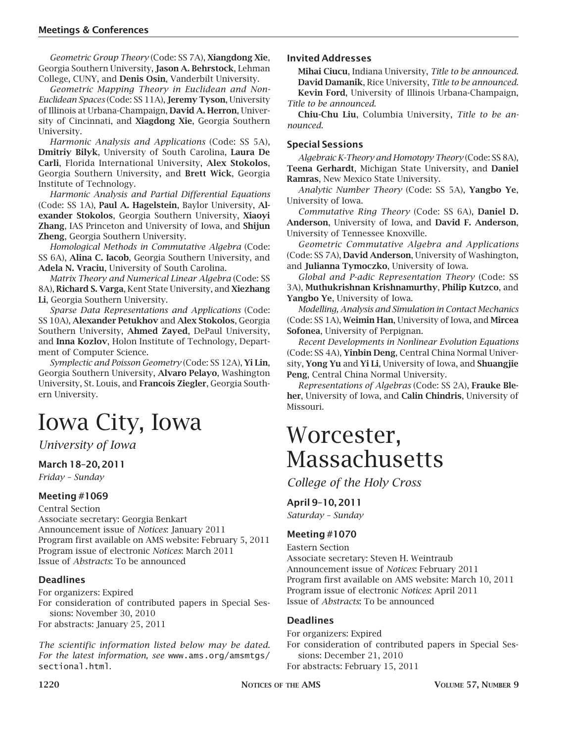*Geometric Group Theory* (Code: SS 7A), **Xiangdong Xie**, Georgia Southern University, **Jason A. Behrstock**, Lehman College, CUNY, and **Denis Osin**, Vanderbilt University.

*Geometric Mapping Theory in Euclidean and Non-Euclidean Spaces* (Code: SS 11A), **Jeremy Tyson**, University of Illinois at Urbana-Champaign, **David A. Herron**, University of Cincinnati, and **Xiagdong Xie**, Georgia Southern University.

*Harmonic Analysis and Applications* (Code: SS 5A), **Dmitriy Bilyk**, University of South Carolina, **Laura De Carli**, Florida International University, **Alex Stokolos**, Georgia Southern University, and **Brett Wick**, Georgia Institute of Technology.

*Harmonic Analysis and Partial Differential Equations* (Code: SS 1A), **Paul A. Hagelstein**, Baylor University, **Alexander Stokolos**, Georgia Southern University, **Xiaoyi Zhang**, IAS Princeton and University of Iowa, and **Shijun Zheng**, Georgia Southern University.

*Homological Methods in Commutative Algebra* (Code: SS 6A), **Alina C. Iacob**, Georgia Southern University, and **Adela N. Vraciu**, University of South Carolina.

*Matrix Theory and Numerical Linear Algebra* (Code: SS 8A), **Richard S. Varga**, Kent State University, and **Xiezhang Li**, Georgia Southern University.

*Sparse Data Representations and Applications* (Code: SS 10A), **Alexander Petukhov** and **Alex Stokolos**, Georgia Southern University, **Ahmed Zayed**, DePaul University, and **Inna Kozlov**, Holon Institute of Technology, Department of Computer Science.

*Symplectic and Poisson Geometry* (Code: SS 12A), **Yi Lin**, Georgia Southern University, **Alvaro Pelayo**, Washington University, St. Louis, and **Francois Ziegler**, Georgia Southern University.

# Iowa City, Iowa

*University of Iowa*

### March 18–20, 2011

*Friday – Sunday*

### Meeting #1069

Central Section
Associate secretary: Georgia Benkart
Announcement issue of *Notices*: January 2011
Program first available on AMS website: February 5, 2011
Program issue of electronic *Notices*: March 2011
Issue of *Abstracts*: To be announced

### Deadlines

For organizers: Expired
For consideration of contributed papers in Special Sessions: November 30, 2010
For abstracts: January 25, 2011

*The scientific information listed below may be dated. For the latest information, see* www.ams.org/amsmtgs/sectional.html.

### Invited Addresses

**Mihai Ciucu**, Indiana University, *Title to be announced.*

**David Damanik**, Rice University, *Title to be announced.*

**Kevin Ford**, University of Illinois Urbana-Champaign, *Title to be announced.*

**Chiu-Chu Liu**, Columbia University, *Title to be announced.*

### Special Sessions

*Algebraic K-Theory and Homotopy Theory* (Code: SS 8A), **Teena Gerhardt**, Michigan State University, and **Daniel Ramras**, New Mexico State University.

*Analytic Number Theory* (Code: SS 5A), **Yangbo Ye**, University of Iowa.

*Commutative Ring Theory* (Code: SS 6A), **Daniel D. Anderson**, University of Iowa, and **David F. Anderson**, University of Tennessee Knoxville.

*Geometric Commutative Algebra and Applications* (Code: SS 7A), **David Anderson**, University of Washington, and **Julianna Tymoczko**, University of Iowa.

*Global and P-adic Representation Theory* (Code: SS 3A), **Muthukrishnan Krishnamurthy**, **Philip Kutzco**, and **Yangbo Ye**, University of Iowa.

*Modelling, Analysis and Simulation in Contact Mechanics* (Code: SS 1A), **Weimin Han**, University of Iowa, and **Mircea Sofonea**, University of Perpignan.

*Recent Developments in Nonlinear Evolution Equations* (Code: SS 4A), **Yinbin Deng**, Central China Normal University, **Yong Yu** and **Yi Li**, University of Iowa, and **Shuangjie Peng**, Central China Normal University.

*Representations of Algebras* (Code: SS 2A), **Frauke Bleher**, University of Iowa, and **Calin Chindris**, University of Missouri.

# Worcester, Massachusetts

*College of the Holy Cross*

### April 9–10, 2011

*Saturday – Sunday*

### Meeting #1070

Eastern Section
Associate secretary: Steven H. Weintraub
Announcement issue of *Notices*: February 2011
Program first available on AMS website: March 10, 2011
Program issue of electronic *Notices*: April 2011
Issue of *Abstracts*: To be announced

### Deadlines

For organizers: Expired
For consideration of contributed papers in Special Sessions: December 21, 2010
For abstracts: February 15, 2011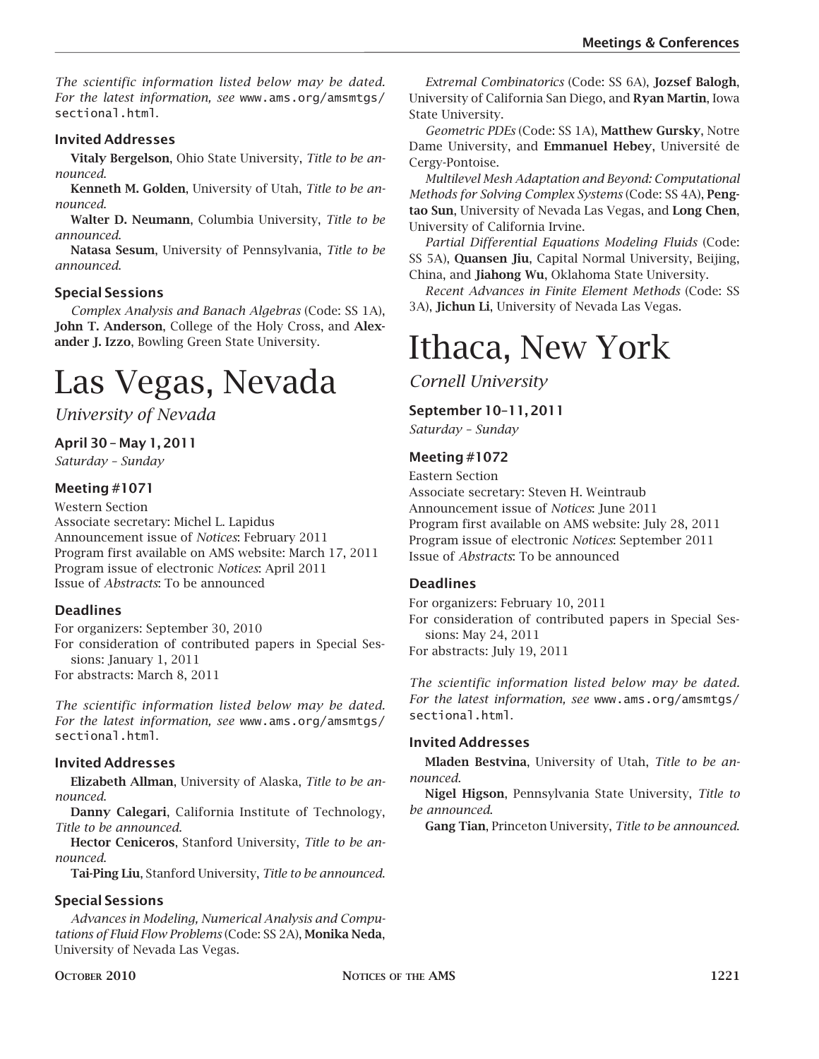*The scientific information listed below may be dated. For the latest information, see* www.ams.org/amsmtgs/sectional.html.

### Invited Addresses

**Vitaly Bergelson**, Ohio State University, *Title to be announced.*

**Kenneth M. Golden**, University of Utah, *Title to be announced.*

**Walter D. Neumann**, Columbia University, *Title to be announced.*

**Natasa Sesum**, University of Pennsylvania, *Title to be announced.*

### Special Sessions

*Complex Analysis and Banach Algebras* (Code: SS 1A), **John T. Anderson**, College of the Holy Cross, and **Alexander J. Izzo**, Bowling Green State University.

# Las Vegas, Nevada

*University of Nevada*

### April 30 – May 1, 2011

*Saturday – Sunday*

### Meeting #1071

Western Section
Associate secretary: Michel L. Lapidus
Announcement issue of *Notices*: February 2011
Program first available on AMS website: March 17, 2011
Program issue of electronic *Notices*: April 2011
Issue of *Abstracts*: To be announced

### Deadlines

For organizers: September 30, 2010
For consideration of contributed papers in Special Sessions: January 1, 2011
For abstracts: March 8, 2011

*The scientific information listed below may be dated. For the latest information, see* www.ams.org/amsmtgs/sectional.html.

### Invited Addresses

**Elizabeth Allman**, University of Alaska, *Title to be announced.*

**Danny Calegari**, California Institute of Technology, *Title to be announced.*

**Hector Ceniceros**, Stanford University, *Title to be announced.*

**Tai-Ping Liu**, Stanford University, *Title to be announced.*

### Special Sessions

*Advances in Modeling, Numerical Analysis and Computations of Fluid Flow Problems* (Code: SS 2A), **Monika Neda**, University of Nevada Las Vegas.

*Extremal Combinatorics* (Code: SS 6A), **Jozsef Balogh**, University of California San Diego, and **Ryan Martin**, Iowa State University.

*Geometric PDEs* (Code: SS 1A), **Matthew Gursky**, Notre Dame University, and **Emmanuel Hebey**, Université de Cergy-Pontoise.

*Multilevel Mesh Adaptation and Beyond: Computational Methods for Solving Complex Systems* (Code: SS 4A), **Pengtao Sun**, University of Nevada Las Vegas, and **Long Chen**, University of California Irvine.

*Partial Differential Equations Modeling Fluids* (Code: SS 5A), **Quansen Jiu**, Capital Normal University, Beijing, China, and **Jiahong Wu**, Oklahoma State University.

*Recent Advances in Finite Element Methods* (Code: SS 3A), **Jichun Li**, University of Nevada Las Vegas.

# Ithaca, New York

*Cornell University*

### September 10–11, 2011

*Saturday – Sunday*

### Meeting #1072

Eastern Section
Associate secretary: Steven H. Weintraub
Announcement issue of *Notices*: June 2011
Program first available on AMS website: July 28, 2011
Program issue of electronic *Notices*: September 2011
Issue of *Abstracts*: To be announced

### Deadlines

For organizers: February 10, 2011
For consideration of contributed papers in Special Sessions: May 24, 2011
For abstracts: July 19, 2011

*The scientific information listed below may be dated. For the latest information, see* www.ams.org/amsmtgs/sectional.html.

### Invited Addresses

**Mladen Bestvina**, University of Utah, *Title to be announced.*

**Nigel Higson**, Pennsylvania State University, *Title to be announced.*

**Gang Tian**, Princeton University, *Title to be announced.*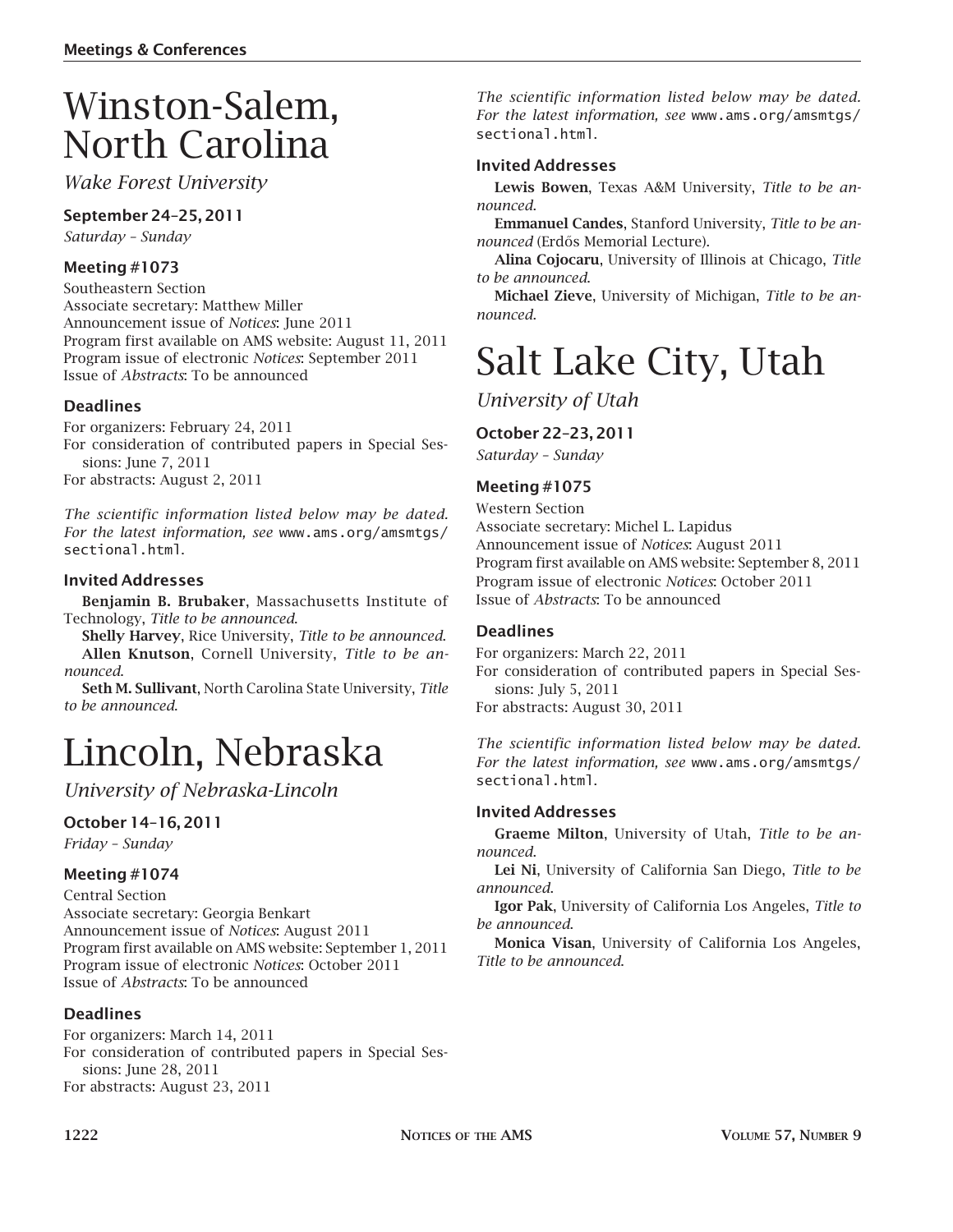# Winston-Salem, North Carolina

*Wake Forest University*

### September 24–25, 2011

*Saturday – Sunday*

### Meeting #1073

Southeastern Section
Associate secretary: Matthew Miller
Announcement issue of *Notices*: June 2011
Program first available on AMS website: August 11, 2011
Program issue of electronic *Notices*: September 2011
Issue of *Abstracts*: To be announced

### Deadlines

For organizers: February 24, 2011
For consideration of contributed papers in Special Sessions: June 7, 2011
For abstracts: August 2, 2011

*The scientific information listed below may be dated. For the latest information, see* www.ams.org/amsmtgs/sectional.html.

### Invited Addresses

**Benjamin B. Brubaker**, Massachusetts Institute of Technology, *Title to be announced*.

**Shelly Harvey**, Rice University, *Title to be announced*.

**Allen Knutson**, Cornell University, *Title to be announced*.

**Seth M. Sullivant**, North Carolina State University, *Title to be announced*.

# Lincoln, Nebraska

*University of Nebraska-Lincoln*

### October 14–16, 2011

*Friday – Sunday*

### Meeting #1074

Central Section
Associate secretary: Georgia Benkart
Announcement issue of *Notices*: August 2011
Program first available on AMS website: September 1, 2011
Program issue of electronic *Notices*: October 2011
Issue of *Abstracts*: To be announced

### Deadlines

For organizers: March 14, 2011
For consideration of contributed papers in Special Sessions: June 28, 2011
For abstracts: August 23, 2011

*The scientific information listed below may be dated. For the latest information, see* www.ams.org/amsmtgs/sectional.html.

### Invited Addresses

**Lewis Bowen**, Texas A&M University, *Title to be announced*.

**Emmanuel Candes**, Stanford University, *Title to be announced* (Erdős Memorial Lecture).

**Alina Cojocaru**, University of Illinois at Chicago, *Title to be announced*.

**Michael Zieve**, University of Michigan, *Title to be announced*.

# Salt Lake City, Utah

*University of Utah*

### October 22–23, 2011

*Saturday – Sunday*

### Meeting #1075

Western Section
Associate secretary: Michel L. Lapidus
Announcement issue of *Notices*: August 2011
Program first available on AMS website: September 8, 2011
Program issue of electronic *Notices*: October 2011
Issue of *Abstracts*: To be announced

### Deadlines

For organizers: March 22, 2011
For consideration of contributed papers in Special Sessions: July 5, 2011
For abstracts: August 30, 2011

*The scientific information listed below may be dated. For the latest information, see* www.ams.org/amsmtgs/sectional.html.

### Invited Addresses

**Graeme Milton**, University of Utah, *Title to be announced*.

**Lei Ni**, University of California San Diego, *Title to be announced*.

**Igor Pak**, University of California Los Angeles, *Title to be announced*.

**Monica Visan**, University of California Los Angeles, *Title to be announced*.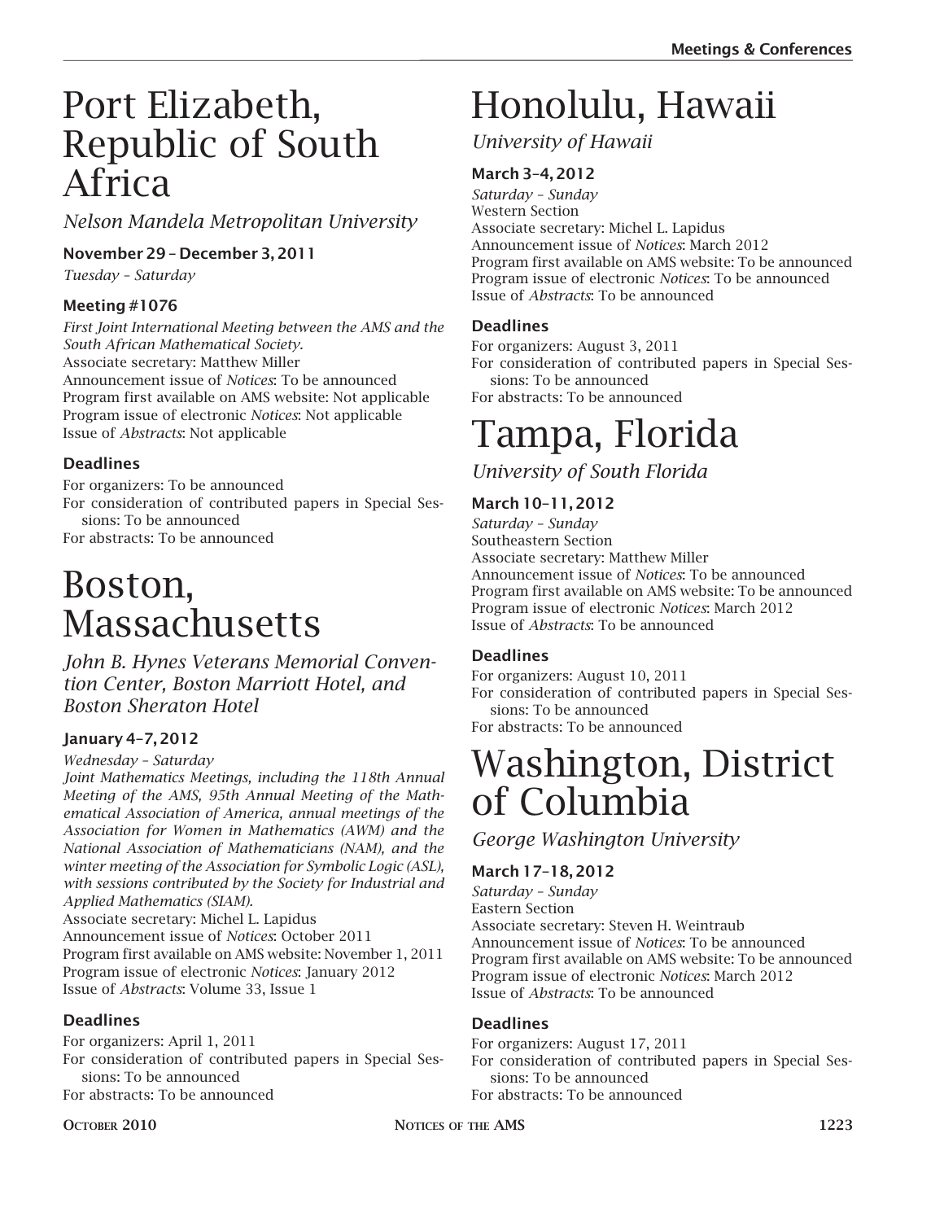# Port Elizabeth, Republic of South Africa

*Nelson Mandela Metropolitan University*

### November 29 – December 3, 2011

*Tuesday – Saturday*

### Meeting #1076

*First Joint International Meeting between the AMS and the South African Mathematical Society.*
Associate secretary: Matthew Miller
Announcement issue of *Notices*: To be announced
Program first available on AMS website: Not applicable
Program issue of electronic *Notices*: Not applicable
Issue of *Abstracts*: Not applicable

### Deadlines

For organizers: To be announced
For consideration of contributed papers in Special Sessions: To be announced
For abstracts: To be announced

# Boston, Massachusetts

*John B. Hynes Veterans Memorial Convention Center, Boston Marriott Hotel, and Boston Sheraton Hotel*

### January 4–7, 2012

*Wednesday – Saturday*

*Joint Mathematics Meetings, including the 118th Annual Meeting of the AMS, 95th Annual Meeting of the Mathematical Association of America, annual meetings of the Association for Women in Mathematics (AWM) and the National Association of Mathematicians (NAM), and the winter meeting of the Association for Symbolic Logic (ASL), with sessions contributed by the Society for Industrial and Applied Mathematics (SIAM).*
Associate secretary: Michel L. Lapidus
Announcement issue of *Notices*: October 2011
Program first available on AMS website: November 1, 2011
Program issue of electronic *Notices*: January 2012
Issue of *Abstracts*: Volume 33, Issue 1

### Deadlines

For organizers: April 1, 2011
For consideration of contributed papers in Special Sessions: To be announced
For abstracts: To be announced

# Honolulu, Hawaii

*University of Hawaii*

### March 3–4, 2012

*Saturday – Sunday*
Western Section
Associate secretary: Michel L. Lapidus
Announcement issue of *Notices*: March 2012
Program first available on AMS website: To be announced
Program issue of electronic *Notices*: To be announced
Issue of *Abstracts*: To be announced

### Deadlines

For organizers: August 3, 2011
For consideration of contributed papers in Special Sessions: To be announced
For abstracts: To be announced

# Tampa, Florida

*University of South Florida*

### March 10–11, 2012

*Saturday – Sunday*
Southeastern Section
Associate secretary: Matthew Miller
Announcement issue of *Notices*: To be announced
Program first available on AMS website: To be announced
Program issue of electronic *Notices*: March 2012
Issue of *Abstracts*: To be announced

### Deadlines

For organizers: August 10, 2011
For consideration of contributed papers in Special Sessions: To be announced
For abstracts: To be announced

# Washington, District of Columbia

*George Washington University*

### March 17–18, 2012

*Saturday – Sunday*
Eastern Section
Associate secretary: Steven H. Weintraub
Announcement issue of *Notices*: To be announced
Program first available on AMS website: To be announced
Program issue of electronic *Notices*: March 2012
Issue of *Abstracts*: To be announced

### Deadlines

For organizers: August 17, 2011
For consideration of contributed papers in Special Sessions: To be announced
For abstracts: To be announced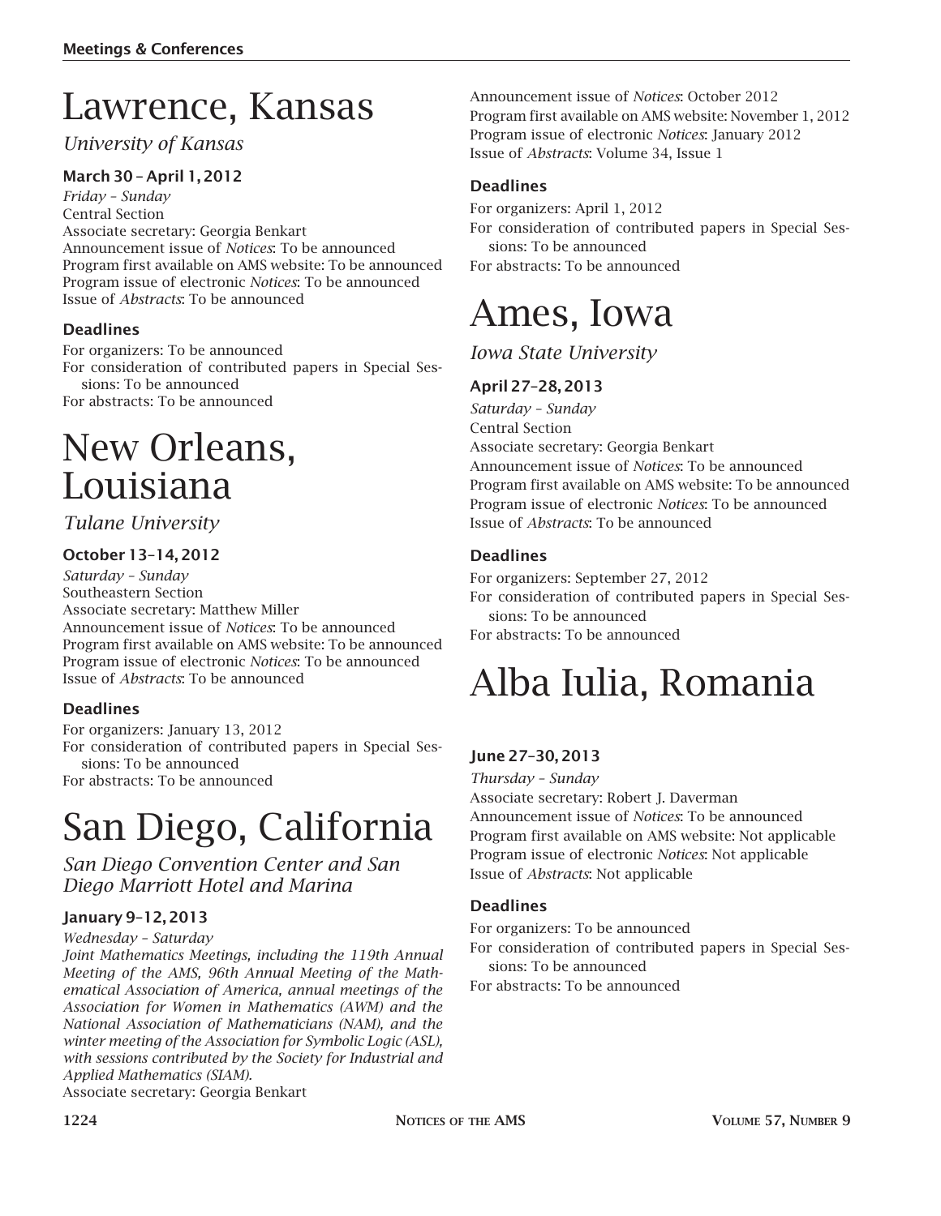# Lawrence, Kansas

*University of Kansas*

### March 30 – April 1, 2012

*Friday – Sunday*
Central Section
Associate secretary: Georgia Benkart
Announcement issue of *Notices*: To be announced
Program first available on AMS website: To be announced
Program issue of electronic *Notices*: To be announced
Issue of *Abstracts*: To be announced

### Deadlines

For organizers: To be announced
For consideration of contributed papers in Special Sessions: To be announced
For abstracts: To be announced

# New Orleans, Louisiana

*Tulane University*

### October 13–14, 2012

*Saturday – Sunday*
Southeastern Section
Associate secretary: Matthew Miller
Announcement issue of *Notices*: To be announced
Program first available on AMS website: To be announced
Program issue of electronic *Notices*: To be announced
Issue of *Abstracts*: To be announced

### Deadlines

For organizers: January 13, 2012
For consideration of contributed papers in Special Sessions: To be announced
For abstracts: To be announced

# San Diego, California

*San Diego Convention Center and San Diego Marriott Hotel and Marina*

### January 9–12, 2013

*Wednesday – Saturday*
*Joint Mathematics Meetings, including the 119th Annual Meeting of the AMS, 96th Annual Meeting of the Mathematical Association of America, annual meetings of the Association for Women in Mathematics (AWM) and the National Association of Mathematicians (NAM), and the winter meeting of the Association for Symbolic Logic (ASL), with sessions contributed by the Society for Industrial and Applied Mathematics (SIAM).*
Associate secretary: Georgia Benkart
Announcement issue of *Notices*: October 2012
Program first available on AMS website: November 1, 2012
Program issue of electronic *Notices*: January 2012
Issue of *Abstracts*: Volume 34, Issue 1

### Deadlines

For organizers: April 1, 2012
For consideration of contributed papers in Special Sessions: To be announced
For abstracts: To be announced

# Ames, Iowa

*Iowa State University*

### April 27–28, 2013

*Saturday – Sunday*
Central Section
Associate secretary: Georgia Benkart
Announcement issue of *Notices*: To be announced
Program first available on AMS website: To be announced
Program issue of electronic *Notices*: To be announced
Issue of *Abstracts*: To be announced

### Deadlines

For organizers: September 27, 2012
For consideration of contributed papers in Special Sessions: To be announced
For abstracts: To be announced

# Alba Iulia, Romania

### June 27–30, 2013

*Thursday – Sunday*
Associate secretary: Robert J. Daverman
Announcement issue of *Notices*: To be announced
Program first available on AMS website: Not applicable
Program issue of electronic *Notices*: Not applicable
Issue of *Abstracts*: Not applicable

### Deadlines

For organizers: To be announced
For consideration of contributed papers in Special Sessions: To be announced
For abstracts: To be announced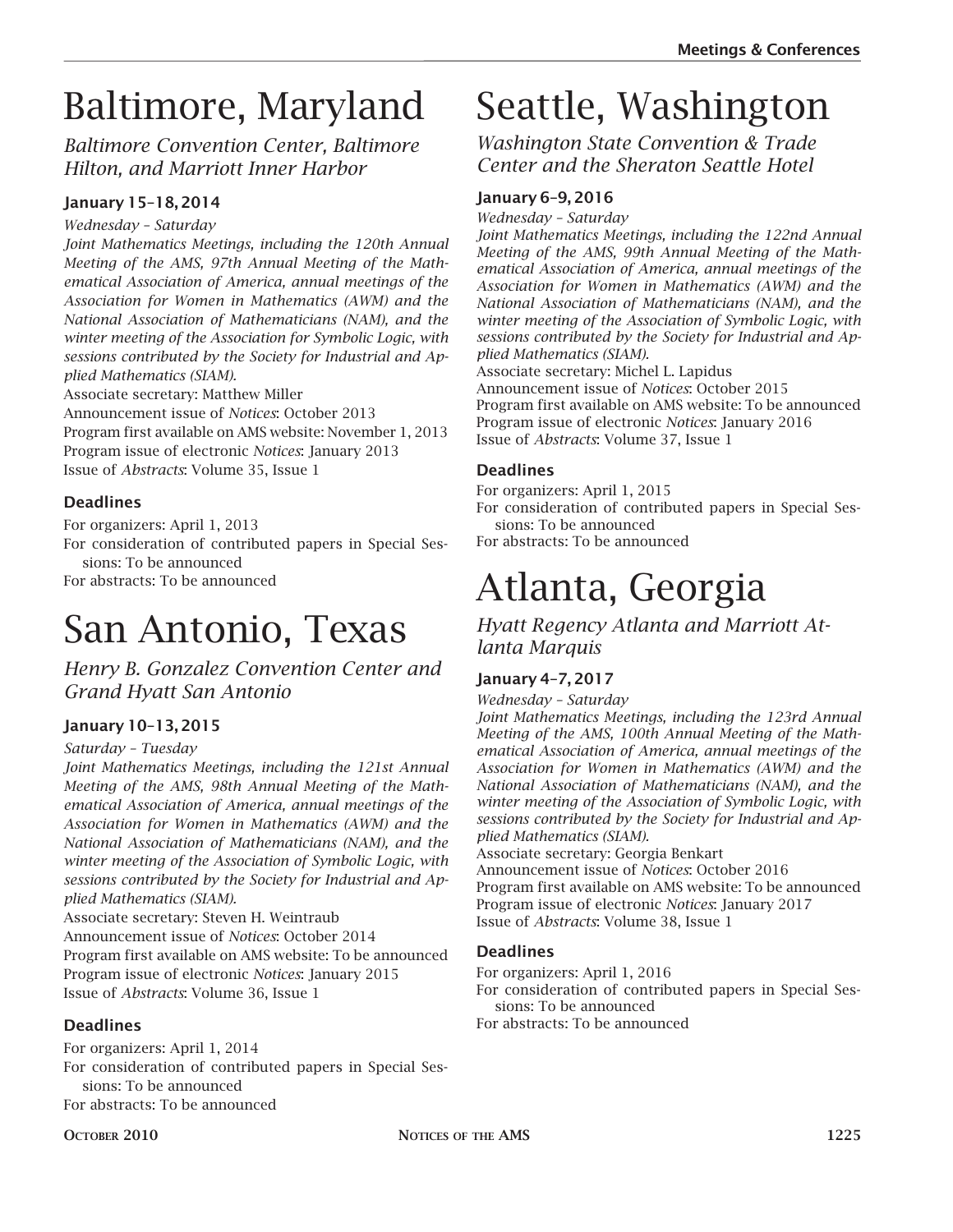# Baltimore, Maryland

*Baltimore Convention Center, Baltimore Hilton, and Marriott Inner Harbor*

### January 15–18, 2014

*Wednesday – Saturday*

*Joint Mathematics Meetings, including the 120th Annual Meeting of the AMS, 97th Annual Meeting of the Mathematical Association of America, annual meetings of the Association for Women in Mathematics (AWM) and the National Association of Mathematicians (NAM), and the winter meeting of the Association for Symbolic Logic, with sessions contributed by the Society for Industrial and Applied Mathematics (SIAM).*

Associate secretary: Matthew Miller
Announcement issue of *Notices*: October 2013
Program first available on AMS website: November 1, 2013
Program issue of electronic *Notices*: January 2013
Issue of *Abstracts*: Volume 35, Issue 1

### Deadlines

For organizers: April 1, 2013
For consideration of contributed papers in Special Sessions: To be announced
For abstracts: To be announced

# San Antonio, Texas

*Henry B. Gonzalez Convention Center and Grand Hyatt San Antonio*

### January 10–13, 2015

*Saturday – Tuesday*

*Joint Mathematics Meetings, including the 121st Annual Meeting of the AMS, 98th Annual Meeting of the Mathematical Association of America, annual meetings of the Association for Women in Mathematics (AWM) and the National Association of Mathematicians (NAM), and the winter meeting of the Association of Symbolic Logic, with sessions contributed by the Society for Industrial and Applied Mathematics (SIAM).*

Associate secretary: Steven H. Weintraub
Announcement issue of *Notices*: October 2014
Program first available on AMS website: To be announced
Program issue of electronic *Notices*: January 2015
Issue of *Abstracts*: Volume 36, Issue 1

### Deadlines

For organizers: April 1, 2014
For consideration of contributed papers in Special Sessions: To be announced
For abstracts: To be announced

# Seattle, Washington

*Washington State Convention & Trade Center and the Sheraton Seattle Hotel*

### January 6–9, 2016

*Wednesday – Saturday*

*Joint Mathematics Meetings, including the 122nd Annual Meeting of the AMS, 99th Annual Meeting of the Mathematical Association of America, annual meetings of the Association for Women in Mathematics (AWM) and the National Association of Mathematicians (NAM), and the winter meeting of the Association of Symbolic Logic, with sessions contributed by the Society for Industrial and Applied Mathematics (SIAM).*

Associate secretary: Michel L. Lapidus
Announcement issue of *Notices*: October 2015
Program first available on AMS website: To be announced
Program issue of electronic *Notices*: January 2016
Issue of *Abstracts*: Volume 37, Issue 1

### Deadlines

For organizers: April 1, 2015
For consideration of contributed papers in Special Sessions: To be announced
For abstracts: To be announced

# Atlanta, Georgia

*Hyatt Regency Atlanta and Marriott Atlanta Marquis*

### January 4–7, 2017

*Wednesday – Saturday*

*Joint Mathematics Meetings, including the 123rd Annual Meeting of the AMS, 100th Annual Meeting of the Mathematical Association of America, annual meetings of the Association for Women in Mathematics (AWM) and the National Association of Mathematicians (NAM), and the winter meeting of the Association of Symbolic Logic, with sessions contributed by the Society for Industrial and Applied Mathematics (SIAM).*

Associate secretary: Georgia Benkart
Announcement issue of *Notices*: October 2016
Program first available on AMS website: To be announced
Program issue of electronic *Notices*: January 2017
Issue of *Abstracts*: Volume 38, Issue 1

### Deadlines

For organizers: April 1, 2016
For consideration of contributed papers in Special Sessions: To be announced
For abstracts: To be announced